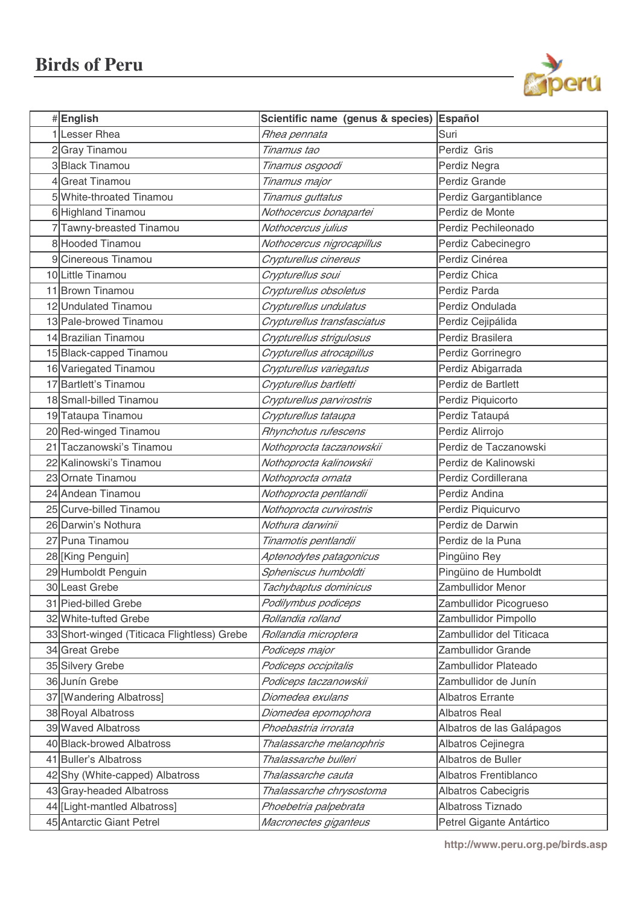# Birds of Peru

| # | English | Scientific name (genus & species) | Español |
|---|---|---|---|
| 1 | Lesser Rhea | *Rhea pennata* | Suri |
| 2 | Gray Tinamou | *Tinamus tao* | Perdiz Gris |
| 3 | Black Tinamou | *Tinamus osgoodi* | Perdiz Negra |
| 4 | Great Tinamou | *Tinamus major* | Perdiz Grande |
| 5 | White-throated Tinamou | *Tinamus guttatus* | Perdiz Gargantiblance |
| 6 | Highland Tinamou | *Nothocercus bonapartei* | Perdiz de Monte |
| 7 | Tawny-breasted Tinamou | *Nothocercus julius* | Perdiz Pechileonado |
| 8 | Hooded Tinamou | *Nothocercus nigrocapillus* | Perdiz Cabecinegro |
| 9 | Cinereous Tinamou | *Crypturellus cinereus* | Perdiz Cinérea |
| 10 | Little Tinamou | *Crypturellus soui* | Perdiz Chica |
| 11 | Brown Tinamou | *Crypturellus obsoletus* | Perdiz Parda |
| 12 | Undulated Tinamou | *Crypturellus undulatus* | Perdiz Ondulada |
| 13 | Pale-browed Tinamou | *Crypturellus transfasciatus* | Perdiz Cejipálida |
| 14 | Brazilian Tinamou | *Crypturellus strigulosus* | Perdiz Brasilera |
| 15 | Black-capped Tinamou | *Crypturellus atrocapillus* | Perdiz Gorrinegro |
| 16 | Variegated Tinamou | *Crypturellus variegatus* | Perdiz Abigarrada |
| 17 | Bartlett's Tinamou | *Crypturellus bartletti* | Perdiz de Bartlett |
| 18 | Small-billed Tinamou | *Crypturellus parvirostris* | Perdiz Piquicorto |
| 19 | Tataupa Tinamou | *Crypturellus tataupa* | Perdiz Tataupá |
| 20 | Red-winged Tinamou | *Rhynchotus rufescens* | Perdiz Alirrojo |
| 21 | Taczanowski's Tinamou | *Nothoprocta taczanowskii* | Perdiz de Taczanowski |
| 22 | Kalinowski's Tinamou | *Nothoprocta kalinowskii* | Perdiz de Kalinowski |
| 23 | Ornate Tinamou | *Nothoprocta ornata* | Perdiz Cordillerana |
| 24 | Andean Tinamou | *Nothoprocta pentlandii* | Perdiz Andina |
| 25 | Curve-billed Tinamou | *Nothoprocta curvirostris* | Perdiz Piquicurvo |
| 26 | Darwin's Nothura | *Nothura darwinii* | Perdiz de Darwin |
| 27 | Puna Tinamou | *Tinamotis pentlandii* | Perdiz de la Puna |
| 28 | [King Penguin] | *Aptenodytes patagonicus* | Pingüino Rey |
| 29 | Humboldt Penguin | *Spheniscus humboldti* | Pingüino de Humboldt |
| 30 | Least Grebe | *Tachybaptus dominicus* | Zambullidor Menor |
| 31 | Pied-billed Grebe | *Podilymbus podiceps* | Zambullidor Picogrueso |
| 32 | White-tufted Grebe | *Rollandia rolland* | Zambullidor Pimpollo |
| 33 | Short-winged (Titicaca Flightless) Grebe | *Rollandia microptera* | Zambullidor del Titicaca |
| 34 | Great Grebe | *Podiceps major* | Zambullidor Grande |
| 35 | Silvery Grebe | *Podiceps occipitalis* | Zambullidor Plateado |
| 36 | Junín Grebe | *Podiceps taczanowskii* | Zambullidor de Junín |
| 37 | [Wandering Albatross] | *Diomedea exulans* | Albatros Errante |
| 38 | Royal Albatross | *Diomedea epomophora* | Albatros Real |
| 39 | Waved Albatross | *Phoebastria irrorata* | Albatros de las Galápagos |
| 40 | Black-browed Albatross | *Thalassarche melanophris* | Albatros Cejinegra |
| 41 | Buller's Albatross | *Thalassarche bulleri* | Albatros de Buller |
| 42 | Shy (White-capped) Albatross | *Thalassarche cauta* | Albatros Frentiblanco |
| 43 | Gray-headed Albatross | *Thalassarche chrysostoma* | Albatros Cabecigris |
| 44 | [Light-mantled Albatross] | *Phoebetria palpebrata* | Albatross Tiznado |
| 45 | Antarctic Giant Petrel | *Macronectes giganteus* | Petrel Gigante Antártico |

http://www.peru.org.pe/birds.asp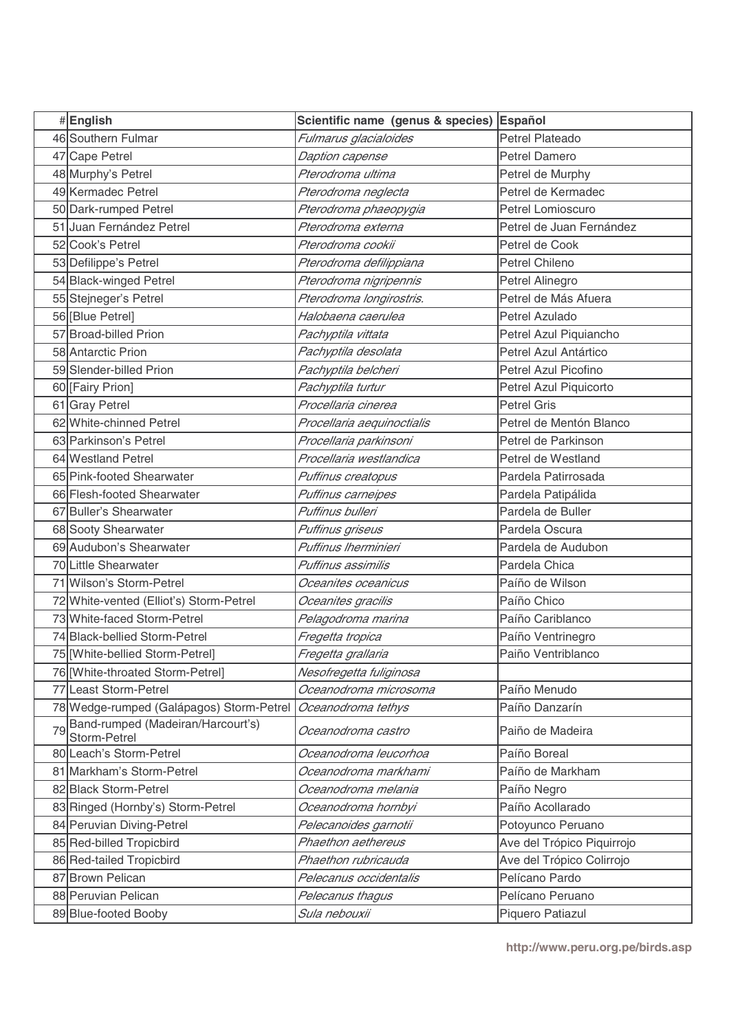| # | English | Scientific name (genus & species) | Español |
|---|---|---|---|
| 46 | Southern Fulmar | *Fulmarus glacialoides* | Petrel Plateado |
| 47 | Cape Petrel | *Daption capense* | Petrel Damero |
| 48 | Murphy's Petrel | *Pterodroma ultima* | Petrel de Murphy |
| 49 | Kermadec Petrel | *Pterodroma neglecta* | Petrel de Kermadec |
| 50 | Dark-rumped Petrel | *Pterodroma phaeopygia* | Petrel Lomioscuro |
| 51 | Juan Fernández Petrel | *Pterodroma externa* | Petrel de Juan Fernández |
| 52 | Cook's Petrel | *Pterodroma cookii* | Petrel de Cook |
| 53 | Defilippe's Petrel | *Pterodroma defilippiana* | Petrel Chileno |
| 54 | Black-winged Petrel | *Pterodroma nigripennis* | Petrel Alinegro |
| 55 | Stejneger's Petrel | *Pterodroma longirostris.* | Petrel de Más Afuera |
| 56 | [Blue Petrel] | *Halobaena caerulea* | Petrel Azulado |
| 57 | Broad-billed Prion | *Pachyptila vittata* | Petrel Azul Piquiancho |
| 58 | Antarctic Prion | *Pachyptila desolata* | Petrel Azul Antártico |
| 59 | Slender-billed Prion | *Pachyptila belcheri* | Petrel Azul Picofino |
| 60 | [Fairy Prion] | *Pachyptila turtur* | Petrel Azul Piquicorto |
| 61 | Gray Petrel | *Procellaria cinerea* | Petrel Gris |
| 62 | White-chinned Petrel | *Procellaria aequinoctialis* | Petrel de Mentón Blanco |
| 63 | Parkinson's Petrel | *Procellaria parkinsoni* | Petrel de Parkinson |
| 64 | Westland Petrel | *Procellaria westlandica* | Petrel de Westland |
| 65 | Pink-footed Shearwater | *Puffinus creatopus* | Pardela Patirrosada |
| 66 | Flesh-footed Shearwater | *Puffinus carneipes* | Pardela Patipálida |
| 67 | Buller's Shearwater | *Puffinus bulleri* | Pardela de Buller |
| 68 | Sooty Shearwater | *Puffinus griseus* | Pardela Oscura |
| 69 | Audubon's Shearwater | *Puffinus lherminieri* | Pardela de Audubon |
| 70 | Little Shearwater | *Puffinus assimilis* | Pardela Chica |
| 71 | Wilson's Storm-Petrel | *Oceanites oceanicus* | Paíño de Wilson |
| 72 | White-vented (Elliot's) Storm-Petrel | *Oceanites gracilis* | Paíño Chico |
| 73 | White-faced Storm-Petrel | *Pelagodroma marina* | Paíño Cariblanco |
| 74 | Black-bellied Storm-Petrel | *Fregetta tropica* | Paíño Ventrinegro |
| 75 | [White-bellied Storm-Petrel] | *Fregetta grallaria* | Paiño Ventriblanco |
| 76 | [White-throated Storm-Petrel] | *Nesofregetta fuliginosa* | |
| 77 | Least Storm-Petrel | *Oceanodroma microsoma* | Paíño Menudo |
| 78 | Wedge-rumped (Galápagos) Storm-Petrel | *Oceanodroma tethys* | Paíño Danzarín |
| 79 | Band-rumped (Madeiran/Harcourt's) Storm-Petrel | *Oceanodroma castro* | Paiño de Madeira |
| 80 | Leach's Storm-Petrel | *Oceanodroma leucorhoa* | Paíño Boreal |
| 81 | Markham's Storm-Petrel | *Oceanodroma markhami* | Paíño de Markham |
| 82 | Black Storm-Petrel | *Oceanodroma melania* | Paíño Negro |
| 83 | Ringed (Hornby's) Storm-Petrel | *Oceanodroma hornbyi* | Paíño Acollarado |
| 84 | Peruvian Diving-Petrel | *Pelecanoides garnotii* | Potoyunco Peruano |
| 85 | Red-billed Tropicbird | *Phaethon aethereus* | Ave del Trópico Piquirrojo |
| 86 | Red-tailed Tropicbird | *Phaethon rubricauda* | Ave del Trópico Colirrojo |
| 87 | Brown Pelican | *Pelecanus occidentalis* | Pelícano Pardo |
| 88 | Peruvian Pelican | *Pelecanus thagus* | Pelícano Peruano |
| 89 | Blue-footed Booby | *Sula nebouxii* | Piquero Patiazul |

http://www.peru.org.pe/birds.asp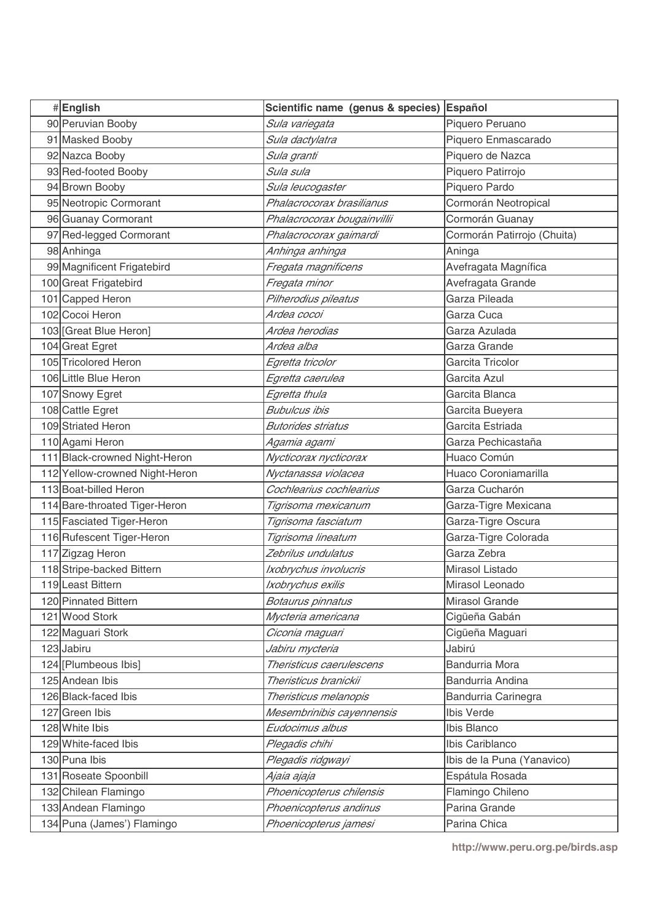| # | English | Scientific name (genus & species) | Español |
|---|---|---|---|
| 90 | Peruvian Booby | *Sula variegata* | Piquero Peruano |
| 91 | Masked Booby | *Sula dactylatra* | Piquero Enmascarado |
| 92 | Nazca Booby | *Sula granti* | Piquero de Nazca |
| 93 | Red-footed Booby | *Sula sula* | Piquero Patirrojo |
| 94 | Brown Booby | *Sula leucogaster* | Piquero Pardo |
| 95 | Neotropic Cormorant | *Phalacrocorax brasilianus* | Cormorán Neotropical |
| 96 | Guanay Cormorant | *Phalacrocorax bougainvillii* | Cormorán Guanay |
| 97 | Red-legged Cormorant | *Phalacrocorax gaimardi* | Cormorán Patirrojo (Chuita) |
| 98 | Anhinga | *Anhinga anhinga* | Aninga |
| 99 | Magnificent Frigatebird | *Fregata magnificens* | Avefragata Magnífica |
| 100 | Great Frigatebird | *Fregata minor* | Avefragata Grande |
| 101 | Capped Heron | *Pilherodius pileatus* | Garza Pileada |
| 102 | Cocoi Heron | *Ardea cocoi* | Garza Cuca |
| 103 | [Great Blue Heron] | *Ardea herodias* | Garza Azulada |
| 104 | Great Egret | *Ardea alba* | Garza Grande |
| 105 | Tricolored Heron | *Egretta tricolor* | Garcita Tricolor |
| 106 | Little Blue Heron | *Egretta caerulea* | Garcita Azul |
| 107 | Snowy Egret | *Egretta thula* | Garcita Blanca |
| 108 | Cattle Egret | *Bubulcus ibis* | Garcita Bueyera |
| 109 | Striated Heron | *Butorides striatus* | Garcita Estriada |
| 110 | Agami Heron | *Agamia agami* | Garza Pechicastaña |
| 111 | Black-crowned Night-Heron | *Nycticorax nycticorax* | Huaco Común |
| 112 | Yellow-crowned Night-Heron | *Nyctanassa violacea* | Huaco Coroniamarilla |
| 113 | Boat-billed Heron | *Cochlearius cochlearius* | Garza Cucharón |
| 114 | Bare-throated Tiger-Heron | *Tigrisoma mexicanum* | Garza-Tigre Mexicana |
| 115 | Fasciated Tiger-Heron | *Tigrisoma fasciatum* | Garza-Tigre Oscura |
| 116 | Rufescent Tiger-Heron | *Tigrisoma lineatum* | Garza-Tigre Colorada |
| 117 | Zigzag Heron | *Zebrilus undulatus* | Garza Zebra |
| 118 | Stripe-backed Bittern | *Ixobrychus involucris* | Mirasol Listado |
| 119 | Least Bittern | *Ixobrychus exilis* | Mirasol Leonado |
| 120 | Pinnated Bittern | *Botaurus pinnatus* | Mirasol Grande |
| 121 | Wood Stork | *Mycteria americana* | Cigüeña Gabán |
| 122 | Maguari Stork | *Ciconia maguari* | Cigüeña Maguari |
| 123 | Jabiru | *Jabiru mycteria* | Jabirú |
| 124 | [Plumbeous Ibis] | *Theristicus caerulescens* | Bandurria Mora |
| 125 | Andean Ibis | *Theristicus branickii* | Bandurria Andina |
| 126 | Black-faced Ibis | *Theristicus melanopis* | Bandurria Carinegra |
| 127 | Green Ibis | *Mesembrinibis cayennensis* | Ibis Verde |
| 128 | White Ibis | *Eudocimus albus* | Ibis Blanco |
| 129 | White-faced Ibis | *Plegadis chihi* | Ibis Cariblanco |
| 130 | Puna Ibis | *Plegadis ridgwayi* | Ibis de la Puna (Yanavico) |
| 131 | Roseate Spoonbill | *Ajaia ajaja* | Espátula Rosada |
| 132 | Chilean Flamingo | *Phoenicopterus chilensis* | Flamingo Chileno |
| 133 | Andean Flamingo | *Phoenicopterus andinus* | Parina Grande |
| 134 | Puna (James') Flamingo | *Phoenicopterus jamesi* | Parina Chica |

http://www.peru.org.pe/birds.asp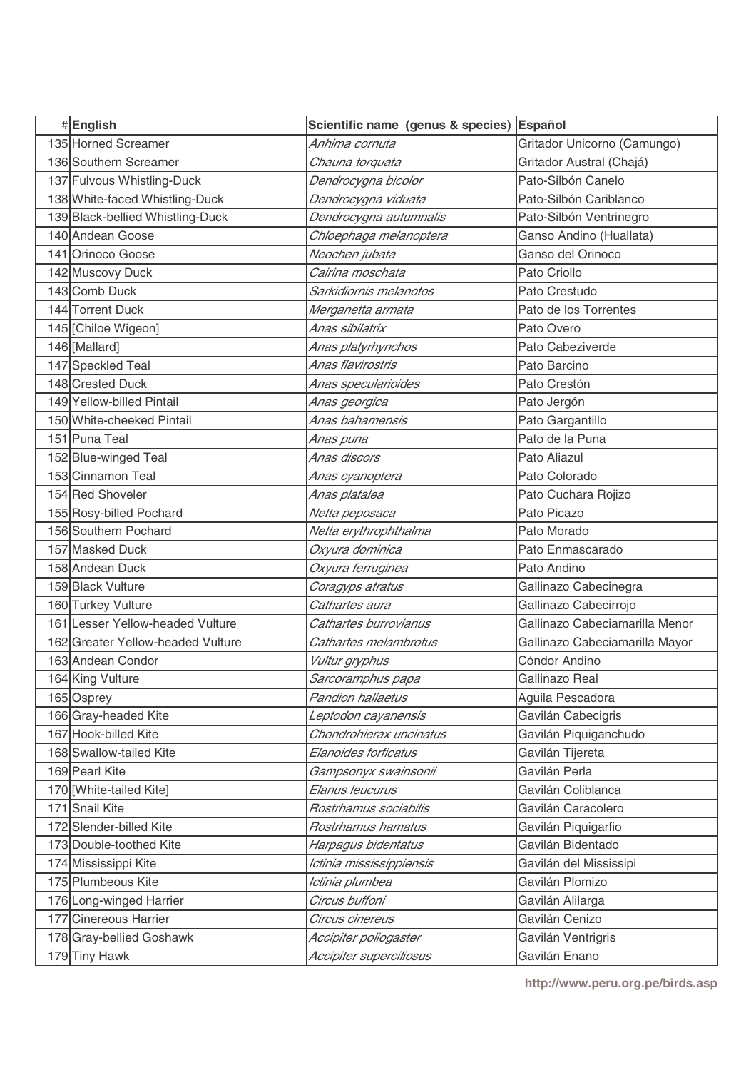| # | English | Scientific name (genus & species) | Español |
|---|---|---|---|
| 135 | Horned Screamer | *Anhima cornuta* | Gritador Unicorno (Camungo) |
| 136 | Southern Screamer | *Chauna torquata* | Gritador Austral (Chajá) |
| 137 | Fulvous Whistling-Duck | *Dendrocygna bicolor* | Pato-Silbón Canelo |
| 138 | White-faced Whistling-Duck | *Dendrocygna viduata* | Pato-Silbón Cariblanco |
| 139 | Black-bellied Whistling-Duck | *Dendrocygna autumnalis* | Pato-Silbón Ventrinegro |
| 140 | Andean Goose | *Chloephaga melanoptera* | Ganso Andino (Huallata) |
| 141 | Orinoco Goose | *Neochen jubata* | Ganso del Orinoco |
| 142 | Muscovy Duck | *Cairina moschata* | Pato Criollo |
| 143 | Comb Duck | *Sarkidiornis melanotos* | Pato Crestudo |
| 144 | Torrent Duck | *Merganetta armata* | Pato de los Torrentes |
| 145 | [Chiloe Wigeon] | *Anas sibilatrix* | Pato Overo |
| 146 | [Mallard] | *Anas platyrhynchos* | Pato Cabeziverde |
| 147 | Speckled Teal | *Anas flavirostris* | Pato Barcino |
| 148 | Crested Duck | *Anas specularioides* | Pato Crestón |
| 149 | Yellow-billed Pintail | *Anas georgica* | Pato Jergón |
| 150 | White-cheeked Pintail | *Anas bahamensis* | Pato Gargantillo |
| 151 | Puna Teal | *Anas puna* | Pato de la Puna |
| 152 | Blue-winged Teal | *Anas discors* | Pato Aliazul |
| 153 | Cinnamon Teal | *Anas cyanoptera* | Pato Colorado |
| 154 | Red Shoveler | *Anas platalea* | Pato Cuchara Rojizo |
| 155 | Rosy-billed Pochard | *Netta peposaca* | Pato Picazo |
| 156 | Southern Pochard | *Netta erythrophthalma* | Pato Morado |
| 157 | Masked Duck | *Oxyura dominica* | Pato Enmascarado |
| 158 | Andean Duck | *Oxyura ferruginea* | Pato Andino |
| 159 | Black Vulture | *Coragyps atratus* | Gallinazo Cabecinegra |
| 160 | Turkey Vulture | *Cathartes aura* | Gallinazo Cabecirrojo |
| 161 | Lesser Yellow-headed Vulture | *Cathartes burrovianus* | Gallinazo Cabeciamarilla Menor |
| 162 | Greater Yellow-headed Vulture | *Cathartes melambrotus* | Gallinazo Cabeciamarilla Mayor |
| 163 | Andean Condor | *Vultur gryphus* | Cóndor Andino |
| 164 | King Vulture | *Sarcoramphus papa* | Gallinazo Real |
| 165 | Osprey | *Pandion haliaetus* | Aguila Pescadora |
| 166 | Gray-headed Kite | *Leptodon cayanensis* | Gavilán Cabecigris |
| 167 | Hook-billed Kite | *Chondrohierax uncinatus* | Gavilán Piquiganchudo |
| 168 | Swallow-tailed Kite | *Elanoides forficatus* | Gavilán Tijereta |
| 169 | Pearl Kite | *Gampsonyx swainsonii* | Gavilán Perla |
| 170 | [White-tailed Kite] | *Elanus leucurus* | Gavilán Coliblanca |
| 171 | Snail Kite | *Rostrhamus sociabilis* | Gavilán Caracolero |
| 172 | Slender-billed Kite | *Rostrhamus hamatus* | Gavilán Piquigarfio |
| 173 | Double-toothed Kite | *Harpagus bidentatus* | Gavilán Bidentado |
| 174 | Mississippi Kite | *Ictinia mississippiensis* | Gavilán del Mississipi |
| 175 | Plumbeous Kite | *Ictinia plumbea* | Gavilán Plomizo |
| 176 | Long-winged Harrier | *Circus buffoni* | Gavilán Alilarga |
| 177 | Cinereous Harrier | *Circus cinereus* | Gavilán Cenizo |
| 178 | Gray-bellied Goshawk | *Accipiter poliogaster* | Gavilán Ventrigris |
| 179 | Tiny Hawk | *Accipiter superciliosus* | Gavilán Enano |

http://www.peru.org.pe/birds.asp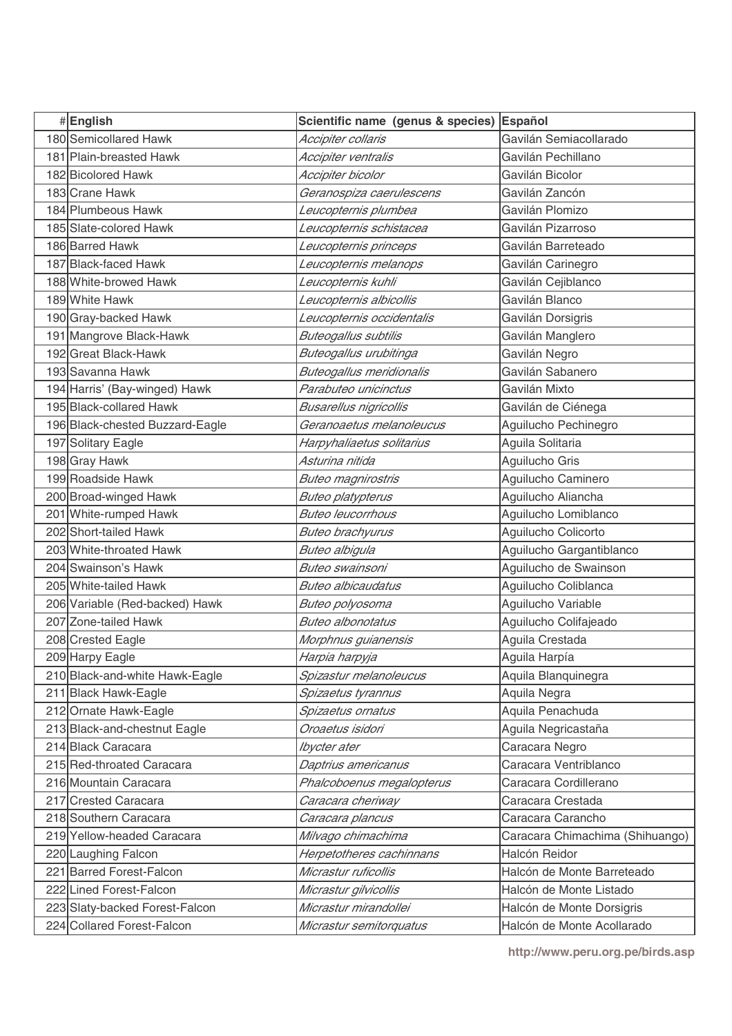| # | English | Scientific name (genus & species) | Español |
|---|---|---|---|
| 180 | Semicollared Hawk | *Accipiter collaris* | Gavilán Semiacollarado |
| 181 | Plain-breasted Hawk | *Accipiter ventralis* | Gavilán Pechillano |
| 182 | Bicolored Hawk | *Accipiter bicolor* | Gavilán Bicolor |
| 183 | Crane Hawk | *Geranospiza caerulescens* | Gavilán Zancón |
| 184 | Plumbeous Hawk | *Leucopternis plumbea* | Gavilán Plomizo |
| 185 | Slate-colored Hawk | *Leucopternis schistacea* | Gavilán Pizarroso |
| 186 | Barred Hawk | *Leucopternis princeps* | Gavilán Barreteado |
| 187 | Black-faced Hawk | *Leucopternis melanops* | Gavilán Carinegro |
| 188 | White-browed Hawk | *Leucopternis kuhli* | Gavilán Cejiblanco |
| 189 | White Hawk | *Leucopternis albicollis* | Gavilán Blanco |
| 190 | Gray-backed Hawk | *Leucopternis occidentalis* | Gavilán Dorsigris |
| 191 | Mangrove Black-Hawk | *Buteogallus subtilis* | Gavilán Manglero |
| 192 | Great Black-Hawk | *Buteogallus urubitinga* | Gavilán Negro |
| 193 | Savanna Hawk | *Buteogallus meridionalis* | Gavilán Sabanero |
| 194 | Harris' (Bay-winged) Hawk | *Parabuteo unicinctus* | Gavilán Mixto |
| 195 | Black-collared Hawk | *Busarellus nigricollis* | Gavilán de Ciénega |
| 196 | Black-chested Buzzard-Eagle | *Geranoaetus melanoleucus* | Aguilucho Pechinegro |
| 197 | Solitary Eagle | *Harpyhaliaetus solitarius* | Aguila Solitaria |
| 198 | Gray Hawk | *Asturina nitida* | Aguilucho Gris |
| 199 | Roadside Hawk | *Buteo magnirostris* | Aguilucho Caminero |
| 200 | Broad-winged Hawk | *Buteo platypterus* | Aguilucho Aliancha |
| 201 | White-rumped Hawk | *Buteo leucorrhous* | Aguilucho Lomiblanco |
| 202 | Short-tailed Hawk | *Buteo brachyurus* | Aguilucho Colicorto |
| 203 | White-throated Hawk | *Buteo albigula* | Aguilucho Gargantiblanco |
| 204 | Swainson's Hawk | *Buteo swainsoni* | Aguilucho de Swainson |
| 205 | White-tailed Hawk | *Buteo albicaudatus* | Aguilucho Coliblanca |
| 206 | Variable (Red-backed) Hawk | *Buteo polyosoma* | Aguilucho Variable |
| 207 | Zone-tailed Hawk | *Buteo albonotatus* | Aguilucho Colifajeado |
| 208 | Crested Eagle | *Morphnus guianensis* | Aguila Crestada |
| 209 | Harpy Eagle | *Harpia harpyja* | Aguila Harpía |
| 210 | Black-and-white Hawk-Eagle | *Spizastur melanoleucus* | Aquila Blanquinegra |
| 211 | Black Hawk-Eagle | *Spizaetus tyrannus* | Aquila Negra |
| 212 | Ornate Hawk-Eagle | *Spizaetus ornatus* | Aquila Penachuda |
| 213 | Black-and-chestnut Eagle | *Oroaetus isidori* | Aguila Negricastaña |
| 214 | Black Caracara | *Ibycter ater* | Caracara Negro |
| 215 | Red-throated Caracara | *Daptrius americanus* | Caracara Ventriblanco |
| 216 | Mountain Caracara | *Phalcoboenus megalopterus* | Caracara Cordillerano |
| 217 | Crested Caracara | *Caracara cheriway* | Caracara Crestada |
| 218 | Southern Caracara | *Caracara plancus* | Caracara Carancho |
| 219 | Yellow-headed Caracara | *Milvago chimachima* | Caracara Chimachima (Shihuango) |
| 220 | Laughing Falcon | *Herpetotheres cachinnans* | Halcón Reidor |
| 221 | Barred Forest-Falcon | *Micrastur ruficollis* | Halcón de Monte Barreteado |
| 222 | Lined Forest-Falcon | *Micrastur gilvicollis* | Halcón de Monte Listado |
| 223 | Slaty-backed Forest-Falcon | *Micrastur mirandollei* | Halcón de Monte Dorsigris |
| 224 | Collared Forest-Falcon | *Micrastur semitorquatus* | Halcón de Monte Acollarado |

http://www.peru.org.pe/birds.asp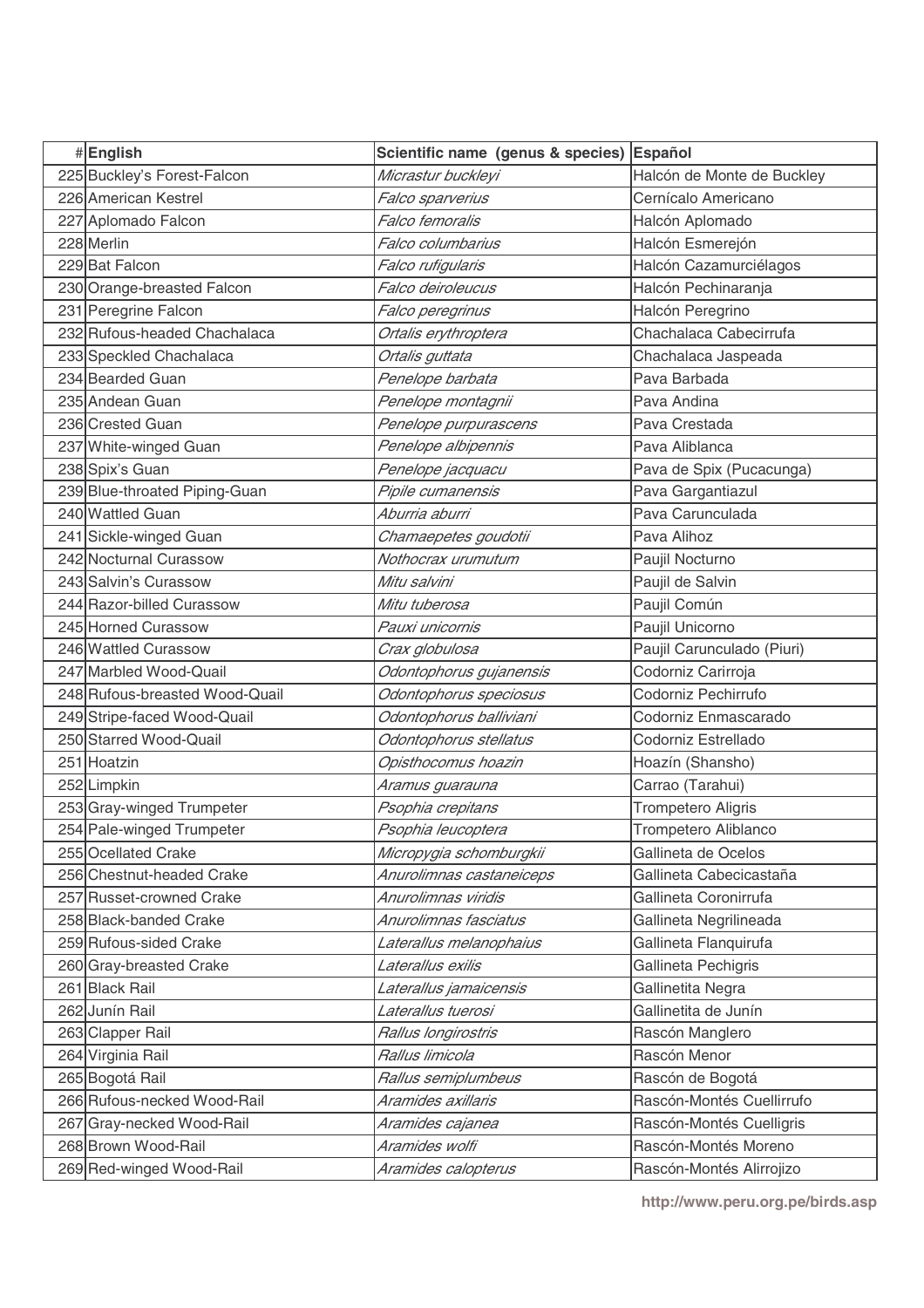| # | English | Scientific name (genus & species) | Español |
|---|---|---|---|
| 225 | Buckley's Forest-Falcon | *Micrastur buckleyi* | Halcón de Monte de Buckley |
| 226 | American Kestrel | *Falco sparverius* | Cernícalo Americano |
| 227 | Aplomado Falcon | *Falco femoralis* | Halcón Aplomado |
| 228 | Merlin | *Falco columbarius* | Halcón Esmerejón |
| 229 | Bat Falcon | *Falco rufigularis* | Halcón Cazamurciélagos |
| 230 | Orange-breasted Falcon | *Falco deiroleucus* | Halcón Pechinaranja |
| 231 | Peregrine Falcon | *Falco peregrinus* | Halcón Peregrino |
| 232 | Rufous-headed Chachalaca | *Ortalis erythroptera* | Chachalaca Cabecirrufa |
| 233 | Speckled Chachalaca | *Ortalis guttata* | Chachalaca Jaspeada |
| 234 | Bearded Guan | *Penelope barbata* | Pava Barbada |
| 235 | Andean Guan | *Penelope montagnii* | Pava Andina |
| 236 | Crested Guan | *Penelope purpurascens* | Pava Crestada |
| 237 | White-winged Guan | *Penelope albipennis* | Pava Aliblanca |
| 238 | Spix's Guan | *Penelope jacquacu* | Pava de Spix (Pucacunga) |
| 239 | Blue-throated Piping-Guan | *Pipile cumanensis* | Pava Gargantiazul |
| 240 | Wattled Guan | *Aburria aburri* | Pava Carunculada |
| 241 | Sickle-winged Guan | *Chamaepetes goudotii* | Pava Alihoz |
| 242 | Nocturnal Curassow | *Nothocrax urumutum* | Paujil Nocturno |
| 243 | Salvin's Curassow | *Mitu salvini* | Paujil de Salvin |
| 244 | Razor-billed Curassow | *Mitu tuberosa* | Paujil Común |
| 245 | Horned Curassow | *Pauxi unicornis* | Paujil Unicorno |
| 246 | Wattled Curassow | *Crax globulosa* | Paujil Carunculado (Piuri) |
| 247 | Marbled Wood-Quail | *Odontophorus gujanensis* | Codorniz Carirroja |
| 248 | Rufous-breasted Wood-Quail | *Odontophorus speciosus* | Codorniz Pechirrufo |
| 249 | Stripe-faced Wood-Quail | *Odontophorus balliviani* | Codorniz Enmascarado |
| 250 | Starred Wood-Quail | *Odontophorus stellatus* | Codorniz Estrellado |
| 251 | Hoatzin | *Opisthocomus hoazin* | Hoazín (Shansho) |
| 252 | Limpkin | *Aramus guarauna* | Carrao (Tarahui) |
| 253 | Gray-winged Trumpeter | *Psophia crepitans* | Trompetero Aligris |
| 254 | Pale-winged Trumpeter | *Psophia leucoptera* | Trompetero Aliblanco |
| 255 | Ocellated Crake | *Micropygia schomburgkii* | Gallineta de Ocelos |
| 256 | Chestnut-headed Crake | *Anurolimnas castaneiceps* | Gallineta Cabecicastaña |
| 257 | Russet-crowned Crake | *Anurolimnas viridis* | Gallineta Coronirrufa |
| 258 | Black-banded Crake | *Anurolimnas fasciatus* | Gallineta Negrilineada |
| 259 | Rufous-sided Crake | *Laterallus melanophaius* | Gallineta Flanquirufa |
| 260 | Gray-breasted Crake | *Laterallus exilis* | Gallineta Pechigris |
| 261 | Black Rail | *Laterallus jamaicensis* | Gallinetita Negra |
| 262 | Junín Rail | *Laterallus tuerosi* | Gallinetita de Junín |
| 263 | Clapper Rail | *Rallus longirostris* | Rascón Manglero |
| 264 | Virginia Rail | *Rallus limicola* | Rascón Menor |
| 265 | Bogotá Rail | *Rallus semiplumbeus* | Rascón de Bogotá |
| 266 | Rufous-necked Wood-Rail | *Aramides axillaris* | Rascón-Montés Cuellirrufo |
| 267 | Gray-necked Wood-Rail | *Aramides cajanea* | Rascón-Montés Cuelligris |
| 268 | Brown Wood-Rail | *Aramides wolfi* | Rascón-Montés Moreno |
| 269 | Red-winged Wood-Rail | *Aramides calopterus* | Rascón-Montés Alirrojizo |

http://www.peru.org.pe/birds.asp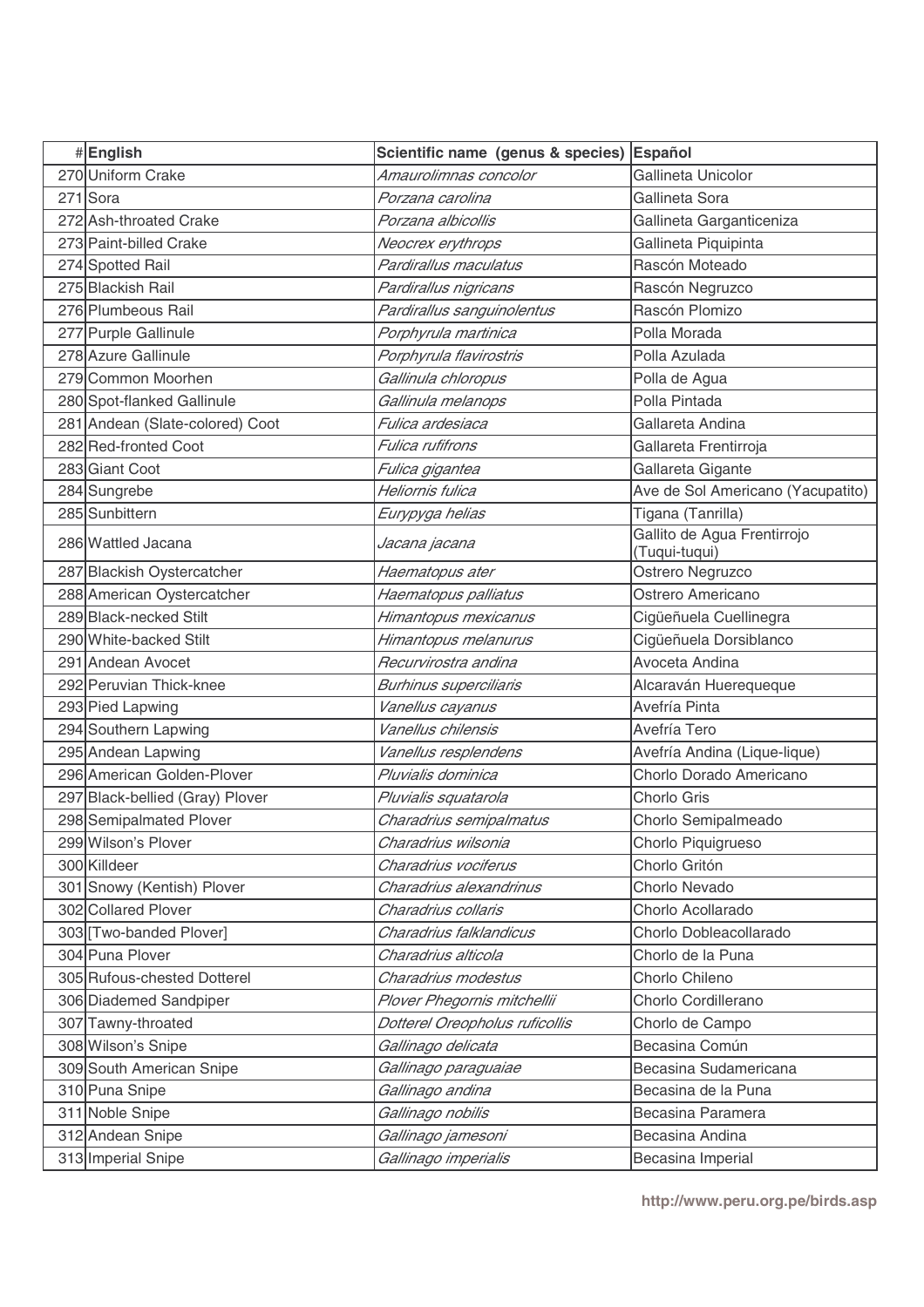| # | English | Scientific name (genus & species) | Español |
|---|---|---|---|
| 270 | Uniform Crake | *Amaurolimnas concolor* | Gallineta Unicolor |
| 271 | Sora | *Porzana carolina* | Gallineta Sora |
| 272 | Ash-throated Crake | *Porzana albicollis* | Gallineta Garganticeniza |
| 273 | Paint-billed Crake | *Neocrex erythrops* | Gallineta Piquipinta |
| 274 | Spotted Rail | *Pardirallus maculatus* | Rascón Moteado |
| 275 | Blackish Rail | *Pardirallus nigricans* | Rascón Negruzco |
| 276 | Plumbeous Rail | *Pardirallus sanguinolentus* | Rascón Plomizo |
| 277 | Purple Gallinule | *Porphyrula martinica* | Polla Morada |
| 278 | Azure Gallinule | *Porphyrula flavirostris* | Polla Azulada |
| 279 | Common Moorhen | *Gallinula chloropus* | Polla de Agua |
| 280 | Spot-flanked Gallinule | *Gallinula melanops* | Polla Pintada |
| 281 | Andean (Slate-colored) Coot | *Fulica ardesiaca* | Gallareta Andina |
| 282 | Red-fronted Coot | *Fulica rufifrons* | Gallareta Frentirroja |
| 283 | Giant Coot | *Fulica gigantea* | Gallareta Gigante |
| 284 | Sungrebe | *Heliornis fulica* | Ave de Sol Americano (Yacupatito) |
| 285 | Sunbittern | *Eurypyga helias* | Tigana (Tanrilla) |
| 286 | Wattled Jacana | *Jacana jacana* | Gallito de Agua Frentirrojo (Tuqui-tuqui) |
| 287 | Blackish Oystercatcher | *Haematopus ater* | Ostrero Negruzco |
| 288 | American Oystercatcher | *Haematopus palliatus* | Ostrero Americano |
| 289 | Black-necked Stilt | *Himantopus mexicanus* | Cigüeñuela Cuellinegra |
| 290 | White-backed Stilt | *Himantopus melanurus* | Cigüeñuela Dorsiblanco |
| 291 | Andean Avocet | *Recurvirostra andina* | Avoceta Andina |
| 292 | Peruvian Thick-knee | *Burhinus superciliaris* | Alcaraván Huerequeque |
| 293 | Pied Lapwing | *Vanellus cayanus* | Avefría Pinta |
| 294 | Southern Lapwing | *Vanellus chilensis* | Avefría Tero |
| 295 | Andean Lapwing | *Vanellus resplendens* | Avefría Andina (Lique-lique) |
| 296 | American Golden-Plover | *Pluvialis dominica* | Chorlo Dorado Americano |
| 297 | Black-bellied (Gray) Plover | *Pluvialis squatarola* | Chorlo Gris |
| 298 | Semipalmated Plover | *Charadrius semipalmatus* | Chorlo Semipalmeado |
| 299 | Wilson's Plover | *Charadrius wilsonia* | Chorlo Piquigrueso |
| 300 | Killdeer | *Charadrius vociferus* | Chorlo Gritón |
| 301 | Snowy (Kentish) Plover | *Charadrius alexandrinus* | Chorlo Nevado |
| 302 | Collared Plover | *Charadrius collaris* | Chorlo Acollarado |
| 303 | [Two-banded Plover] | *Charadrius falklandicus* | Chorlo Dobleacollarado |
| 304 | Puna Plover | *Charadrius alticola* | Chorlo de la Puna |
| 305 | Rufous-chested Dotterel | *Charadrius modestus* | Chorlo Chileno |
| 306 | Diademed Sandpiper | *Plover Phegornis mitchellii* | Chorlo Cordillerano |
| 307 | Tawny-throated | *Dotterel Oreopholus ruficollis* | Chorlo de Campo |
| 308 | Wilson's Snipe | *Gallinago delicata* | Becasina Común |
| 309 | South American Snipe | *Gallinago paraguaiae* | Becasina Sudamericana |
| 310 | Puna Snipe | *Gallinago andina* | Becasina de la Puna |
| 311 | Noble Snipe | *Gallinago nobilis* | Becasina Paramera |
| 312 | Andean Snipe | *Gallinago jamesoni* | Becasina Andina |
| 313 | Imperial Snipe | *Gallinago imperialis* | Becasina Imperial |

http://www.peru.org.pe/birds.asp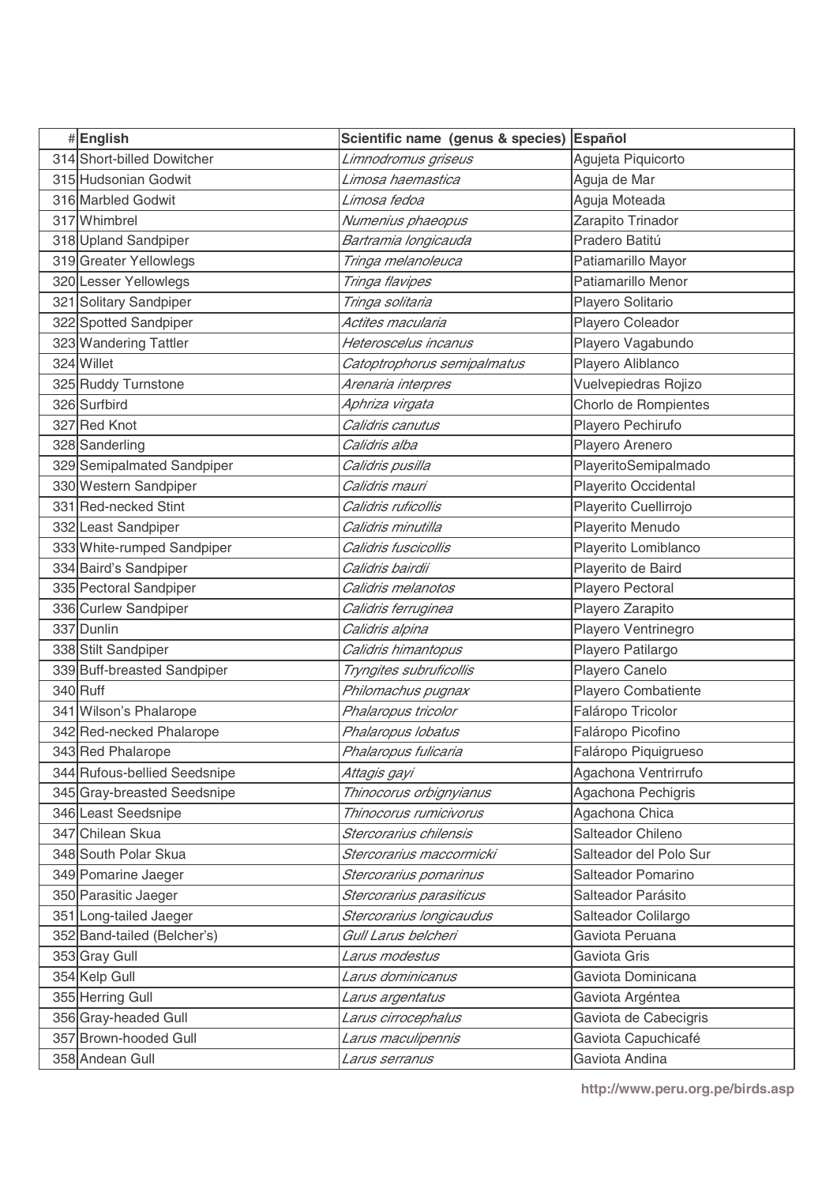| # | English | Scientific name (genus & species) | Español |
|---|---|---|---|
| 314 | Short-billed Dowitcher | *Limnodromus griseus* | Agujeta Piquicorto |
| 315 | Hudsonian Godwit | *Limosa haemastica* | Aguja de Mar |
| 316 | Marbled Godwit | *Limosa fedoa* | Aguja Moteada |
| 317 | Whimbrel | *Numenius phaeopus* | Zarapito Trinador |
| 318 | Upland Sandpiper | *Bartramia longicauda* | Pradero Batitú |
| 319 | Greater Yellowlegs | *Tringa melanoleuca* | Patiamarillo Mayor |
| 320 | Lesser Yellowlegs | *Tringa flavipes* | Patiamarillo Menor |
| 321 | Solitary Sandpiper | *Tringa solitaria* | Playero Solitario |
| 322 | Spotted Sandpiper | *Actites macularia* | Playero Coleador |
| 323 | Wandering Tattler | *Heteroscelus incanus* | Playero Vagabundo |
| 324 | Willet | *Catoptrophorus semipalmatus* | Playero Aliblanco |
| 325 | Ruddy Turnstone | *Arenaria interpres* | Vuelvepiedras Rojizo |
| 326 | Surfbird | *Aphriza virgata* | Chorlo de Rompientes |
| 327 | Red Knot | *Calidris canutus* | Playero Pechirufo |
| 328 | Sanderling | *Calidris alba* | Playero Arenero |
| 329 | Semipalmated Sandpiper | *Calidris pusilla* | PlayeritoSemipalmado |
| 330 | Western Sandpiper | *Calidris mauri* | Playerito Occidental |
| 331 | Red-necked Stint | *Calidris ruficollis* | Playerito Cuellirrojo |
| 332 | Least Sandpiper | *Calidris minutilla* | Playerito Menudo |
| 333 | White-rumped Sandpiper | *Calidris fuscicollis* | Playerito Lomiblanco |
| 334 | Baird's Sandpiper | *Calidris bairdii* | Playerito de Baird |
| 335 | Pectoral Sandpiper | *Calidris melanotos* | Playero Pectoral |
| 336 | Curlew Sandpiper | *Calidris ferruginea* | Playero Zarapito |
| 337 | Dunlin | *Calidris alpina* | Playero Ventrinegro |
| 338 | Stilt Sandpiper | *Calidris himantopus* | Playero Patilargo |
| 339 | Buff-breasted Sandpiper | *Tryngites subruficollis* | Playero Canelo |
| 340 | Ruff | *Philomachus pugnax* | Playero Combatiente |
| 341 | Wilson's Phalarope | *Phalaropus tricolor* | Falárope Tricolor |
| 342 | Red-necked Phalarope | *Phalaropus lobatus* | Falárope Picofino |
| 343 | Red Phalarope | *Phalaropus fulicaria* | Falárope Piquigrueso |
| 344 | Rufous-bellied Seedsnipe | *Attagis gayi* | Agachona Ventrirrufo |
| 345 | Gray-breasted Seedsnipe | *Thinocorus orbignyianus* | Agachona Pechigris |
| 346 | Least Seedsnipe | *Thinocorus rumicivorus* | Agachona Chica |
| 347 | Chilean Skua | *Stercorarius chilensis* | Salteador Chileno |
| 348 | South Polar Skua | *Stercorarius maccormicki* | Salteador del Polo Sur |
| 349 | Pomarine Jaeger | *Stercorarius pomarinus* | Salteador Pomarino |
| 350 | Parasitic Jaeger | *Stercorarius parasiticus* | Salteador Parásito |
| 351 | Long-tailed Jaeger | *Stercorarius longicaudus* | Salteador Colilargo |
| 352 | Band-tailed (Belcher's) | *Gull Larus belcheri* | Gaviota Peruana |
| 353 | Gray Gull | *Larus modestus* | Gaviota Gris |
| 354 | Kelp Gull | *Larus dominicanus* | Gaviota Dominicana |
| 355 | Herring Gull | *Larus argentatus* | Gaviota Argéntea |
| 356 | Gray-headed Gull | *Larus cirrocephalus* | Gaviota de Cabecigris |
| 357 | Brown-hooded Gull | *Larus maculipennis* | Gaviota Capuchicafé |
| 358 | Andean Gull | *Larus serranus* | Gaviota Andina |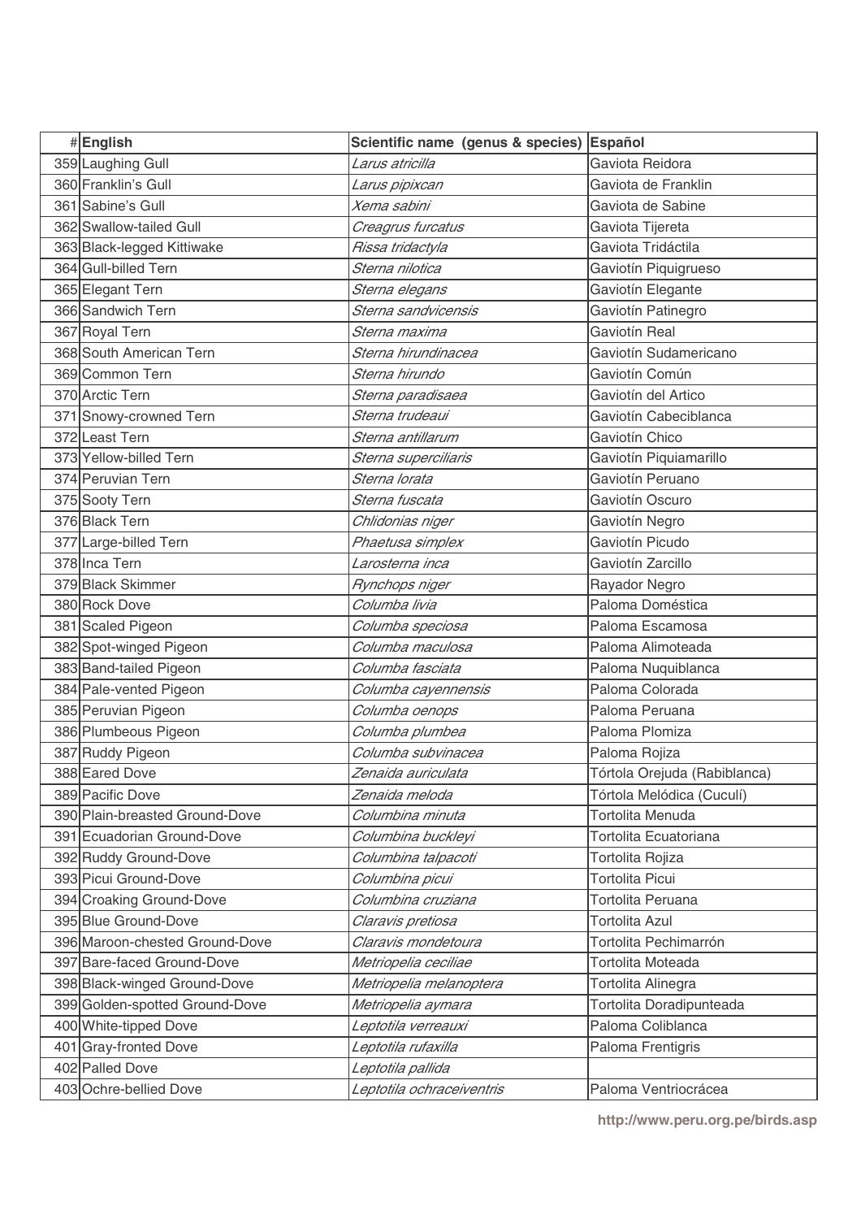| # | English | Scientific name (genus & species) | Español |
|---|---|---|---|
| 359 | Laughing Gull | *Larus atricilla* | Gaviota Reidora |
| 360 | Franklin's Gull | *Larus pipixcan* | Gaviota de Franklin |
| 361 | Sabine's Gull | *Xema sabini* | Gaviota de Sabine |
| 362 | Swallow-tailed Gull | *Creagrus furcatus* | Gaviota Tijereta |
| 363 | Black-legged Kittiwake | *Rissa tridactyla* | Gaviota Tridáctila |
| 364 | Gull-billed Tern | *Sterna nilotica* | Gaviotín Piquigrueso |
| 365 | Elegant Tern | *Sterna elegans* | Gaviotín Elegante |
| 366 | Sandwich Tern | *Sterna sandvicensis* | Gaviotín Patinegro |
| 367 | Royal Tern | *Sterna maxima* | Gaviotín Real |
| 368 | South American Tern | *Sterna hirundinacea* | Gaviotín Sudamericano |
| 369 | Common Tern | *Sterna hirundo* | Gaviotín Común |
| 370 | Arctic Tern | *Sterna paradisaea* | Gaviotín del Artico |
| 371 | Snowy-crowned Tern | *Sterna trudeaui* | Gaviotín Cabeciblanca |
| 372 | Least Tern | *Sterna antillarum* | Gaviotín Chico |
| 373 | Yellow-billed Tern | *Sterna superciliaris* | Gaviotín Piquiamarillo |
| 374 | Peruvian Tern | *Sterna lorata* | Gaviotín Peruano |
| 375 | Sooty Tern | *Sterna fuscata* | Gaviotín Oscuro |
| 376 | Black Tern | *Chlidonias niger* | Gaviotín Negro |
| 377 | Large-billed Tern | *Phaetusa simplex* | Gaviotín Picudo |
| 378 | Inca Tern | *Larosterna inca* | Gaviotín Zarcillo |
| 379 | Black Skimmer | *Rynchops niger* | Rayador Negro |
| 380 | Rock Dove | *Columba livia* | Paloma Doméstica |
| 381 | Scaled Pigeon | *Columba speciosa* | Paloma Escamosa |
| 382 | Spot-winged Pigeon | *Columba maculosa* | Paloma Alimoteada |
| 383 | Band-tailed Pigeon | *Columba fasciata* | Paloma Nuquiblanca |
| 384 | Pale-vented Pigeon | *Columba cayennensis* | Paloma Colorada |
| 385 | Peruvian Pigeon | *Columba oenops* | Paloma Peruana |
| 386 | Plumbeous Pigeon | *Columba plumbea* | Paloma Plomiza |
| 387 | Ruddy Pigeon | *Columba subvinacea* | Paloma Rojiza |
| 388 | Eared Dove | *Zenaida auriculata* | Tórtola Orejuda (Rabiblanca) |
| 389 | Pacific Dove | *Zenaida meloda* | Tórtola Melódica (Cuculí) |
| 390 | Plain-breasted Ground-Dove | *Columbina minuta* | Tortolita Menuda |
| 391 | Ecuadorian Ground-Dove | *Columbina buckleyi* | Tortolita Ecuatoriana |
| 392 | Ruddy Ground-Dove | *Columbina talpacoti* | Tortolita Rojiza |
| 393 | Picui Ground-Dove | *Columbina picui* | Tortolita Picui |
| 394 | Croaking Ground-Dove | *Columbina cruziana* | Tortolita Peruana |
| 395 | Blue Ground-Dove | *Claravis pretiosa* | Tortolita Azul |
| 396 | Maroon-chested Ground-Dove | *Claravis mondetoura* | Tortolita Pechimarrón |
| 397 | Bare-faced Ground-Dove | *Metriopelia ceciliae* | Tortolita Moteada |
| 398 | Black-winged Ground-Dove | *Metriopelia melanoptera* | Tortolita Alinegra |
| 399 | Golden-spotted Ground-Dove | *Metriopelia aymara* | Tortolita Doradipunteada |
| 400 | White-tipped Dove | *Leptotila verreauxi* | Paloma Coliblanca |
| 401 | Gray-fronted Dove | *Leptotila rufaxilla* | Paloma Frentigris |
| 402 | Palled Dove | *Leptotila pallida* | |
| 403 | Ochre-bellied Dove | *Leptotila ochraceiventris* | Paloma Ventriocrácea |

http://www.peru.org.pe/birds.asp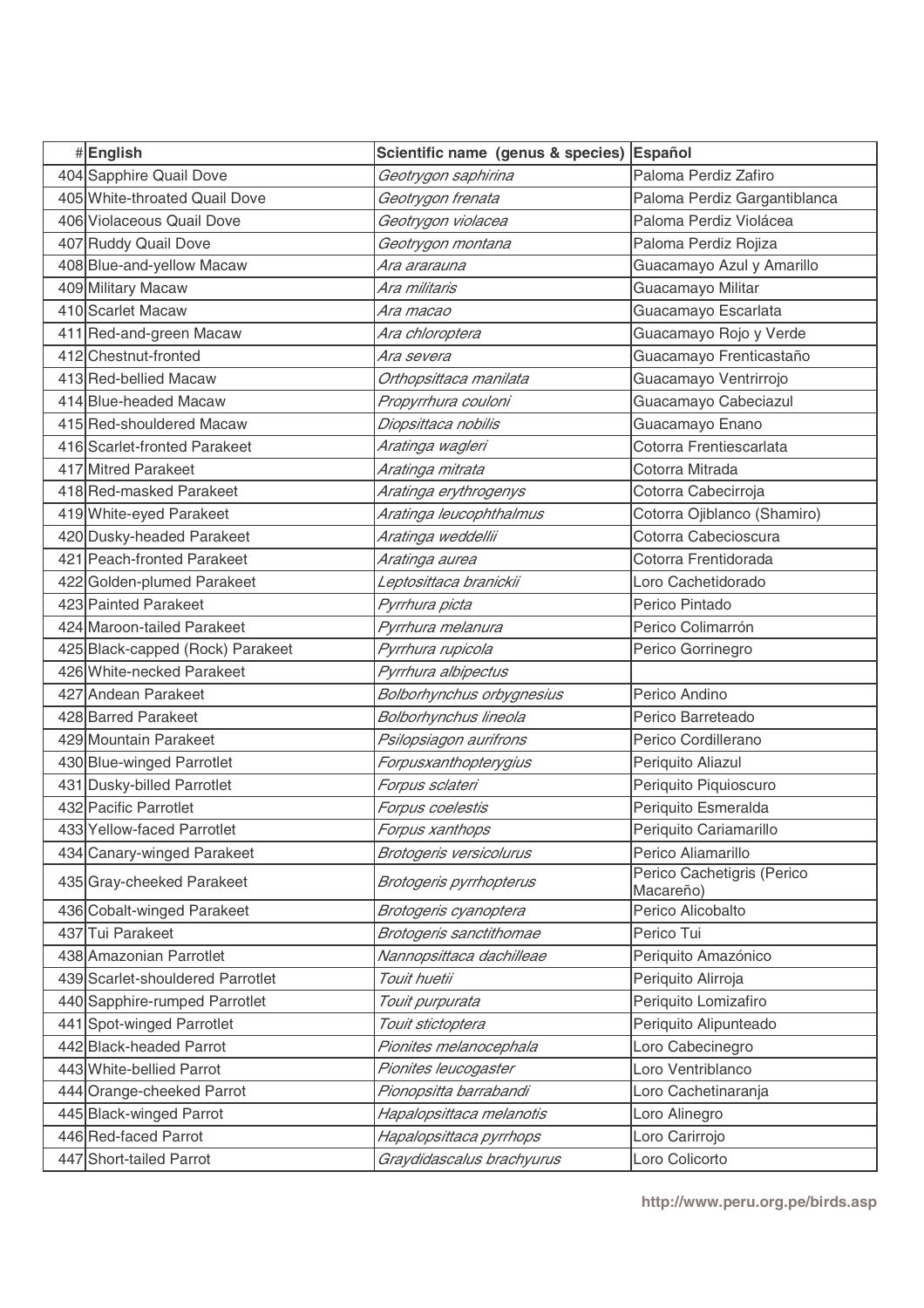| # | English | Scientific name (genus & species) | Español |
|---|---|---|---|
| 404 | Sapphire Quail Dove | *Geotrygon saphirina* | Paloma Perdiz Zafiro |
| 405 | White-throated Quail Dove | *Geotrygon frenata* | Paloma Perdiz Gargantiblanca |
| 406 | Violaceous Quail Dove | *Geotrygon violacea* | Paloma Perdiz Violácea |
| 407 | Ruddy Quail Dove | *Geotrygon montana* | Paloma Perdiz Rojiza |
| 408 | Blue-and-yellow Macaw | *Ara ararauna* | Guacamayo Azul y Amarillo |
| 409 | Military Macaw | *Ara militaris* | Guacamayo Militar |
| 410 | Scarlet Macaw | *Ara macao* | Guacamayo Escarlata |
| 411 | Red-and-green Macaw | *Ara chloroptera* | Guacamayo Rojo y Verde |
| 412 | Chestnut-fronted | *Ara severa* | Guacamayo Frenticastaño |
| 413 | Red-bellied Macaw | *Orthopsittaca manilata* | Guacamayo Ventrirrojo |
| 414 | Blue-headed Macaw | *Propyrrhura couloni* | Guacamayo Cabeciazul |
| 415 | Red-shouldered Macaw | *Diopsittaca nobilis* | Guacamayo Enano |
| 416 | Scarlet-fronted Parakeet | *Aratinga wagleri* | Cotorra Frentiescarlata |
| 417 | Mitred Parakeet | *Aratinga mitrata* | Cotorra Mitrada |
| 418 | Red-masked Parakeet | *Aratinga erythrogenys* | Cotorra Cabecirroja |
| 419 | White-eyed Parakeet | *Aratinga leucophthalmus* | Cotorra Ojiblanco (Shamiro) |
| 420 | Dusky-headed Parakeet | *Aratinga weddellii* | Cotorra Cabecioscura |
| 421 | Peach-fronted Parakeet | *Aratinga aurea* | Cotorra Frentidorada |
| 422 | Golden-plumed Parakeet | *Leptosittaca branickii* | Loro Cachetidorado |
| 423 | Painted Parakeet | *Pyrrhura picta* | Perico Pintado |
| 424 | Maroon-tailed Parakeet | *Pyrrhura melanura* | Perico Colimarrón |
| 425 | Black-capped (Rock) Parakeet | *Pyrrhura rupicola* | Perico Gorrinegro |
| 426 | White-necked Parakeet | *Pyrrhura albipectus* | |
| 427 | Andean Parakeet | *Bolborhynchus orbygnesius* | Perico Andino |
| 428 | Barred Parakeet | *Bolborhynchus lineola* | Perico Barreteado |
| 429 | Mountain Parakeet | *Psilopsiagon aurifrons* | Perico Cordillerano |
| 430 | Blue-winged Parrotlet | *Forpusxanthopterygius* | Periquito Aliazul |
| 431 | Dusky-billed Parrotlet | *Forpus sclateri* | Periquito Piquioscuro |
| 432 | Pacific Parrotlet | *Forpus coelestis* | Periquito Esmeralda |
| 433 | Yellow-faced Parrotlet | *Forpus xanthops* | Periquito Cariamarillo |
| 434 | Canary-winged Parakeet | *Brotogeris versicolurus* | Perico Aliamarillo |
| 435 | Gray-cheeked Parakeet | *Brotogeris pyrrhopterus* | Perico Cachetigris (Perico Macareño) |
| 436 | Cobalt-winged Parakeet | *Brotogeris cyanoptera* | Perico Alicobalto |
| 437 | Tui Parakeet | *Brotogeris sanctithomae* | Perico Tui |
| 438 | Amazonian Parrotlet | *Nannopsittaca dachilleae* | Periquito Amazónico |
| 439 | Scarlet-shouldered Parrotlet | *Touit huetii* | Periquito Alirroja |
| 440 | Sapphire-rumped Parrotlet | *Touit purpurata* | Periquito Lomizafiro |
| 441 | Spot-winged Parrotlet | *Touit stictoptera* | Periquito Alipunteado |
| 442 | Black-headed Parrot | *Pionites melanocephala* | Loro Cabecinegro |
| 443 | White-bellied Parrot | *Pionites leucogaster* | Loro Ventriblanco |
| 444 | Orange-cheeked Parrot | *Pionopsitta barrabandi* | Loro Cachetinaranja |
| 445 | Black-winged Parrot | *Hapalopsittaca melanotis* | Loro Alinegro |
| 446 | Red-faced Parrot | *Hapalopsittaca pyrrhops* | Loro Carirrojo |
| 447 | Short-tailed Parrot | *Graydidascalus brachyurus* | Loro Colicorto |

http://www.peru.org.pe/birds.asp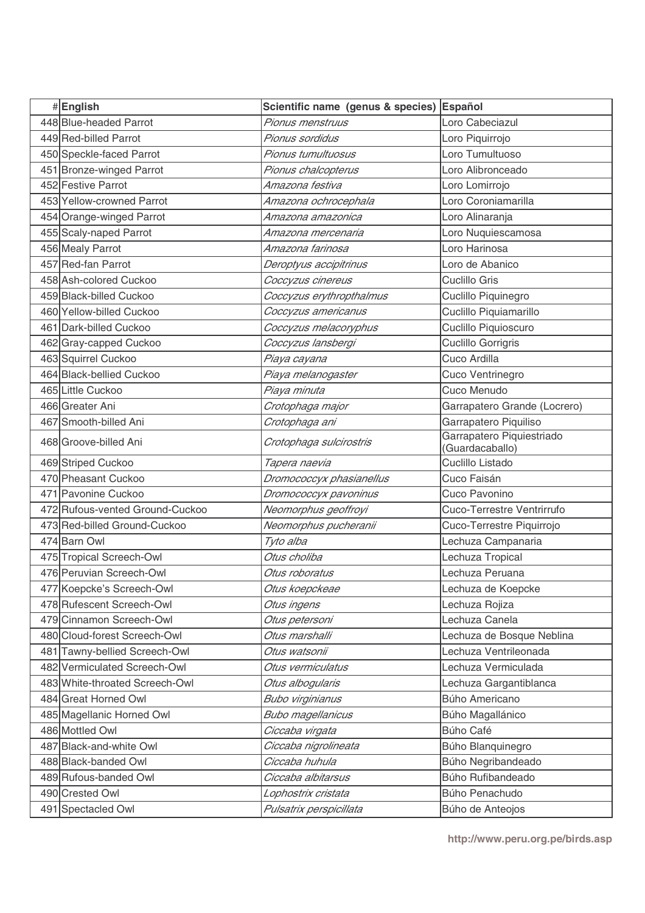| # | English | Scientific name (genus & species) | Español |
|---|---|---|---|
| 448 | Blue-headed Parrot | *Pionus menstruus* | Loro Cabeciazul |
| 449 | Red-billed Parrot | *Pionus sordidus* | Loro Piquirrojo |
| 450 | Speckle-faced Parrot | *Pionus tumultuosus* | Loro Tumultuoso |
| 451 | Bronze-winged Parrot | *Pionus chalcopterus* | Loro Alibronceado |
| 452 | Festive Parrot | *Amazona festiva* | Loro Lomirrojo |
| 453 | Yellow-crowned Parrot | *Amazona ochrocephala* | Loro Coroniamarilla |
| 454 | Orange-winged Parrot | *Amazona amazonica* | Loro Alinaranja |
| 455 | Scaly-naped Parrot | *Amazona mercenaria* | Loro Nuquiescamosa |
| 456 | Mealy Parrot | *Amazona farinosa* | Loro Harinosa |
| 457 | Red-fan Parrot | *Deroptyus accipitrinus* | Loro de Abanico |
| 458 | Ash-colored Cuckoo | *Coccyzus cinereus* | Cuclillo Gris |
| 459 | Black-billed Cuckoo | *Coccyzus erythropthalmus* | Cuclillo Piquinegro |
| 460 | Yellow-billed Cuckoo | *Coccyzus americanus* | Cuclillo Piquiamarillo |
| 461 | Dark-billed Cuckoo | *Coccyzus melacoryphus* | Cuclillo Piquioscuro |
| 462 | Gray-capped Cuckoo | *Coccyzus lansbergi* | Cuclillo Gorrigris |
| 463 | Squirrel Cuckoo | *Piaya cayana* | Cuco Ardilla |
| 464 | Black-bellied Cuckoo | *Piaya melanogaster* | Cuco Ventrinegro |
| 465 | Little Cuckoo | *Piaya minuta* | Cuco Menudo |
| 466 | Greater Ani | *Crotophaga major* | Garrapatero Grande (Locrero) |
| 467 | Smooth-billed Ani | *Crotophaga ani* | Garrapatero Piquiliso |
| 468 | Groove-billed Ani | *Crotophaga sulcirostris* | Garrapatero Piquiestriado (Guardacaballo) |
| 469 | Striped Cuckoo | *Tapera naevia* | Cuclillo Listado |
| 470 | Pheasant Cuckoo | *Dromococcyx phasianellus* | Cuco Faisán |
| 471 | Pavonine Cuckoo | *Dromococcyx pavoninus* | Cuco Pavonino |
| 472 | Rufous-vented Ground-Cuckoo | *Neomorphus geoffroyi* | Cuco-Terrestre Ventrirrufo |
| 473 | Red-billed Ground-Cuckoo | *Neomorphus pucheranii* | Cuco-Terrestre Piquirrojo |
| 474 | Barn Owl | *Tyto alba* | Lechuza Campanaria |
| 475 | Tropical Screech-Owl | *Otus choliba* | Lechuza Tropical |
| 476 | Peruvian Screech-Owl | *Otus roboratus* | Lechuza Peruana |
| 477 | Koepcke's Screech-Owl | *Otus koepckeae* | Lechuza de Koepcke |
| 478 | Rufescent Screech-Owl | *Otus ingens* | Lechuza Rojiza |
| 479 | Cinnamon Screech-Owl | *Otus petersoni* | Lechuza Canela |
| 480 | Cloud-forest Screech-Owl | *Otus marshalli* | Lechuza de Bosque Neblina |
| 481 | Tawny-bellied Screech-Owl | *Otus watsonii* | Lechuza Ventrileonada |
| 482 | Vermiculated Screech-Owl | *Otus vermiculatus* | Lechuza Vermiculada |
| 483 | White-throated Screech-Owl | *Otus albogularis* | Lechuza Gargantiblanca |
| 484 | Great Horned Owl | *Bubo virginianus* | Búho Americano |
| 485 | Magellanic Horned Owl | *Bubo magellanicus* | Búho Magallánico |
| 486 | Mottled Owl | *Ciccaba virgata* | Búho Café |
| 487 | Black-and-white Owl | *Ciccaba nigrolineata* | Búho Blanquinegro |
| 488 | Black-banded Owl | *Ciccaba huhula* | Búho Negribandeado |
| 489 | Rufous-banded Owl | *Ciccaba albitarsus* | Búho Rufibandeado |
| 490 | Crested Owl | *Lophostrix cristata* | Búho Penachudo |
| 491 | Spectacled Owl | *Pulsatrix perspicillata* | Búho de Anteojos |

http://www.peru.org.pe/birds.asp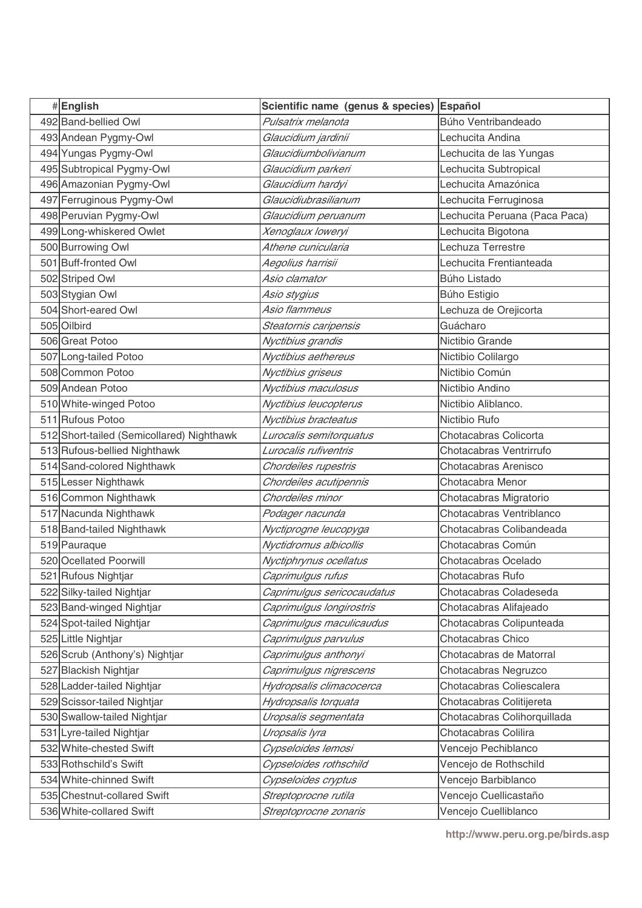| # | English | Scientific name (genus & species) | Español |
|---|---|---|---|
| 492 | Band-bellied Owl | *Pulsatrix melanota* | Búho Ventribandeado |
| 493 | Andean Pygmy-Owl | *Glaucidium jardinii* | Lechucita Andina |
| 494 | Yungas Pygmy-Owl | *Glaucidiumbolivianum* | Lechucita de las Yungas |
| 495 | Subtropical Pygmy-Owl | *Glaucidium parkeri* | Lechucita Subtropical |
| 496 | Amazonian Pygmy-Owl | *Glaucidium hardyi* | Lechucita Amazónica |
| 497 | Ferruginous Pygmy-Owl | *Glaucidiubrasilianum* | Lechucita Ferruginosa |
| 498 | Peruvian Pygmy-Owl | *Glaucidium peruanum* | Lechucita Peruana (Paca Paca) |
| 499 | Long-whiskered Owlet | *Xenoglaux loweryi* | Lechucita Bigotona |
| 500 | Burrowing Owl | *Athene cunicularia* | Lechuza Terrestre |
| 501 | Buff-fronted Owl | *Aegolius harrisii* | Lechucita Frentianteada |
| 502 | Striped Owl | *Asio clamator* | Búho Listado |
| 503 | Stygian Owl | *Asio stygius* | Búho Estigio |
| 504 | Short-eared Owl | *Asio flammeus* | Lechuza de Orejicorta |
| 505 | Oilbird | *Steatornis caripensis* | Guácharo |
| 506 | Great Potoo | *Nyctibius grandis* | Nictibio Grande |
| 507 | Long-tailed Potoo | *Nyctibius aethereus* | Nictibio Colilargo |
| 508 | Common Potoo | *Nyctibius griseus* | Nictibio Común |
| 509 | Andean Potoo | *Nyctibius maculosus* | Nictibio Andino |
| 510 | White-winged Potoo | *Nyctibius leucopterus* | Nictibio Aliblanco. |
| 511 | Rufous Potoo | *Nyctibius bracteatus* | Nictibio Rufo |
| 512 | Short-tailed (Semicollared) Nighthawk | *Lurocalis semitorquatus* | Chotacabras Colicorta |
| 513 | Rufous-bellied Nighthawk | *Lurocalis rufiventris* | Chotacabras Ventrirrufo |
| 514 | Sand-colored Nighthawk | *Chordeiles rupestris* | Chotacabras Arenisco |
| 515 | Lesser Nighthawk | *Chordeiles acutipennis* | Chotacabra Menor |
| 516 | Common Nighthawk | *Chordeiles minor* | Chotacabras Migratorio |
| 517 | Nacunda Nighthawk | *Podager nacunda* | Chotacabras Ventriblanco |
| 518 | Band-tailed Nighthawk | *Nyctiprogne leucopyga* | Chotacabras Colibandeada |
| 519 | Pauraque | *Nyctidromus albicollis* | Chotacabras Común |
| 520 | Ocellated Poorwill | *Nyctiphrynus ocellatus* | Chotacabras Ocelado |
| 521 | Rufous Nightjar | *Caprimulgus rufus* | Chotacabras Rufo |
| 522 | Silky-tailed Nightjar | *Caprimulgus sericocaudatus* | Chotacabras Coladeseda |
| 523 | Band-winged Nightjar | *Caprimulgus longirostris* | Chotacabras Alifajeado |
| 524 | Spot-tailed Nightjar | *Caprimulgus maculicaudus* | Chotacabras Colipunteada |
| 525 | Little Nightjar | *Caprimulgus parvulus* | Chotacabras Chico |
| 526 | Scrub (Anthony's) Nightjar | *Caprimulgus anthonyi* | Chotacabras de Matorral |
| 527 | Blackish Nightjar | *Caprimulgus nigrescens* | Chotacabras Negruzco |
| 528 | Ladder-tailed Nightjar | *Hydropsalis climacocerca* | Chotacabras Coliescalera |
| 529 | Scissor-tailed Nightjar | *Hydropsalis torquata* | Chotacabras Colitijereta |
| 530 | Swallow-tailed Nightjar | *Uropsalis segmentata* | Chotacabras Colihorquillada |
| 531 | Lyre-tailed Nightjar | *Uropsalis lyra* | Chotacabras Colilira |
| 532 | White-chested Swift | *Cypseloides lemosi* | Vencejo Pechiblanco |
| 533 | Rothschild's Swift | *Cypseloides rothschild* | Vencejo de Rothschild |
| 534 | White-chinned Swift | *Cypseloides cryptus* | Vencejo Barbiblanco |
| 535 | Chestnut-collared Swift | *Streptoprocne rutila* | Vencejo Cuellicastaño |
| 536 | White-collared Swift | *Streptoprocne zonaris* | Vencejo Cuelliblanco |

http://www.peru.org.pe/birds.asp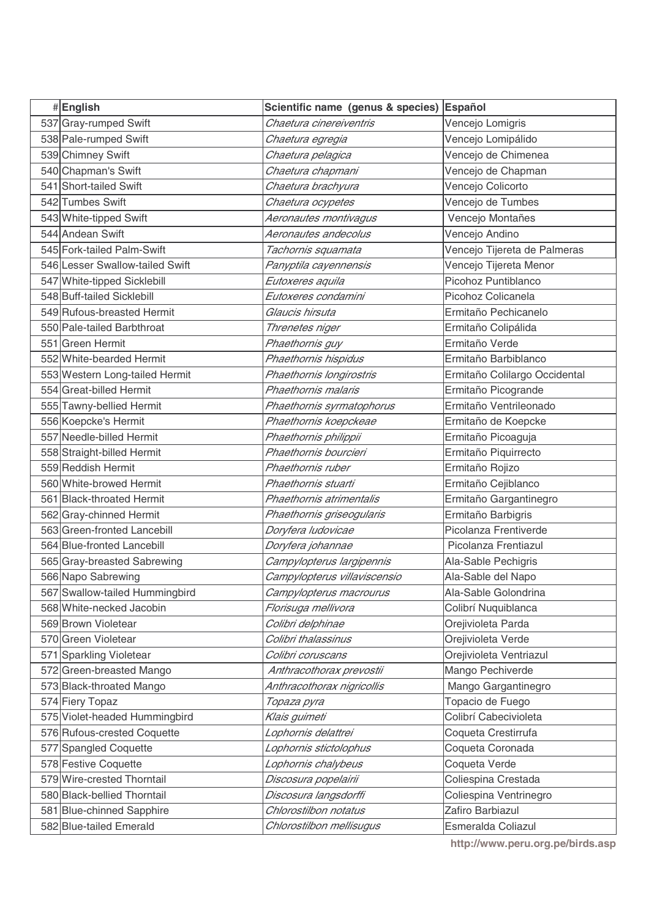| # | English | Scientific name (genus & species) | Español |
|---|---|---|---|
| 537 | Gray-rumped Swift | *Chaetura cinereiventris* | Vencejo Lomigris |
| 538 | Pale-rumped Swift | *Chaetura egregia* | Vencejo Lomipálido |
| 539 | Chimney Swift | *Chaetura pelagica* | Vencejo de Chimenea |
| 540 | Chapman's Swift | *Chaetura chapmani* | Vencejo de Chapman |
| 541 | Short-tailed Swift | *Chaetura brachyura* | Vencejo Colicorto |
| 542 | Tumbes Swift | *Chaetura ocypetes* | Vencejo de Tumbes |
| 543 | White-tipped Swift | *Aeronautes montivagus* | Vencejo Montañes |
| 544 | Andean Swift | *Aeronautes andecolus* | Vencejo Andino |
| 545 | Fork-tailed Palm-Swift | *Tachornis squamata* | Vencejo Tijereta de Palmeras |
| 546 | Lesser Swallow-tailed Swift | *Panyptila cayennensis* | Vencejo Tijereta Menor |
| 547 | White-tipped Sicklebill | *Eutoxeres aquila* | Picohoz Puntiblanco |
| 548 | Buff-tailed Sicklebill | *Eutoxeres condamini* | Picohoz Colicanela |
| 549 | Rufous-breasted Hermit | *Glaucis hirsuta* | Ermitaño Pechicanelo |
| 550 | Pale-tailed Barbthroat | *Threnetes niger* | Ermitaño Colipálida |
| 551 | Green Hermit | *Phaethornis guy* | Ermitaño Verde |
| 552 | White-bearded Hermit | *Phaethornis hispidus* | Ermitaño Barbiblanco |
| 553 | Western Long-tailed Hermit | *Phaethornis longirostris* | Ermitaño Colilargo Occidental |
| 554 | Great-billed Hermit | *Phaethornis malaris* | Ermitaño Picogrande |
| 555 | Tawny-bellied Hermit | *Phaethornis syrmatophorus* | Ermitaño Ventrileonado |
| 556 | Koepcke's Hermit | *Phaethornis koepckeae* | Ermitaño de Koepcke |
| 557 | Needle-billed Hermit | *Phaethornis philippii* | Ermitaño Picoaguja |
| 558 | Straight-billed Hermit | *Phaethornis bourcieri* | Ermitaño Piquirrecto |
| 559 | Reddish Hermit | *Phaethornis ruber* | Ermitaño Rojizo |
| 560 | White-browed Hermit | *Phaethornis stuarti* | Ermitaño Cejiblanco |
| 561 | Black-throated Hermit | *Phaethornis atrimentalis* | Ermitaño Gargantinegro |
| 562 | Gray-chinned Hermit | *Phaethornis griseogularis* | Ermitaño Barbigris |
| 563 | Green-fronted Lancebill | *Doryfera ludovicae* | Picolanza Frentiverde |
| 564 | Blue-fronted Lancebill | *Doryfera johannae* | Picolanza Frentiazul |
| 565 | Gray-breasted Sabrewing | *Campylopterus largipennis* | Ala-Sable Pechigris |
| 566 | Napo Sabrewing | *Campylopterus villaviscensio* | Ala-Sable del Napo |
| 567 | Swallow-tailed Hummingbird | *Campylopterus macrourus* | Ala-Sable Golondrina |
| 568 | White-necked Jacobin | *Florisuga mellivora* | Colibrí Nuquiblanca |
| 569 | Brown Violetear | *Colibri delphinae* | Orejivioleta Parda |
| 570 | Green Violetear | *Colibri thalassinus* | Orejivioleta Verde |
| 571 | Sparkling Violetear | *Colibri coruscans* | Orejivioleta Ventriazul |
| 572 | Green-breasted Mango | *Anthracothorax prevostii* | Mango Pechiverde |
| 573 | Black-throated Mango | *Anthracothorax nigricollis* | Mango Gargantinegro |
| 574 | Fiery Topaz | *Topaza pyra* | Topacio de Fuego |
| 575 | Violet-headed Hummingbird | *Klais guimeti* | Colibrí Cabecivioleta |
| 576 | Rufous-crested Coquette | *Lophornis delattrei* | Coqueta Crestirrufa |
| 577 | Spangled Coquette | *Lophornis stictolophus* | Coqueta Coronada |
| 578 | Festive Coquette | *Lophornis chalybeus* | Coqueta Verde |
| 579 | Wire-crested Thorntail | *Discosura popelairii* | Coliespina Crestada |
| 580 | Black-bellied Thorntail | *Discosura langsdorffi* | Coliespina Ventrinegro |
| 581 | Blue-chinned Sapphire | *Chlorostilbon notatus* | Zafiro Barbiazul |
| 582 | Blue-tailed Emerald | *Chlorostilbon mellisugus* | Esmeralda Coliazul |

http://www.peru.org.pe/birds.asp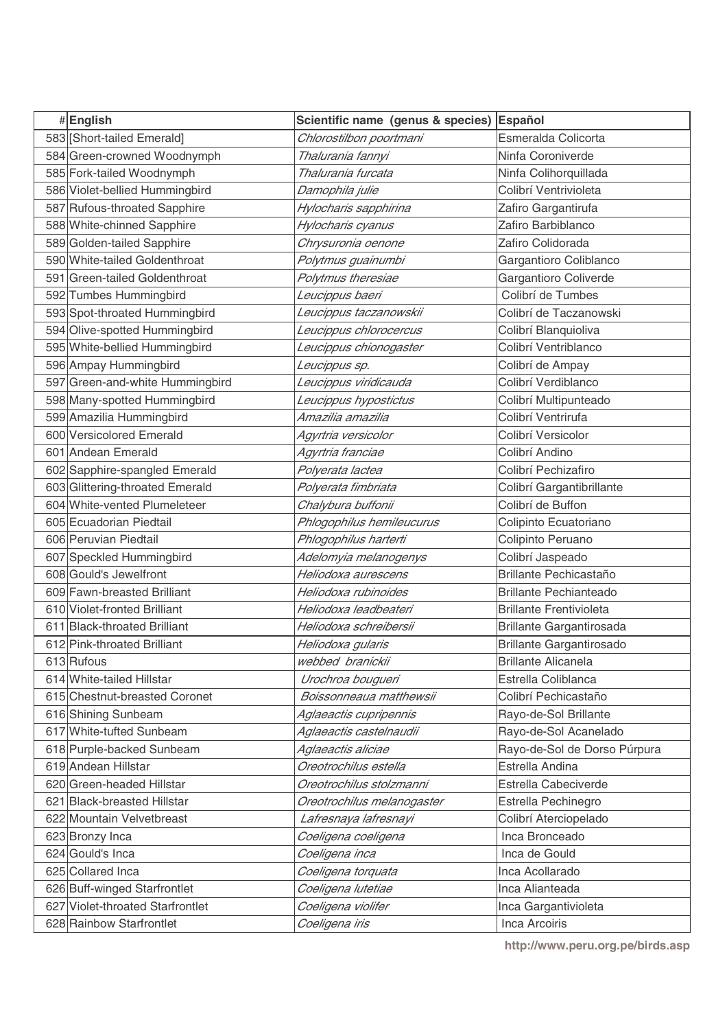| # | English | Scientific name (genus & species) | Español |
|---|---|---|---|
| 583 | [Short-tailed Emerald] | *Chlorostilbon poortmani* | Esmeralda Colicorta |
| 584 | Green-crowned Woodnymph | *Thalurania fannyi* | Ninfa Coroniverde |
| 585 | Fork-tailed Woodnymph | *Thalurania furcata* | Ninfa Colihorquillada |
| 586 | Violet-bellied Hummingbird | *Damophila julie* | Colibrí Ventrivioleta |
| 587 | Rufous-throated Sapphire | *Hylocharis sapphirina* | Zafiro Gargantirufa |
| 588 | White-chinned Sapphire | *Hylocharis cyanus* | Zafiro Barbiblanco |
| 589 | Golden-tailed Sapphire | *Chrysuronia oenone* | Zafiro Colidorada |
| 590 | White-tailed Goldenthroat | *Polytmus guainumbi* | Gargantioro Coliblanco |
| 591 | Green-tailed Goldenthroat | *Polytmus theresiae* | Gargantioro Coliverde |
| 592 | Tumbes Hummingbird | *Leucippus baeri* | Colibrí de Tumbes |
| 593 | Spot-throated Hummingbird | *Leucippus taczanowskii* | Colibrí de Taczanowski |
| 594 | Olive-spotted Hummingbird | *Leucippus chlorocercus* | Colibrí Blanquioliva |
| 595 | White-bellied Hummingbird | *Leucippus chionogaster* | Colibrí Ventriblanco |
| 596 | Ampay Hummingbird | *Leucippus sp.* | Colibrí de Ampay |
| 597 | Green-and-white Hummingbird | *Leucippus viridicauda* | Colibrí Verdiblanco |
| 598 | Many-spotted Hummingbird | *Leucippus hypostictus* | Colibrí Multipunteado |
| 599 | Amazilia Hummingbird | *Amazilia amazilia* | Colibrí Ventrirufa |
| 600 | Versicolored Emerald | *Agyrtria versicolor* | Colibrí Versicolor |
| 601 | Andean Emerald | *Agyrtria franciae* | Colibrí Andino |
| 602 | Sapphire-spangled Emerald | *Polyerata lactea* | Colibrí Pechizafiro |
| 603 | Glittering-throated Emerald | *Polyerata fimbriata* | Colibrí Gargantibrillante |
| 604 | White-vented Plumeleteer | *Chalybura buffonii* | Colibrí de Buffon |
| 605 | Ecuadorian Piedtail | *Phlogophilus hemileucurus* | Colipinto Ecuatoriano |
| 606 | Peruvian Piedtail | *Phlogophilus harterti* | Colipinto Peruano |
| 607 | Speckled Hummingbird | *Adelomyia melanogenys* | Colibrí Jaspeado |
| 608 | Gould's Jewelfront | *Heliodoxa aurescens* | Brillante Pechicastaño |
| 609 | Fawn-breasted Brilliant | *Heliodoxa rubinoides* | Brillante Pechianteado |
| 610 | Violet-fronted Brilliant | *Heliodoxa leadbeateri* | Brillante Frentivioleta |
| 611 | Black-throated Brilliant | *Heliodoxa schreibersii* | Brillante Gargantirosada |
| 612 | Pink-throated Brilliant | *Heliodoxa gularis* | Brillante Gargantirosado |
| 613 | Rufous | *webbed branickii* | Brillante Alicanela |
| 614 | White-tailed Hillstar | *Urochroa bougueri* | Estrella Coliblanca |
| 615 | Chestnut-breasted Coronet | *Boissonneaua matthewsii* | Colibrí Pechicastaño |
| 616 | Shining Sunbeam | *Aglaeactis cupripennis* | Rayo-de-Sol Brillante |
| 617 | White-tufted Sunbeam | *Aglaeactis castelnaudii* | Rayo-de-Sol Acanelado |
| 618 | Purple-backed Sunbeam | *Aglaeactis aliciae* | Rayo-de-Sol de Dorso Púrpura |
| 619 | Andean Hillstar | *Oreotrochilus estella* | Estrella Andina |
| 620 | Green-headed Hillstar | *Oreotrochilus stolzmanni* | Estrella Cabeciverde |
| 621 | Black-breasted Hillstar | *Oreotrochilus melanogaster* | Estrella Pechinegro |
| 622 | Mountain Velvetbreast | *Lafresnaya lafresnayi* | Colibrí Aterciopelado |
| 623 | Bronzy Inca | *Coeligena coeligena* | Inca Bronceado |
| 624 | Gould's Inca | *Coeligena inca* | Inca de Gould |
| 625 | Collared Inca | *Coeligena torquata* | Inca Acollarado |
| 626 | Buff-winged Starfrontlet | *Coeligena lutetiae* | Inca Alianteada |
| 627 | Violet-throated Starfrontlet | *Coeligena violifer* | Inca Gargantivioleta |
| 628 | Rainbow Starfrontlet | *Coeligena iris* | Inca Arcoiris |

**http://www.peru.org.pe/birds.asp**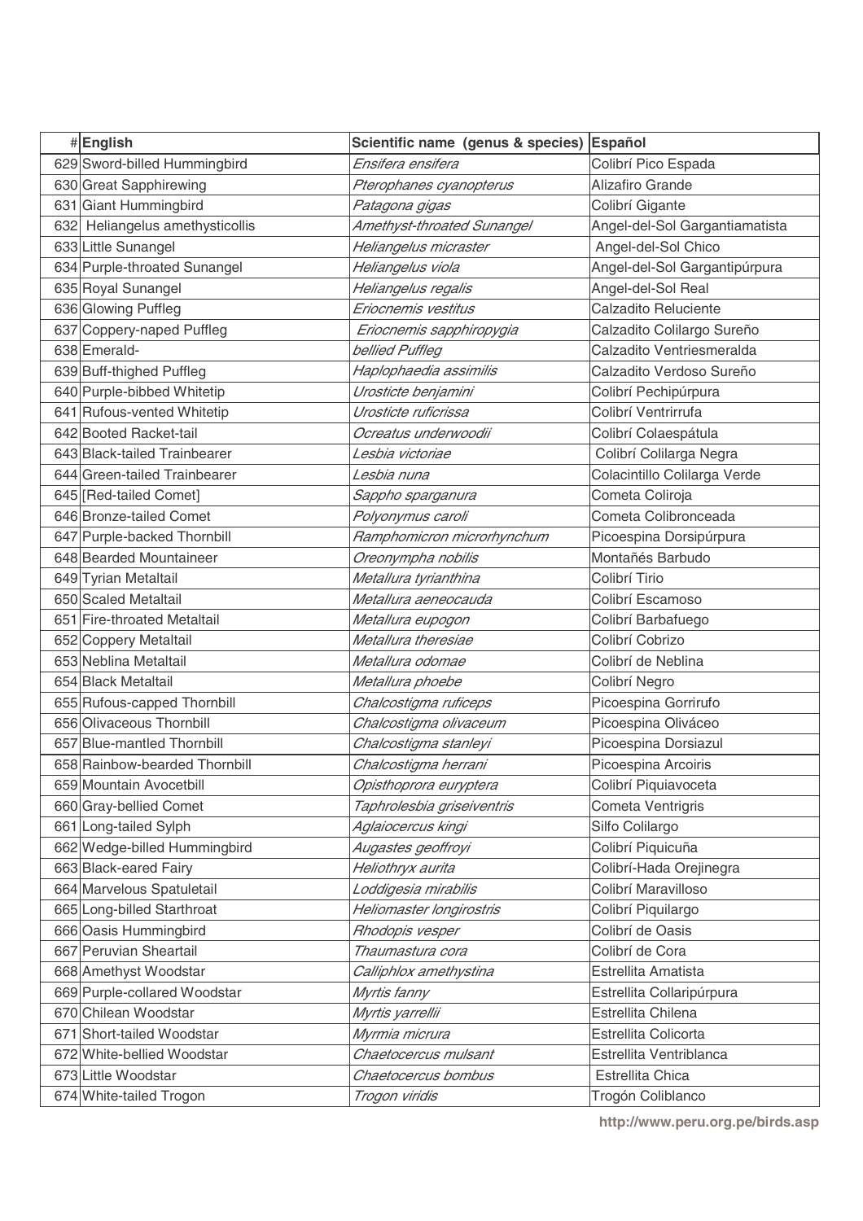| # | English | Scientific name (genus & species) | Español |
|---|---|---|---|
| 629 | Sword-billed Hummingbird | *Ensifera ensifera* | Colibrí Pico Espada |
| 630 | Great Sapphirewing | *Pterophanes cyanopterus* | Alizafiro Grande |
| 631 | Giant Hummingbird | *Patagona gigas* | Colibrí Gigante |
| 632 | Heliangelus amethysticollis | *Amethyst-throated Sunangel* | Angel-del-Sol Gargantiamatista |
| 633 | Little Sunangel | *Heliangelus micraster* | Angel-del-Sol Chico |
| 634 | Purple-throated Sunangel | *Heliangelus viola* | Angel-del-Sol Gargantipúrpura |
| 635 | Royal Sunangel | *Heliangelus regalis* | Angel-del-Sol Real |
| 636 | Glowing Puffleg | *Eriocnemis vestitus* | Calzadito Reluciente |
| 637 | Coppery-naped Puffleg | *Eriocnemis sapphiropygia* | Calzadito Colilargo Sureño |
| 638 | Emerald- | *bellied Puffleg* | Calzadito Ventriesmeralda |
| 639 | Buff-thighed Puffleg | *Haplophaedia assimilis* | Calzadito Verdoso Sureño |
| 640 | Purple-bibbed Whitetip | *Urosticte benjamini* | Colibrí Pechipúrpura |
| 641 | Rufous-vented Whitetip | *Urosticte ruficrissa* | Colibrí Ventrirrufa |
| 642 | Booted Racket-tail | *Ocreatus underwoodii* | Colibrí Colaespátula |
| 643 | Black-tailed Trainbearer | *Lesbia victoriae* | Colibrí Colilarga Negra |
| 644 | Green-tailed Trainbearer | *Lesbia nuna* | Colacintillo Colilarga Verde |
| 645 | [Red-tailed Comet] | *Sappho sparganura* | Cometa Coliroja |
| 646 | Bronze-tailed Comet | *Polyonymus caroli* | Cometa Colibronceada |
| 647 | Purple-backed Thornbill | *Ramphomicron microrhynchum* | Picoespina Dorsipúrpura |
| 648 | Bearded Mountaineer | *Oreonympha nobilis* | Montañés Barbudo |
| 649 | Tyrian Metaltail | *Metallura tyrianthina* | Colibrí Tirio |
| 650 | Scaled Metaltail | *Metallura aeneocauda* | Colibrí Escamoso |
| 651 | Fire-throated Metaltail | *Metallura eupogon* | Colibrí Barbafuego |
| 652 | Coppery Metaltail | *Metallura theresiae* | Colibrí Cobrizo |
| 653 | Neblina Metaltail | *Metallura odomae* | Colibrí de Neblina |
| 654 | Black Metaltail | *Metallura phoebe* | Colibrí Negro |
| 655 | Rufous-capped Thornbill | *Chalcostigma ruficeps* | Picoespina Gorrirufo |
| 656 | Olivaceous Thornbill | *Chalcostigma olivaceum* | Picoespina Oliváceo |
| 657 | Blue-mantled Thornbill | *Chalcostigma stanleyi* | Picoespina Dorsiazul |
| 658 | Rainbow-bearded Thornbill | *Chalcostigma herrani* | Picoespina Arcoiris |
| 659 | Mountain Avocetbill | *Opisthoprora euryptera* | Colibrí Piquiavoceta |
| 660 | Gray-bellied Comet | *Taphrolesbia griseiventris* | Cometa Ventrigris |
| 661 | Long-tailed Sylph | *Aglaiocercus kingi* | Silfo Colilargo |
| 662 | Wedge-billed Hummingbird | *Augastes geoffroyi* | Colibrí Piquicuña |
| 663 | Black-eared Fairy | *Heliothryx aurita* | Colibrí-Hada Orejinegra |
| 664 | Marvelous Spatuletail | *Loddigesia mirabilis* | Colibrí Maravilloso |
| 665 | Long-billed Starthroat | *Heliomaster longirostris* | Colibrí Piquilargo |
| 666 | Oasis Hummingbird | *Rhodopis vesper* | Colibrí de Oasis |
| 667 | Peruvian Sheartail | *Thaumastura cora* | Colibrí de Cora |
| 668 | Amethyst Woodstar | *Calliphlox amethystina* | Estrellita Amatista |
| 669 | Purple-collared Woodstar | *Myrtis fanny* | Estrellita Collaripúrpura |
| 670 | Chilean Woodstar | *Myrtis yarrellii* | Estrellita Chilena |
| 671 | Short-tailed Woodstar | *Myrmia micrura* | Estrellita Colicorta |
| 672 | White-bellied Woodstar | *Chaetocercus mulsant* | Estrellita Ventriblanca |
| 673 | Little Woodstar | *Chaetocercus bombus* | Estrellita Chica |
| 674 | White-tailed Trogon | *Trogon viridis* | Trogón Coliblanco |

http://www.peru.org.pe/birds.asp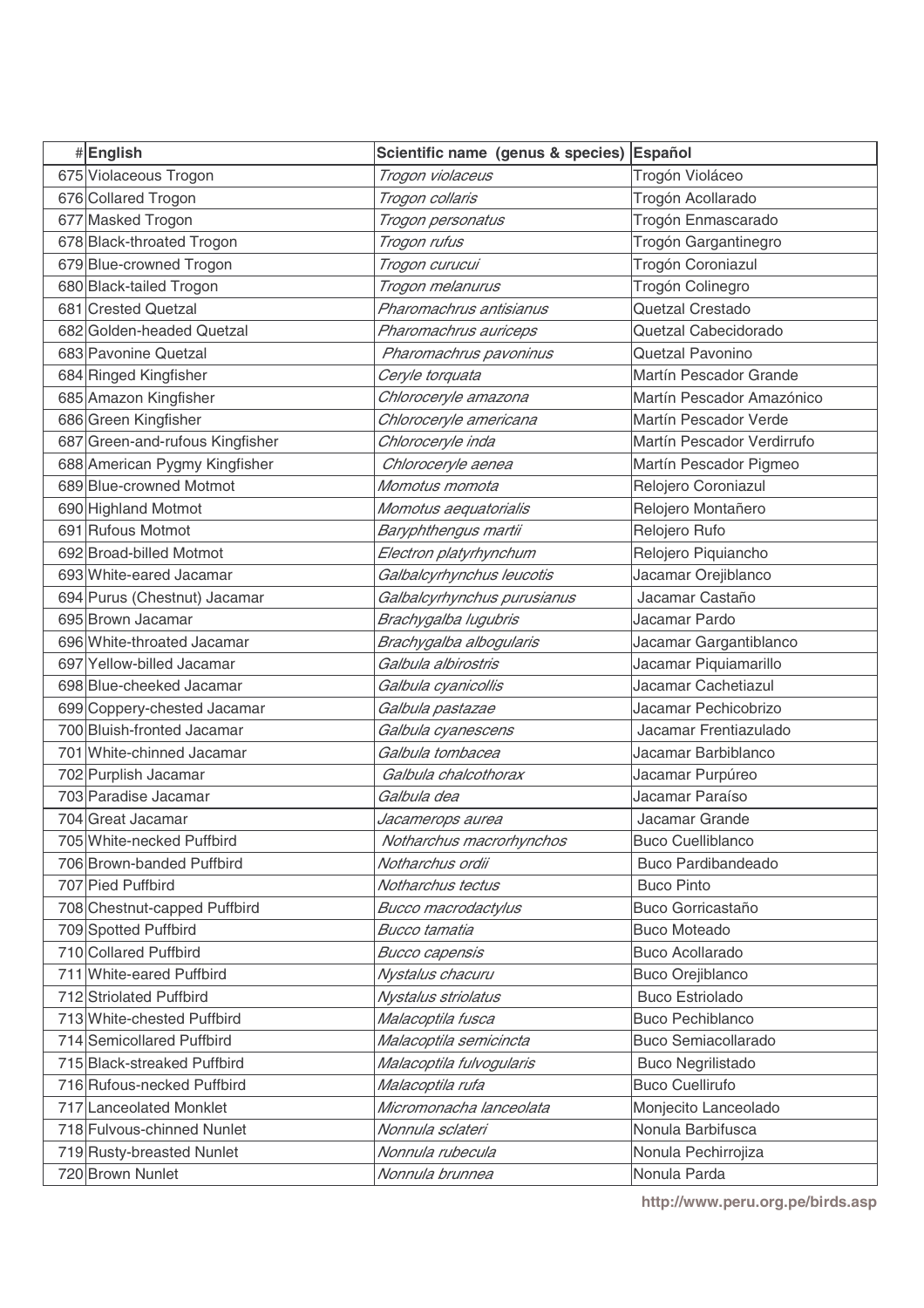| # | English | Scientific name (genus & species) | Español |
|---|---|---|---|
| 675 | Violaceous Trogon | *Trogon violaceus* | Trogón Violáceo |
| 676 | Collared Trogon | *Trogon collaris* | Trogón Acollarado |
| 677 | Masked Trogon | *Trogon personatus* | Trogón Enmascarado |
| 678 | Black-throated Trogon | *Trogon rufus* | Trogón Gargantinegro |
| 679 | Blue-crowned Trogon | *Trogon curucui* | Trogón Coroniazul |
| 680 | Black-tailed Trogon | *Trogon melanurus* | Trogón Colinegro |
| 681 | Crested Quetzal | *Pharomachrus antisianus* | Quetzal Crestado |
| 682 | Golden-headed Quetzal | *Pharomachrus auriceps* | Quetzal Cabecidorado |
| 683 | Pavonine Quetzal | *Pharomachrus pavoninus* | Quetzal Pavonino |
| 684 | Ringed Kingfisher | *Ceryle torquata* | Martín Pescador Grande |
| 685 | Amazon Kingfisher | *Chloroceryle amazona* | Martín Pescador Amazónico |
| 686 | Green Kingfisher | *Chloroceryle americana* | Martín Pescador Verde |
| 687 | Green-and-rufous Kingfisher | *Chloroceryle inda* | Martín Pescador Verdirrufo |
| 688 | American Pygmy Kingfisher | *Chloroceryle aenea* | Martín Pescador Pigmeo |
| 689 | Blue-crowned Motmot | *Momotus momota* | Relojero Coroniazul |
| 690 | Highland Motmot | *Momotus aequatorialis* | Relojero Montañero |
| 691 | Rufous Motmot | *Baryphthengus martii* | Relojero Rufo |
| 692 | Broad-billed Motmot | *Electron platyrhynchum* | Relojero Piquiancho |
| 693 | White-eared Jacamar | *Galbalcyrhynchus leucotis* | Jacamar Orejiblanco |
| 694 | Purus (Chestnut) Jacamar | *Galbalcyrhynchus purusianus* | Jacamar Castaño |
| 695 | Brown Jacamar | *Brachygalba lugubris* | Jacamar Pardo |
| 696 | White-throated Jacamar | *Brachygalba albogularis* | Jacamar Gargantiblanco |
| 697 | Yellow-billed Jacamar | *Galbula albirostris* | Jacamar Piquiamarillo |
| 698 | Blue-cheeked Jacamar | *Galbula cyanicollis* | Jacamar Cachetiazul |
| 699 | Coppery-chested Jacamar | *Galbula pastazae* | Jacamar Pechicobrizo |
| 700 | Bluish-fronted Jacamar | *Galbula cyanescens* | Jacamar Frentiazulado |
| 701 | White-chinned Jacamar | *Galbula tombacea* | Jacamar Barbiblanco |
| 702 | Purplish Jacamar | *Galbula chalcothorax* | Jacamar Purpúreo |
| 703 | Paradise Jacamar | *Galbula dea* | Jacamar Paraíso |
| 704 | Great Jacamar | *Jacamerops aurea* | Jacamar Grande |
| 705 | White-necked Puffbird | *Notharchus macrorhynchos* | Buco Cuelliblanco |
| 706 | Brown-banded Puffbird | *Notharchus ordii* | Buco Pardibandeado |
| 707 | Pied Puffbird | *Notharchus tectus* | Buco Pinto |
| 708 | Chestnut-capped Puffbird | *Bucco macrodactylus* | Buco Gorricastaño |
| 709 | Spotted Puffbird | *Bucco tamatia* | Buco Moteado |
| 710 | Collared Puffbird | *Bucco capensis* | Buco Acollarado |
| 711 | White-eared Puffbird | *Nystalus chacuru* | Buco Orejiblanco |
| 712 | Striolated Puffbird | *Nystalus striolatus* | Buco Estriolado |
| 713 | White-chested Puffbird | *Malacoptila fusca* | Buco Pechiblanco |
| 714 | Semicollared Puffbird | *Malacoptila semicincta* | Buco Semiacollarado |
| 715 | Black-streaked Puffbird | *Malacoptila fulvogularis* | Buco Negrilistado |
| 716 | Rufous-necked Puffbird | *Malacoptila rufa* | Buco Cuellirufo |
| 717 | Lanceolated Monklet | *Micromonacha lanceolata* | Monjecito Lanceolado |
| 718 | Fulvous-chinned Nunlet | *Nonnula sclateri* | Nonula Barbifusca |
| 719 | Rusty-breasted Nunlet | *Nonnula rubecula* | Nonula Pechirrojiza |
| 720 | Brown Nunlet | *Nonnula brunnea* | Nonula Parda |

http://www.peru.org.pe/birds.asp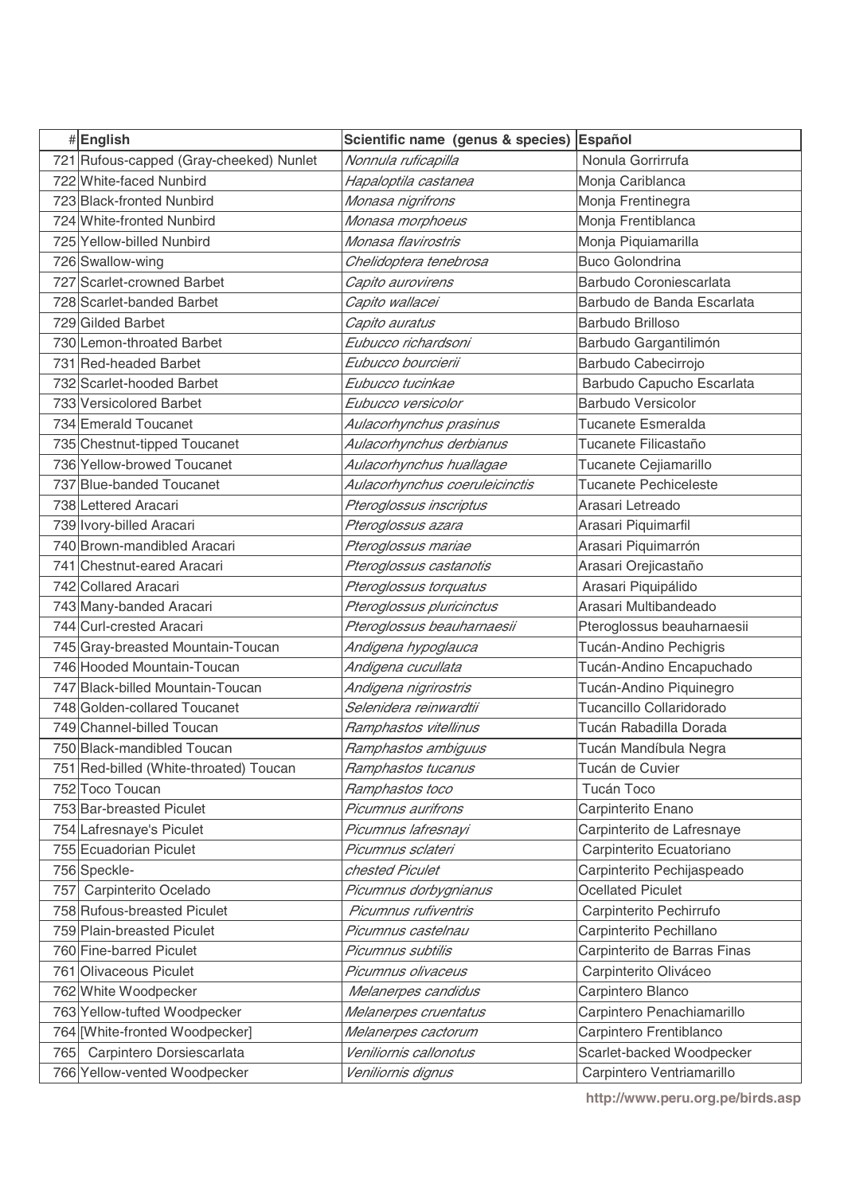| # | English | Scientific name (genus & species) | Español |
|---|---|---|---|
| 721 | Rufous-capped (Gray-cheeked) Nunlet | *Nonnula ruficapilla* | Nonula Gorrirrufa |
| 722 | White-faced Nunbird | *Hapaloptila castanea* | Monja Cariblanca |
| 723 | Black-fronted Nunbird | *Monasa nigrifrons* | Monja Frentinegra |
| 724 | White-fronted Nunbird | *Monasa morphoeus* | Monja Frentiblanca |
| 725 | Yellow-billed Nunbird | *Monasa flavirostris* | Monja Piquiamarilla |
| 726 | Swallow-wing | *Chelidoptera tenebrosa* | Buco Golondrina |
| 727 | Scarlet-crowned Barbet | *Capito aurovirens* | Barbudo Coroniescarlata |
| 728 | Scarlet-banded Barbet | *Capito wallacei* | Barbudo de Banda Escarlata |
| 729 | Gilded Barbet | *Capito auratus* | Barbudo Brilloso |
| 730 | Lemon-throated Barbet | *Eubucco richardsoni* | Barbudo Gargantilimón |
| 731 | Red-headed Barbet | *Eubucco bourcierii* | Barbudo Cabecirrojo |
| 732 | Scarlet-hooded Barbet | *Eubucco tucinkae* | Barbudo Capucho Escarlata |
| 733 | Versicolored Barbet | *Eubucco versicolor* | Barbudo Versicolor |
| 734 | Emerald Toucanet | *Aulacorhynchus prasinus* | Tucanete Esmeralda |
| 735 | Chestnut-tipped Toucanet | *Aulacorhynchus derbianus* | Tucanete Filicastaño |
| 736 | Yellow-browed Toucanet | *Aulacorhynchus huallagae* | Tucanete Cejiamarillo |
| 737 | Blue-banded Toucanet | *Aulacorhynchus coeruleicinctis* | Tucanete Pechiceleste |
| 738 | Lettered Aracari | *Pteroglossus inscriptus* | Arasari Letreado |
| 739 | Ivory-billed Aracari | *Pteroglossus azara* | Arasari Piquimarfil |
| 740 | Brown-mandibled Aracari | *Pteroglossus mariae* | Arasari Piquimarrón |
| 741 | Chestnut-eared Aracari | *Pteroglossus castanotis* | Arasari Orejicastaño |
| 742 | Collared Aracari | *Pteroglossus torquatus* | Arasari Piquipálido |
| 743 | Many-banded Aracari | *Pteroglossus pluricinctus* | Arasari Multibandeado |
| 744 | Curl-crested Aracari | *Pteroglossus beauharnaesii* | Pteroglossus beauharnaesii |
| 745 | Gray-breasted Mountain-Toucan | *Andigena hypoglauca* | Tucán-Andino Pechigris |
| 746 | Hooded Mountain-Toucan | *Andigena cucullata* | Tucán-Andino Encapuchado |
| 747 | Black-billed Mountain-Toucan | *Andigena nigrirostris* | Tucán-Andino Piquinegro |
| 748 | Golden-collared Toucanet | *Selenidera reinwardtii* | Tucancillo Collaridorado |
| 749 | Channel-billed Toucan | *Ramphastos vitellinus* | Tucán Rabadilla Dorada |
| 750 | Black-mandibled Toucan | *Ramphastos ambiguus* | Tucán Mandíbula Negra |
| 751 | Red-billed (White-throated) Toucan | *Ramphastos tucanus* | Tucán de Cuvier |
| 752 | Toco Toucan | *Ramphastos toco* | Tucán Toco |
| 753 | Bar-breasted Piculet | *Picumnus aurifrons* | Carpinterito Enano |
| 754 | Lafresnaye's Piculet | *Picumnus lafresnayi* | Carpinterito de Lafresnaye |
| 755 | Ecuadorian Piculet | *Picumnus sclateri* | Carpinterito Ecuatoriano |
| 756 | Speckle- | *chested Piculet* | Carpinterito Pechijaspeado |
| 757 | Carpinterito Ocelado | *Picumnus dorbygnianus* | Ocellated Piculet |
| 758 | Rufous-breasted Piculet | *Picumnus rufiventris* | Carpinterito Pechirrufo |
| 759 | Plain-breasted Piculet | *Picumnus castelnau* | Carpinterito Pechillano |
| 760 | Fine-barred Piculet | *Picumnus subtilis* | Carpinterito de Barras Finas |
| 761 | Olivaceous Piculet | *Picumnus olivaceus* | Carpinterito Oliváceo |
| 762 | White Woodpecker | *Melanerpes candidus* | Carpintero Blanco |
| 763 | Yellow-tufted Woodpecker | *Melanerpes cruentatus* | Carpintero Penachiamarillo |
| 764 | [White-fronted Woodpecker] | *Melanerpes cactorum* | Carpintero Frentiblanco |
| 765 | Carpintero Dorsiescarlata | *Veniliornis callonotus* | Scarlet-backed Woodpecker |
| 766 | Yellow-vented Woodpecker | *Veniliornis dignus* | Carpintero Ventriamarillo |

http://www.peru.org.pe/birds.asp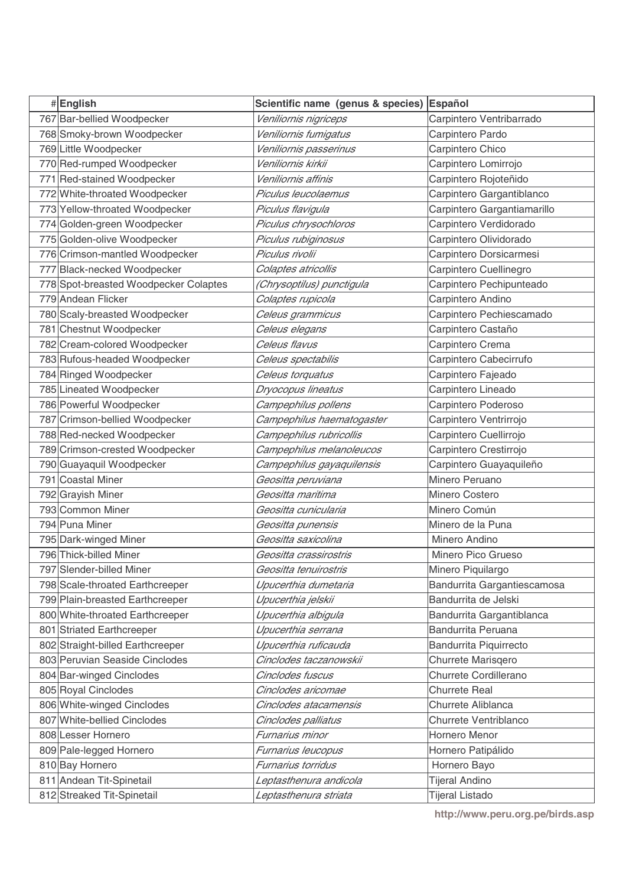| # | English | Scientific name (genus & species) | Español |
|---|---|---|---|
| 767 | Bar-bellied Woodpecker | *Veniliornis nigriceps* | Carpintero Ventribarrado |
| 768 | Smoky-brown Woodpecker | *Veniliornis fumigatus* | Carpintero Pardo |
| 769 | Little Woodpecker | *Veniliornis passerinus* | Carpintero Chico |
| 770 | Red-rumped Woodpecker | *Veniliornis kirkii* | Carpintero Lomirrojo |
| 771 | Red-stained Woodpecker | *Veniliornis affinis* | Carpintero Rojoteñido |
| 772 | White-throated Woodpecker | *Piculus leucolaemus* | Carpintero Gargantiblanco |
| 773 | Yellow-throated Woodpecker | *Piculus flavigula* | Carpintero Gargantiamarillo |
| 774 | Golden-green Woodpecker | *Piculus chrysochloros* | Carpintero Verdidorado |
| 775 | Golden-olive Woodpecker | *Piculus rubiginosus* | Carpintero Olividorado |
| 776 | Crimson-mantled Woodpecker | *Piculus rivolii* | Carpintero Dorsicarmesi |
| 777 | Black-necked Woodpecker | *Colaptes atricollis* | Carpintero Cuellinegro |
| 778 | Spot-breasted Woodpecker Colaptes | *(Chrysoptilus) punctigula* | Carpintero Pechipunteado |
| 779 | Andean Flicker | *Colaptes rupicola* | Carpintero Andino |
| 780 | Scaly-breasted Woodpecker | *Celeus grammicus* | Carpintero Pechiescamado |
| 781 | Chestnut Woodpecker | *Celeus elegans* | Carpintero Castaño |
| 782 | Cream-colored Woodpecker | *Celeus flavus* | Carpintero Crema |
| 783 | Rufous-headed Woodpecker | *Celeus spectabilis* | Carpintero Cabecirrufo |
| 784 | Ringed Woodpecker | *Celeus torquatus* | Carpintero Fajeado |
| 785 | Lineated Woodpecker | *Dryocopus lineatus* | Carpintero Lineado |
| 786 | Powerful Woodpecker | *Campephilus pollens* | Carpintero Poderoso |
| 787 | Crimson-bellied Woodpecker | *Campephilus haematogaster* | Carpintero Ventrirrojo |
| 788 | Red-necked Woodpecker | *Campephilus rubricollis* | Carpintero Cuellirrojo |
| 789 | Crimson-crested Woodpecker | *Campephilus melanoleucos* | Carpintero Crestirrojo |
| 790 | Guayaquil Woodpecker | *Campephilus gayaquilensis* | Carpintero Guayaquileño |
| 791 | Coastal Miner | *Geositta peruviana* | Minero Peruano |
| 792 | Grayish Miner | *Geositta maritima* | Minero Costero |
| 793 | Common Miner | *Geositta cunicularia* | Minero Común |
| 794 | Puna Miner | *Geositta punensis* | Minero de la Puna |
| 795 | Dark-winged Miner | *Geositta saxicolina* | Minero Andino |
| 796 | Thick-billed Miner | *Geositta crassirostris* | Minero Pico Grueso |
| 797 | Slender-billed Miner | *Geositta tenuirostris* | Minero Piquilargo |
| 798 | Scale-throated Earthcreeper | *Upucerthia dumetaria* | Bandurrita Gargantiescamosa |
| 799 | Plain-breasted Earthcreeper | *Upucerthia jelskii* | Bandurrita de Jelski |
| 800 | White-throated Earthcreeper | *Upucerthia albigula* | Bandurrita Gargantiblanca |
| 801 | Striated Earthcreeper | *Upucerthia serrana* | Bandurrita Peruana |
| 802 | Straight-billed Earthcreeper | *Upucerthia ruficauda* | Bandurrita Piquirrecto |
| 803 | Peruvian Seaside Cinclodes | *Cinclodes taczanowskii* | Churrete Marisqero |
| 804 | Bar-winged Cinclodes | *Cinclodes fuscus* | Churrete Cordillerano |
| 805 | Royal Cinclodes | *Cinclodes aricomae* | Churrete Real |
| 806 | White-winged Cinclodes | *Cinclodes atacamensis* | Churrete Aliblanca |
| 807 | White-bellied Cinclodes | *Cinclodes palliatus* | Churrete Ventriblanco |
| 808 | Lesser Hornero | *Furnarius minor* | Hornero Menor |
| 809 | Pale-legged Hornero | *Furnarius leucopus* | Hornero Patipálido |
| 810 | Bay Hornero | *Furnarius torridus* | Hornero Bayo |
| 811 | Andean Tit-Spinetail | *Leptasthenura andicola* | Tijeral Andino |
| 812 | Streaked Tit-Spinetail | *Leptasthenura striata* | Tijeral Listado |

http://www.peru.org.pe/birds.asp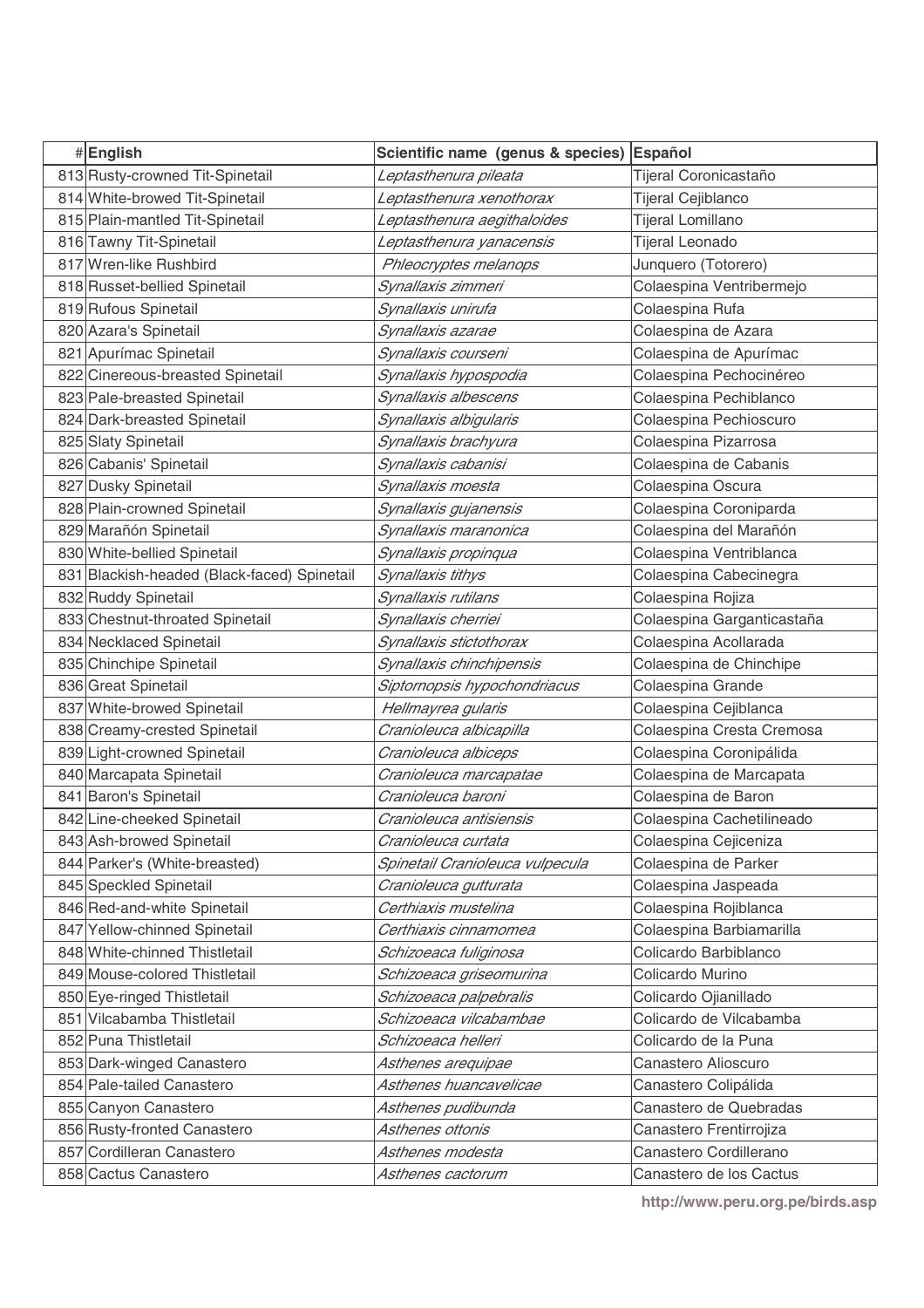| # | English | Scientific name (genus & species) | Español |
|---|---|---|---|
| 813 | Rusty-crowned Tit-Spinetail | *Leptasthenura pileata* | Tijeral Coronicastaño |
| 814 | White-browed Tit-Spinetail | *Leptasthenura xenothorax* | Tijeral Cejiblanco |
| 815 | Plain-mantled Tit-Spinetail | *Leptasthenura aegithaloides* | Tijeral Lomillano |
| 816 | Tawny Tit-Spinetail | *Leptasthenura yanacensis* | Tijeral Leonado |
| 817 | Wren-like Rushbird | *Phleocryptes melanops* | Junquero (Totorero) |
| 818 | Russet-bellied Spinetail | *Synallaxis zimmeri* | Colaespina Ventribermejo |
| 819 | Rufous Spinetail | *Synallaxis unirufa* | Colaespina Rufa |
| 820 | Azara's Spinetail | *Synallaxis azarae* | Colaespina de Azara |
| 821 | Apurímac Spinetail | *Synallaxis courseni* | Colaespina de Apurímac |
| 822 | Cinereous-breasted Spinetail | *Synallaxis hypospodia* | Colaespina Pechocinéreo |
| 823 | Pale-breasted Spinetail | *Synallaxis albescens* | Colaespina Pechiblanco |
| 824 | Dark-breasted Spinetail | *Synallaxis albigularis* | Colaespina Pechioscuro |
| 825 | Slaty Spinetail | *Synallaxis brachyura* | Colaespina Pizarrosa |
| 826 | Cabanis' Spinetail | *Synallaxis cabanisi* | Colaespina de Cabanis |
| 827 | Dusky Spinetail | *Synallaxis moesta* | Colaespina Oscura |
| 828 | Plain-crowned Spinetail | *Synallaxis gujanensis* | Colaespina Coroniparda |
| 829 | Marañón Spinetail | *Synallaxis maranonica* | Colaespina del Marañón |
| 830 | White-bellied Spinetail | *Synallaxis propinqua* | Colaespina Ventriblanca |
| 831 | Blackish-headed (Black-faced) Spinetail | *Synallaxis tithys* | Colaespina Cabecinegra |
| 832 | Ruddy Spinetail | *Synallaxis rutilans* | Colaespina Rojiza |
| 833 | Chestnut-throated Spinetail | *Synallaxis cherriei* | Colaespina Garganticastaña |
| 834 | Necklaced Spinetail | *Synallaxis stictothorax* | Colaespina Acollarada |
| 835 | Chinchipe Spinetail | *Synallaxis chinchipensis* | Colaespina de Chinchipe |
| 836 | Great Spinetail | *Siptornopsis hypochondriacus* | Colaespina Grande |
| 837 | White-browed Spinetail | *Hellmayrea gularis* | Colaespina Cejiblanca |
| 838 | Creamy-crested Spinetail | *Cranioleuca albicapilla* | Colaespina Cresta Cremosa |
| 839 | Light-crowned Spinetail | *Cranioleuca albiceps* | Colaespina Coronipálida |
| 840 | Marcapata Spinetail | *Cranioleuca marcapatae* | Colaespina de Marcapata |
| 841 | Baron's Spinetail | *Cranioleuca baroni* | Colaespina de Baron |
| 842 | Line-cheeked Spinetail | *Cranioleuca antisiensis* | Colaespina Cachetilineado |
| 843 | Ash-browed Spinetail | *Cranioleuca curtata* | Colaespina Cejiceniza |
| 844 | Parker's (White-breasted) | *Spinetail Cranioleuca vulpecula* | Colaespina de Parker |
| 845 | Speckled Spinetail | *Cranioleuca gutturata* | Colaespina Jaspeada |
| 846 | Red-and-white Spinetail | *Certhiaxis mustelina* | Colaespina Rojiblanca |
| 847 | Yellow-chinned Spinetail | *Certhiaxis cinnamomea* | Colaespina Barbiamarilla |
| 848 | White-chinned Thistletail | *Schizoeaca fuliginosa* | Colicardo Barbiblanco |
| 849 | Mouse-colored Thistletail | *Schizoeaca griseomurina* | Colicardo Murino |
| 850 | Eye-ringed Thistletail | *Schizoeaca palpebralis* | Colicardo Ojianillado |
| 851 | Vilcabamba Thistletail | *Schizoeaca vilcabambae* | Colicardo de Vilcabamba |
| 852 | Puna Thistletail | *Schizoeaca helleri* | Colicardo de la Puna |
| 853 | Dark-winged Canastero | *Asthenes arequipae* | Canastero Alioscuro |
| 854 | Pale-tailed Canastero | *Asthenes huancavelicae* | Canastero Colipálida |
| 855 | Canyon Canastero | *Asthenes pudibunda* | Canastero de Quebradas |
| 856 | Rusty-fronted Canastero | *Asthenes ottonis* | Canastero Frentirrojiza |
| 857 | Cordilleran Canastero | *Asthenes modesta* | Canastero Cordillerano |
| 858 | Cactus Canastero | *Asthenes cactorum* | Canastero de los Cactus |

http://www.peru.org.pe/birds.asp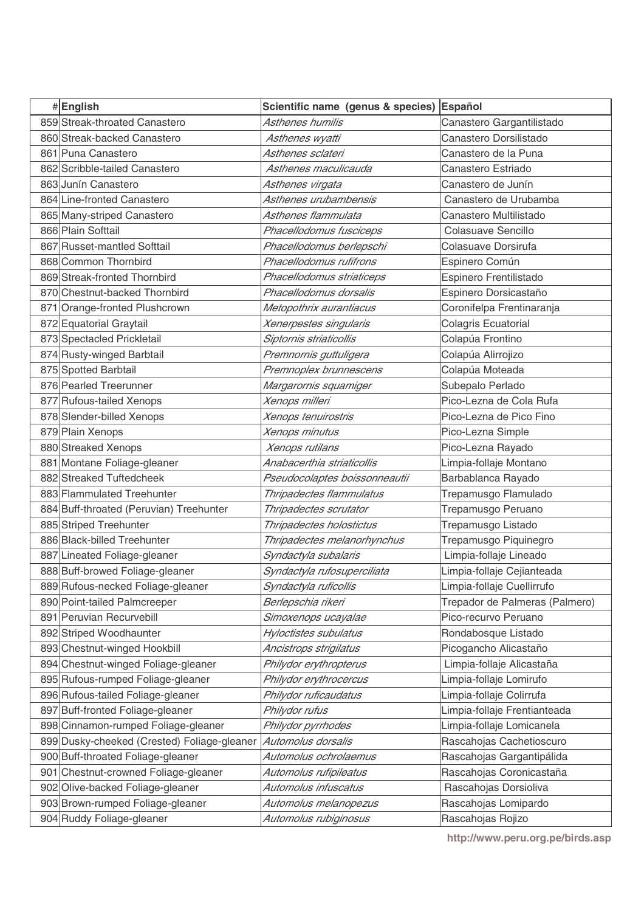| # | English | Scientific name (genus & species) | Español |
|---|---|---|---|
| 859 | Streak-throated Canastero | *Asthenes humilis* | Canastero Gargantilistado |
| 860 | Streak-backed Canastero | *Asthenes wyatti* | Canastero Dorsilistado |
| 861 | Puna Canastero | *Asthenes sclateri* | Canastero de la Puna |
| 862 | Scribble-tailed Canastero | *Asthenes maculicauda* | Canastero Estriado |
| 863 | Junín Canastero | *Asthenes virgata* | Canastero de Junín |
| 864 | Line-fronted Canastero | *Asthenes urubambensis* | Canastero de Urubamba |
| 865 | Many-striped Canastero | *Asthenes flammulata* | Canastero Multilistado |
| 866 | Plain Softtail | *Phacellodomus fusciceps* | Colasuave Sencillo |
| 867 | Russet-mantled Softtail | *Phacellodomus berlepschi* | Colasuave Dorsirufa |
| 868 | Common Thornbird | *Phacellodomus rufifrons* | Espinero Común |
| 869 | Streak-fronted Thornbird | *Phacellodomus striaticeps* | Espinero Frentilistado |
| 870 | Chestnut-backed Thornbird | *Phacellodomus dorsalis* | Espinero Dorsicastaño |
| 871 | Orange-fronted Plushcrown | *Metopothrix aurantiacus* | Coronifelpa Frentinaranja |
| 872 | Equatorial Graytail | *Xenerpestes singularis* | Colagris Ecuatorial |
| 873 | Spectacled Prickletail | *Siptornis striaticollis* | Colapúa Frontino |
| 874 | Rusty-winged Barbtail | *Premnornis guttuligera* | Colapúa Alirrojizo |
| 875 | Spotted Barbtail | *Premnoplex brunnescens* | Colapúa Moteada |
| 876 | Pearled Treerunner | *Margarornis squamiger* | Subepalo Perlado |
| 877 | Rufous-tailed Xenops | *Xenops milleri* | Pico-Lezna de Cola Rufa |
| 878 | Slender-billed Xenops | *Xenops tenuirostris* | Pico-Lezna de Pico Fino |
| 879 | Plain Xenops | *Xenops minutus* | Pico-Lezna Simple |
| 880 | Streaked Xenops | *Xenops rutilans* | Pico-Lezna Rayado |
| 881 | Montane Foliage-gleaner | *Anabacerthia striaticollis* | Limpia-follaje Montano |
| 882 | Streaked Tuftedcheek | *Pseudocolaptes boissonneautii* | Barbablanca Rayado |
| 883 | Flammulated Treehunter | *Thripadectes flammulatus* | Trepamusgo Flamulado |
| 884 | Buff-throated (Peruvian) Treehunter | *Thripadectes scrutator* | Trepamusgo Peruano |
| 885 | Striped Treehunter | *Thripadectes holostictus* | Trepamusgo Listado |
| 886 | Black-billed Treehunter | *Thripadectes melanorhynchus* | Trepamusgo Piquinegro |
| 887 | Lineated Foliage-gleaner | *Syndactyla subalaris* | Limpia-follaje Lineado |
| 888 | Buff-browed Foliage-gleaner | *Syndactyla rufosuperciliata* | Limpia-follaje Cejianteada |
| 889 | Rufous-necked Foliage-gleaner | *Syndactyla ruficollis* | Limpia-follaje Cuellirrufo |
| 890 | Point-tailed Palmcreeper | *Berlepschia rikeri* | Trepador de Palmeras (Palmero) |
| 891 | Peruvian Recurvebill | *Simoxenops ucayalae* | Pico-recurvo Peruano |
| 892 | Striped Woodhaunter | *Hyloctistes subulatus* | Rondabosque Listado |
| 893 | Chestnut-winged Hookbill | *Ancistrops strigilatus* | Picogancho Alicastaño |
| 894 | Chestnut-winged Foliage-gleaner | *Philydor erythropterus* | Limpia-follaje Alicastaña |
| 895 | Rufous-rumped Foliage-gleaner | *Philydor erythrocercus* | Limpia-follaje Lomirufo |
| 896 | Rufous-tailed Foliage-gleaner | *Philydor ruficaudatus* | Limpia-follaje Colirrufa |
| 897 | Buff-fronted Foliage-gleaner | *Philydor rufus* | Limpia-follaje Frentianteada |
| 898 | Cinnamon-rumped Foliage-gleaner | *Philydor pyrrhodes* | Limpia-follaje Lomicanela |
| 899 | Dusky-cheeked (Crested) Foliage-gleaner | *Automolus dorsalis* | Rascahojas Cachetioscuro |
| 900 | Buff-throated Foliage-gleaner | *Automolus ochrolaemus* | Rascahojas Gargantipálida |
| 901 | Chestnut-crowned Foliage-gleaner | *Automolus rufipileatus* | Rascahojas Coronicastaña |
| 902 | Olive-backed Foliage-gleaner | *Automolus infuscatus* | Rascahojas Dorsioliva |
| 903 | Brown-rumped Foliage-gleaner | *Automolus melanopezus* | Rascahojas Lomipardo |
| 904 | Ruddy Foliage-gleaner | *Automolus rubiginosus* | Rascahojas Rojizo |

http://www.peru.org.pe/birds.asp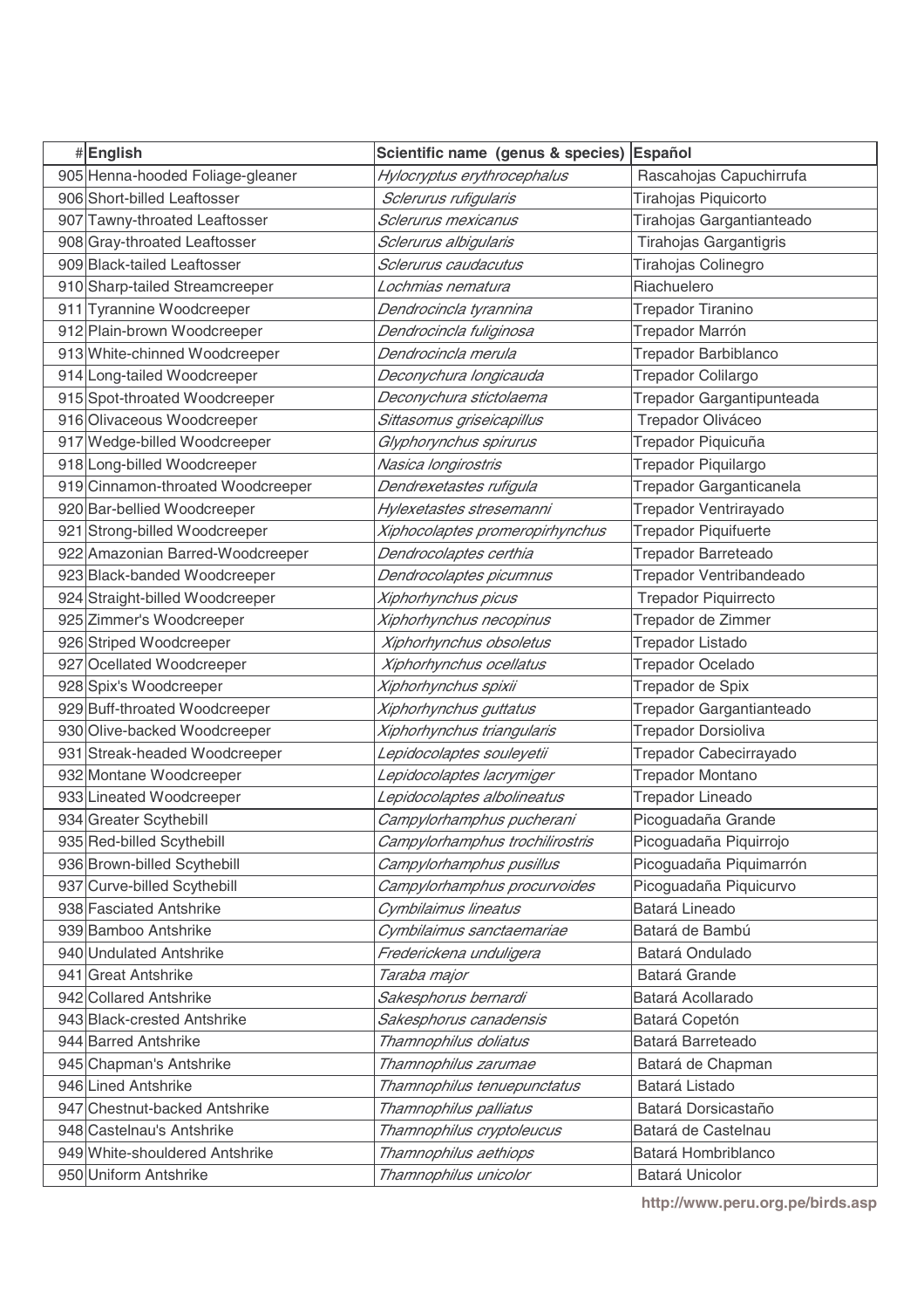| # | English | Scientific name (genus & species) | Español |
|---|---|---|---|
| 905 | Henna-hooded Foliage-gleaner | *Hylocryptus erythrocephalus* | Rascahojas Capuchirrufa |
| 906 | Short-billed Leaftosser | *Sclerurus rufigularis* | Tirahojas Piquicorto |
| 907 | Tawny-throated Leaftosser | *Sclerurus mexicanus* | Tirahojas Gargantianteado |
| 908 | Gray-throated Leaftosser | *Sclerurus albigularis* | Tirahojas Gargantigris |
| 909 | Black-tailed Leaftosser | *Sclerurus caudacutus* | Tirahojas Colinegro |
| 910 | Sharp-tailed Streamcreeper | *Lochmias nematura* | Riachuelero |
| 911 | Tyrannine Woodcreeper | *Dendrocincla tyrannina* | Trepador Tiranino |
| 912 | Plain-brown Woodcreeper | *Dendrocincla fuliginosa* | Trepador Marrón |
| 913 | White-chinned Woodcreeper | *Dendrocincla merula* | Trepador Barbiblanco |
| 914 | Long-tailed Woodcreeper | *Deconychura longicauda* | Trepador Colilargo |
| 915 | Spot-throated Woodcreeper | *Deconychura stictolaema* | Trepador Gargantipunteada |
| 916 | Olivaceous Woodcreeper | *Sittasomus griseicapillus* | Trepador Oliváceo |
| 917 | Wedge-billed Woodcreeper | *Glyphorynchus spirurus* | Trepador Piquicuña |
| 918 | Long-billed Woodcreeper | *Nasica longirostris* | Trepador Piquilargo |
| 919 | Cinnamon-throated Woodcreeper | *Dendrexetastes rufigula* | Trepador Garganticanela |
| 920 | Bar-bellied Woodcreeper | *Hylexetastes stresemanni* | Trepador Ventrirayado |
| 921 | Strong-billed Woodcreeper | *Xiphocolaptes promeropirhynchus* | Trepador Piquifuerte |
| 922 | Amazonian Barred-Woodcreeper | *Dendrocolaptes certhia* | Trepador Barreteado |
| 923 | Black-banded Woodcreeper | *Dendrocolaptes picumnus* | Trepador Ventribandeado |
| 924 | Straight-billed Woodcreeper | *Xiphorhynchus picus* | Trepador Piquirrecto |
| 925 | Zimmer's Woodcreeper | *Xiphorhynchus necopinus* | Trepador de Zimmer |
| 926 | Striped Woodcreeper | *Xiphorhynchus obsoletus* | Trepador Listado |
| 927 | Ocellated Woodcreeper | *Xiphorhynchus ocellatus* | Trepador Ocelado |
| 928 | Spix's Woodcreeper | *Xiphorhynchus spixii* | Trepador de Spix |
| 929 | Buff-throated Woodcreeper | *Xiphorhynchus guttatus* | Trepador Gargantianteado |
| 930 | Olive-backed Woodcreeper | *Xiphorhynchus triangularis* | Trepador Dorsioliva |
| 931 | Streak-headed Woodcreeper | *Lepidocolaptes souleyetii* | Trepador Cabecirrayado |
| 932 | Montane Woodcreeper | *Lepidocolaptes lacrymiger* | Trepador Montano |
| 933 | Lineated Woodcreeper | *Lepidocolaptes albolineatus* | Trepador Lineado |
| 934 | Greater Scythebill | *Campylorhamphus pucherani* | Picoguadaña Grande |
| 935 | Red-billed Scythebill | *Campylorhamphus trochilirostris* | Picoguadaña Piquirrojo |
| 936 | Brown-billed Scythebill | *Campylorhamphus pusillus* | Picoguadaña Piquimarrón |
| 937 | Curve-billed Scythebill | *Campylorhamphus procurvoides* | Picoguadaña Piquicurvo |
| 938 | Fasciated Antshrike | *Cymbilaimus lineatus* | Batará Lineado |
| 939 | Bamboo Antshrike | *Cymbilaimus sanctaemariae* | Batará de Bambú |
| 940 | Undulated Antshrike | *Frederickena unduligera* | Batará Ondulado |
| 941 | Great Antshrike | *Taraba major* | Batará Grande |
| 942 | Collared Antshrike | *Sakesphorus bernardi* | Batará Acollarado |
| 943 | Black-crested Antshrike | *Sakesphorus canadensis* | Batará Copetón |
| 944 | Barred Antshrike | *Thamnophilus doliatus* | Batará Barreteado |
| 945 | Chapman's Antshrike | *Thamnophilus zarumae* | Batará de Chapman |
| 946 | Lined Antshrike | *Thamnophilus tenuepunctatus* | Batará Listado |
| 947 | Chestnut-backed Antshrike | *Thamnophilus palliatus* | Batará Dorsicastaño |
| 948 | Castelnau's Antshrike | *Thamnophilus cryptoleucus* | Batará de Castelnau |
| 949 | White-shouldered Antshrike | *Thamnophilus aethiops* | Batará Hombriblanco |
| 950 | Uniform Antshrike | *Thamnophilus unicolor* | Batará Unicolor |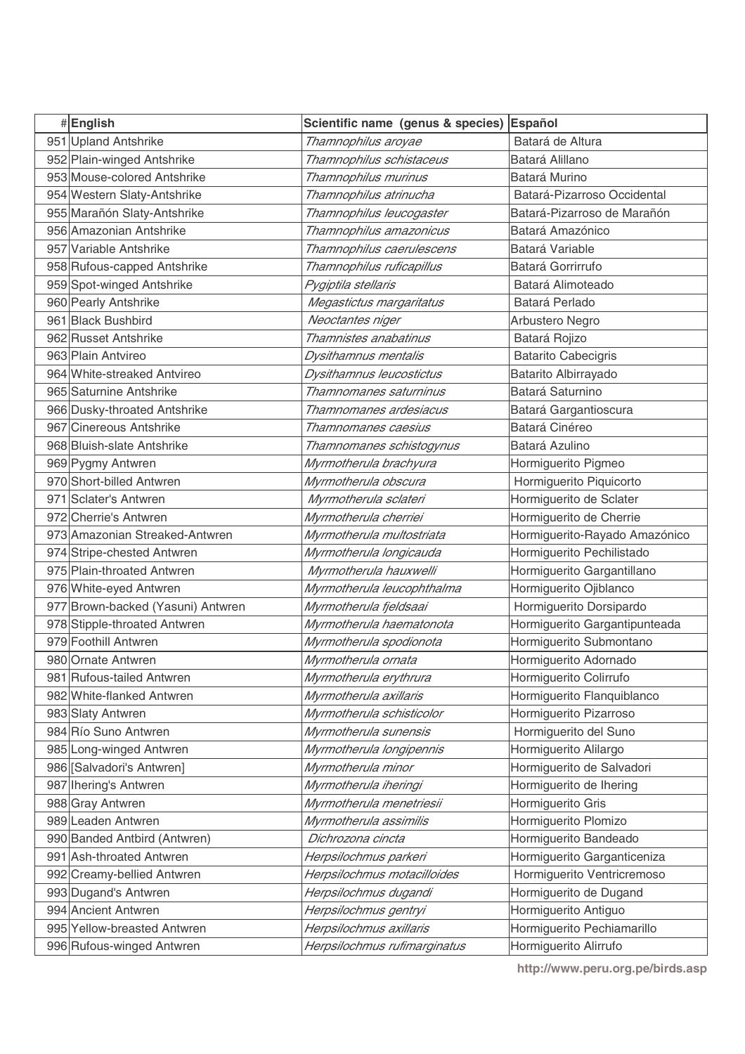| # | English | Scientific name (genus & species) | Español |
|---|---|---|---|
| 951 | Upland Antshrike | *Thamnophilus aroyae* | Batará de Altura |
| 952 | Plain-winged Antshrike | *Thamnophilus schistaceus* | Batará Alillano |
| 953 | Mouse-colored Antshrike | *Thamnophilus murinus* | Batará Murino |
| 954 | Western Slaty-Antshrike | *Thamnophilus atrinucha* | Batará-Pizarroso Occidental |
| 955 | Marañón Slaty-Antshrike | *Thamnophilus leucogaster* | Batará-Pizarroso de Marañón |
| 956 | Amazonian Antshrike | *Thamnophilus amazonicus* | Batará Amazónico |
| 957 | Variable Antshrike | *Thamnophilus caerulescens* | Batará Variable |
| 958 | Rufous-capped Antshrike | *Thamnophilus ruficapillus* | Batará Gorrirrufo |
| 959 | Spot-winged Antshrike | *Pygiptila stellaris* | Batará Alimoteado |
| 960 | Pearly Antshrike | *Megastictus margaritatus* | Batará Perlado |
| 961 | Black Bushbird | *Neoctantes niger* | Arbustero Negro |
| 962 | Russet Antshrike | *Thamnistes anabatinus* | Batará Rojizo |
| 963 | Plain Antvireo | *Dysithamnus mentalis* | Batarito Cabecigris |
| 964 | White-streaked Antvireo | *Dysithamnus leucostictus* | Batarito Albirrayado |
| 965 | Saturnine Antshrike | *Thamnomanes saturninus* | Batará Saturnino |
| 966 | Dusky-throated Antshrike | *Thamnomanes ardesiacus* | Batará Gargantioscura |
| 967 | Cinereous Antshrike | *Thamnomanes caesius* | Batará Cinéreo |
| 968 | Bluish-slate Antshrike | *Thamnomanes schistogynus* | Batará Azulino |
| 969 | Pygmy Antwren | *Myrmotherula brachyura* | Hormiguerito Pigmeo |
| 970 | Short-billed Antwren | *Myrmotherula obscura* | Hormiguerito Piquicorto |
| 971 | Sclater's Antwren | *Myrmotherula sclateri* | Hormiguerito de Sclater |
| 972 | Cherrie's Antwren | *Myrmotherula cherriei* | Hormiguerito de Cherrie |
| 973 | Amazonian Streaked-Antwren | *Myrmotherula multostriata* | Hormiguerito-Rayado Amazónico |
| 974 | Stripe-chested Antwren | *Myrmotherula longicauda* | Hormiguerito Pechilistado |
| 975 | Plain-throated Antwren | *Myrmotherula hauxwelli* | Hormiguerito Gargantillano |
| 976 | White-eyed Antwren | *Myrmotherula leucophthalma* | Hormiguerito Ojiblanco |
| 977 | Brown-backed (Yasuni) Antwren | *Myrmotherula fjeldsaai* | Hormiguerito Dorsipardo |
| 978 | Stipple-throated Antwren | *Myrmotherula haematonota* | Hormiguerito Gargantipunteada |
| 979 | Foothill Antwren | *Myrmotherula spodionota* | Hormiguerito Submontano |
| 980 | Ornate Antwren | *Myrmotherula ornata* | Hormiguerito Adornado |
| 981 | Rufous-tailed Antwren | *Myrmotherula erythrura* | Hormiguerito Colirrufo |
| 982 | White-flanked Antwren | *Myrmotherula axillaris* | Hormiguerito Flanquiblanco |
| 983 | Slaty Antwren | *Myrmotherula schisticolor* | Hormiguerito Pizarroso |
| 984 | Río Suno Antwren | *Myrmotherula sunensis* | Hormiguerito del Suno |
| 985 | Long-winged Antwren | *Myrmotherula longipennis* | Hormiguerito Alilargo |
| 986 | [Salvadori's Antwren] | *Myrmotherula minor* | Hormiguerito de Salvadori |
| 987 | Ihering's Antwren | *Myrmotherula iheringi* | Hormiguerito de Ihering |
| 988 | Gray Antwren | *Myrmotherula menetriesii* | Hormiguerito Gris |
| 989 | Leaden Antwren | *Myrmotherula assimilis* | Hormiguerito Plomizo |
| 990 | Banded Antbird (Antwren) | *Dichrozona cincta* | Hormiguerito Bandeado |
| 991 | Ash-throated Antwren | *Herpsilochmus parkeri* | Hormiguerito Garganticeniza |
| 992 | Creamy-bellied Antwren | *Herpsilochmus motacilloides* | Hormiguerito Ventricremoso |
| 993 | Dugand's Antwren | *Herpsilochmus dugandi* | Hormiguerito de Dugand |
| 994 | Ancient Antwren | *Herpsilochmus gentryi* | Hormiguerito Antiguo |
| 995 | Yellow-breasted Antwren | *Herpsilochmus axillaris* | Hormiguerito Pechiamarillo |
| 996 | Rufous-winged Antwren | *Herpsilochmus rufimarginatus* | Hormiguerito Alirrufo |

http://www.peru.org.pe/birds.asp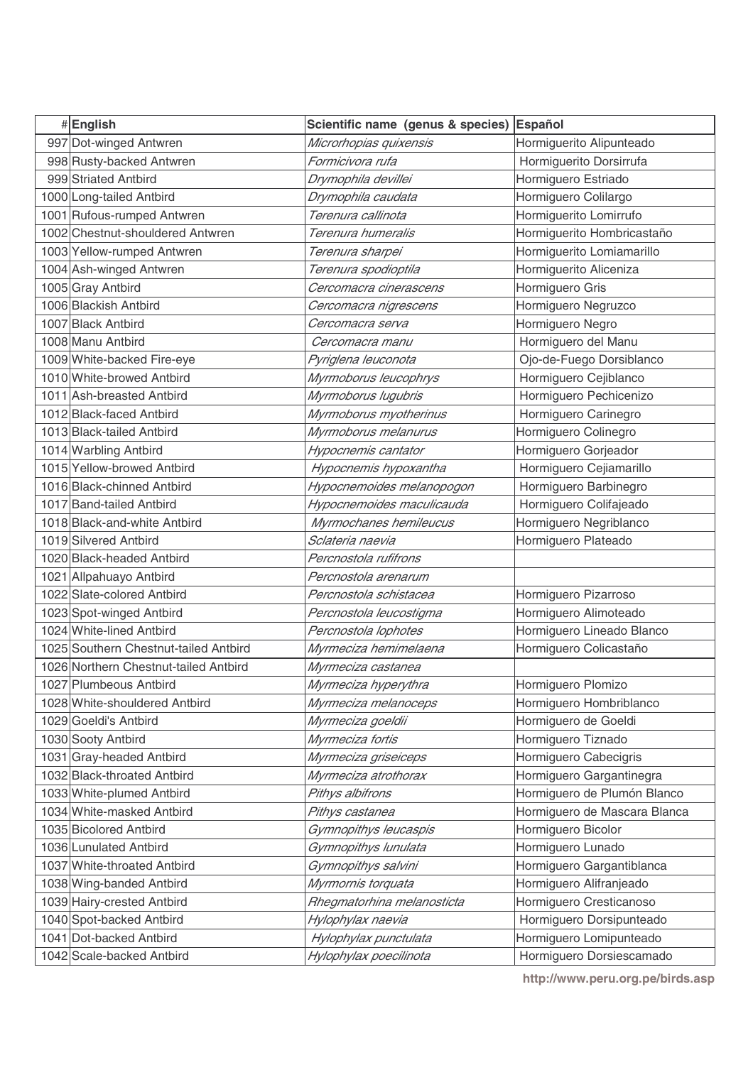| # | English | Scientific name (genus & species) | Español |
|---|---|---|---|
| 997 | Dot-winged Antwren | *Microrhopias quixensis* | Hormiguerito Alipunteado |
| 998 | Rusty-backed Antwren | *Formicivora rufa* | Hormiguerito Dorsirrufa |
| 999 | Striated Antbird | *Drymophila devillei* | Hormiguero Estriado |
| 1000 | Long-tailed Antbird | *Drymophila caudata* | Hormiguero Colilargo |
| 1001 | Rufous-rumped Antwren | *Terenura callinota* | Hormiguerito Lomirrufo |
| 1002 | Chestnut-shouldered Antwren | *Terenura humeralis* | Hormiguerito Hombricastaño |
| 1003 | Yellow-rumped Antwren | *Terenura sharpei* | Hormiguerito Lomiamarillo |
| 1004 | Ash-winged Antwren | *Terenura spodioptila* | Hormiguerito Aliceniza |
| 1005 | Gray Antbird | *Cercomacra cinerascens* | Hormiguero Gris |
| 1006 | Blackish Antbird | *Cercomacra nigrescens* | Hormiguero Negruzco |
| 1007 | Black Antbird | *Cercomacra serva* | Hormiguero Negro |
| 1008 | Manu Antbird | *Cercomacra manu* | Hormiguero del Manu |
| 1009 | White-backed Fire-eye | *Pyriglena leuconota* | Ojo-de-Fuego Dorsiblanco |
| 1010 | White-browed Antbird | *Myrmoborus leucophrys* | Hormiguero Cejiblanco |
| 1011 | Ash-breasted Antbird | *Myrmoborus lugubris* | Hormiguero Pechicenizo |
| 1012 | Black-faced Antbird | *Myrmoborus myotherinus* | Hormiguero Carinegro |
| 1013 | Black-tailed Antbird | *Myrmoborus melanurus* | Hormiguero Colinegro |
| 1014 | Warbling Antbird | *Hypocnemis cantator* | Hormiguero Gorjeador |
| 1015 | Yellow-browed Antbird | *Hypocnemis hypoxantha* | Hormiguero Cejiamarillo |
| 1016 | Black-chinned Antbird | *Hypocnemoides melanopogon* | Hormiguero Barbinegro |
| 1017 | Band-tailed Antbird | *Hypocnemoides maculicauda* | Hormiguero Colifajeado |
| 1018 | Black-and-white Antbird | *Myrmochanes hemileucus* | Hormiguero Negriblanco |
| 1019 | Silvered Antbird | *Sclateria naevia* | Hormiguero Plateado |
| 1020 | Black-headed Antbird | *Percnostola rufifrons* | |
| 1021 | Allpahuayo Antbird | *Percnostola arenarum* | |
| 1022 | Slate-colored Antbird | *Percnostola schistacea* | Hormiguero Pizarroso |
| 1023 | Spot-winged Antbird | *Percnostola leucostigma* | Hormiguero Alimoteado |
| 1024 | White-lined Antbird | *Percnostola lophotes* | Hormiguero Lineado Blanco |
| 1025 | Southern Chestnut-tailed Antbird | *Myrmeciza hemimelaena* | Hormiguero Colicastaño |
| 1026 | Northern Chestnut-tailed Antbird | *Myrmeciza castanea* | |
| 1027 | Plumbeous Antbird | *Myrmeciza hyperythra* | Hormiguero Plomizo |
| 1028 | White-shouldered Antbird | *Myrmeciza melanoceps* | Hormiguero Hombriblanco |
| 1029 | Goeldi's Antbird | *Myrmeciza goeldii* | Hormiguero de Goeldi |
| 1030 | Sooty Antbird | *Myrmeciza fortis* | Hormiguero Tiznado |
| 1031 | Gray-headed Antbird | *Myrmeciza griseiceps* | Hormiguero Cabecigris |
| 1032 | Black-throated Antbird | *Myrmeciza atrothorax* | Hormiguero Gargantinegra |
| 1033 | White-plumed Antbird | *Pithys albifrons* | Hormiguero de Plumón Blanco |
| 1034 | White-masked Antbird | *Pithys castanea* | Hormiguero de Mascara Blanca |
| 1035 | Bicolored Antbird | *Gymnopithys leucaspis* | Hormiguero Bicolor |
| 1036 | Lunulated Antbird | *Gymnopithys lunulata* | Hormiguero Lunado |
| 1037 | White-throated Antbird | *Gymnopithys salvini* | Hormiguero Gargantiblanca |
| 1038 | Wing-banded Antbird | *Myrmornis torquata* | Hormiguero Alifranjeado |
| 1039 | Hairy-crested Antbird | *Rhegmatorhina melanosticta* | Hormiguero Cresticanoso |
| 1040 | Spot-backed Antbird | *Hylophylax naevia* | Hormiguero Dorsipunteado |
| 1041 | Dot-backed Antbird | *Hylophylax punctulata* | Hormiguero Lomipunteado |
| 1042 | Scale-backed Antbird | *Hylophylax poecilinota* | Hormiguero Dorsiescamado |

http://www.peru.org.pe/birds.asp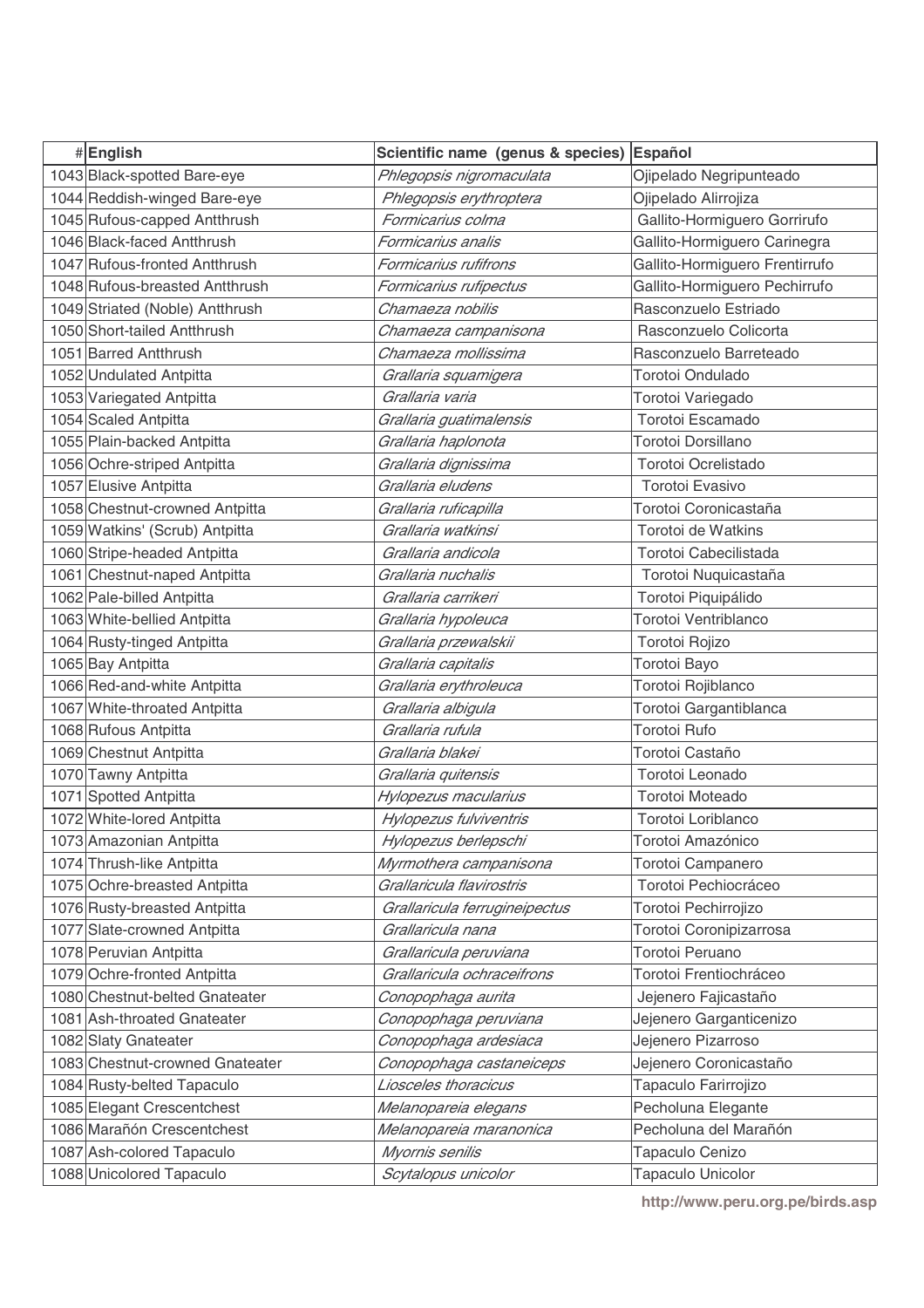| # | English | Scientific name (genus & species) | Español |
|---|---|---|---|
| 1043 | Black-spotted Bare-eye | *Phlegopsis nigromaculata* | Ojipelado Negripunteado |
| 1044 | Reddish-winged Bare-eye | *Phlegopsis erythroptera* | Ojipelado Alirrojiza |
| 1045 | Rufous-capped Antthrush | *Formicarius colma* | Gallito-Hormiguero Gorrirufo |
| 1046 | Black-faced Antthrush | *Formicarius analis* | Gallito-Hormiguero Carinegra |
| 1047 | Rufous-fronted Antthrush | *Formicarius rufifrons* | Gallito-Hormiguero Frentirrufo |
| 1048 | Rufous-breasted Antthrush | *Formicarius rufipectus* | Gallito-Hormiguero Pechirrufo |
| 1049 | Striated (Noble) Antthrush | *Chamaeza nobilis* | Rasconzuelo Estriado |
| 1050 | Short-tailed Antthrush | *Chamaeza campanisona* | Rasconzuelo Colicorta |
| 1051 | Barred Antthrush | *Chamaeza mollissima* | Rasconzuelo Barreteado |
| 1052 | Undulated Antpitta | *Grallaria squamigera* | Torotoi Ondulado |
| 1053 | Variegated Antpitta | *Grallaria varia* | Torotoi Variegado |
| 1054 | Scaled Antpitta | *Grallaria guatimalensis* | Torotoi Escamado |
| 1055 | Plain-backed Antpitta | *Grallaria haplonota* | Torotoi Dorsillano |
| 1056 | Ochre-striped Antpitta | *Grallaria dignissima* | Torotoi Ocrelistado |
| 1057 | Elusive Antpitta | *Grallaria eludens* | Torotoi Evasivo |
| 1058 | Chestnut-crowned Antpitta | *Grallaria ruficapilla* | Torotoi Coronicastaña |
| 1059 | Watkins' (Scrub) Antpitta | *Grallaria watkinsi* | Torotoi de Watkins |
| 1060 | Stripe-headed Antpitta | *Grallaria andicola* | Torotoi Cabecilistada |
| 1061 | Chestnut-naped Antpitta | *Grallaria nuchalis* | Torotoi Nuquicastaña |
| 1062 | Pale-billed Antpitta | *Grallaria carrikeri* | Torotoi Piquipálido |
| 1063 | White-bellied Antpitta | *Grallaria hypoleuca* | Torotoi Ventriblanco |
| 1064 | Rusty-tinged Antpitta | *Grallaria przewalskii* | Torotoi Rojizo |
| 1065 | Bay Antpitta | *Grallaria capitalis* | Torotoi Bayo |
| 1066 | Red-and-white Antpitta | *Grallaria erythroleuca* | Torotoi Rojiblanco |
| 1067 | White-throated Antpitta | *Grallaria albigula* | Torotoi Gargantiblanca |
| 1068 | Rufous Antpitta | *Grallaria rufula* | Torotoi Rufo |
| 1069 | Chestnut Antpitta | *Grallaria blakei* | Torotoi Castaño |
| 1070 | Tawny Antpitta | *Grallaria quitensis* | Torotoi Leonado |
| 1071 | Spotted Antpitta | *Hylopezus macularius* | Torotoi Moteado |
| 1072 | White-lored Antpitta | *Hylopezus fulviventris* | Torotoi Loriblanco |
| 1073 | Amazonian Antpitta | *Hylopezus berlepschi* | Torotoi Amazónico |
| 1074 | Thrush-like Antpitta | *Myrmothera campanisona* | Torotoi Campanero |
| 1075 | Ochre-breasted Antpitta | *Grallaricula flavirostris* | Torotoi Pechiocráceo |
| 1076 | Rusty-breasted Antpitta | *Grallaricula ferrugineipectus* | Torotoi Pechirrojizo |
| 1077 | Slate-crowned Antpitta | *Grallaricula nana* | Torotoi Coronipizarrosa |
| 1078 | Peruvian Antpitta | *Grallaricula peruviana* | Torotoi Peruano |
| 1079 | Ochre-fronted Antpitta | *Grallaricula ochraceifrons* | Torotoi Frentiochráceo |
| 1080 | Chestnut-belted Gnateater | *Conopophaga aurita* | Jejenero Fajicastaño |
| 1081 | Ash-throated Gnateater | *Conopophaga peruviana* | Jejenero Garganticenizo |
| 1082 | Slaty Gnateater | *Conopophaga ardesiaca* | Jejenero Pizarroso |
| 1083 | Chestnut-crowned Gnateater | *Conopophaga castaneiceps* | Jejenero Coronicastaño |
| 1084 | Rusty-belted Tapaculo | *Liosceles thoracicus* | Tapaculo Farirrojizo |
| 1085 | Elegant Crescentchest | *Melanopareia elegans* | Pecholuna Elegante |
| 1086 | Marañón Crescentchest | *Melanopareia maranonica* | Pecholuna del Marañón |
| 1087 | Ash-colored Tapaculo | *Myornis senilis* | Tapaculo Cenizo |
| 1088 | Unicolored Tapaculo | *Scytalopus unicolor* | Tapaculo Unicolor |

http://www.peru.org.pe/birds.asp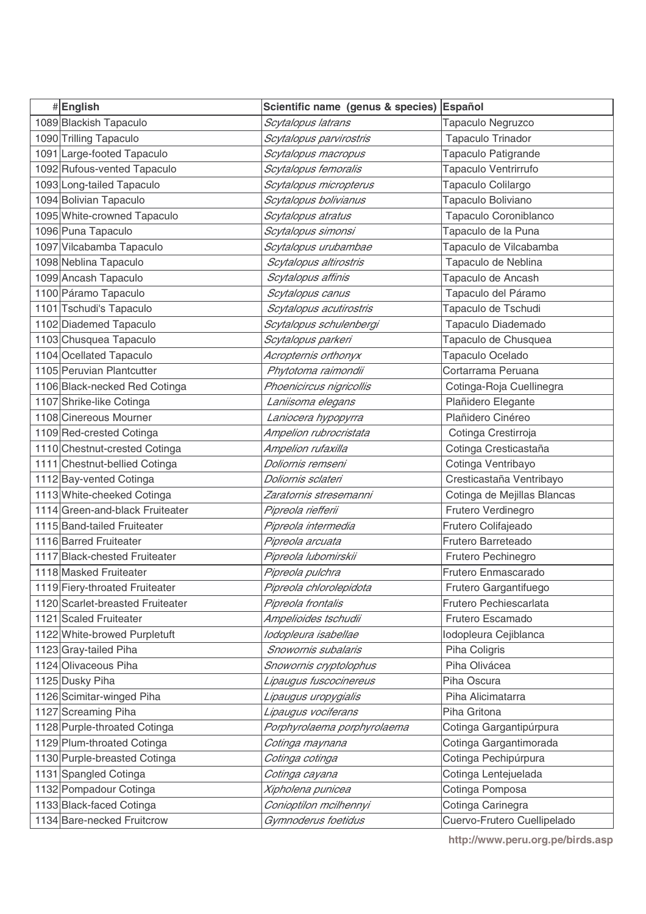| # | English | Scientific name (genus & species) | Español |
|---|---|---|---|
| 1089 | Blackish Tapaculo | *Scytalopus latrans* | Tapaculo Negruzco |
| 1090 | Trilling Tapaculo | *Scytalopus parvirostris* | Tapaculo Trinador |
| 1091 | Large-footed Tapaculo | *Scytalopus macropus* | Tapaculo Patigrande |
| 1092 | Rufous-vented Tapaculo | *Scytalopus femoralis* | Tapaculo Ventrirrufo |
| 1093 | Long-tailed Tapaculo | *Scytalopus micropterus* | Tapaculo Colilargo |
| 1094 | Bolivian Tapaculo | *Scytalopus bolivianus* | Tapaculo Boliviano |
| 1095 | White-crowned Tapaculo | *Scytalopus atratus* | Tapaculo Coroniblanco |
| 1096 | Puna Tapaculo | *Scytalopus simonsi* | Tapaculo de la Puna |
| 1097 | Vilcabamba Tapaculo | *Scytalopus urubambae* | Tapaculo de Vilcabamba |
| 1098 | Neblina Tapaculo | *Scytalopus altirostris* | Tapaculo de Neblina |
| 1099 | Ancash Tapaculo | *Scytalopus affinis* | Tapaculo de Ancash |
| 1100 | Páramo Tapaculo | *Scytalopus canus* | Tapaculo del Páramo |
| 1101 | Tschudi's Tapaculo | *Scytalopus acutirostris* | Tapaculo de Tschudi |
| 1102 | Diademed Tapaculo | *Scytalopus schulenbergi* | Tapaculo Diademado |
| 1103 | Chusquea Tapaculo | *Scytalopus parkeri* | Tapaculo de Chusquea |
| 1104 | Ocellated Tapaculo | *Acropternis orthonyx* | Tapaculo Ocelado |
| 1105 | Peruvian Plantcutter | *Phytotoma raimondii* | Cortarrama Peruana |
| 1106 | Black-necked Red Cotinga | *Phoenicircus nigricollis* | Cotinga-Roja Cuellinegra |
| 1107 | Shrike-like Cotinga | *Laniisoma elegans* | Plañidero Elegante |
| 1108 | Cinereous Mourner | *Laniocera hypopyrra* | Plañidero Cinéreo |
| 1109 | Red-crested Cotinga | *Ampelion rubrocristata* | Cotinga Crestirroja |
| 1110 | Chestnut-crested Cotinga | *Ampelion rufaxilla* | Cotinga Cresticastaña |
| 1111 | Chestnut-bellied Cotinga | *Doliornis remseni* | Cotinga Ventribayo |
| 1112 | Bay-vented Cotinga | *Doliornis sclateri* | Cresticastaña Ventribayo |
| 1113 | White-cheeked Cotinga | *Zaratornis stresemanni* | Cotinga de Mejillas Blancas |
| 1114 | Green-and-black Fruiteater | *Pipreola riefferii* | Frutero Verdinegro |
| 1115 | Band-tailed Fruiteater | *Pipreola intermedia* | Frutero Colifajeado |
| 1116 | Barred Fruiteater | *Pipreola arcuata* | Frutero Barreteado |
| 1117 | Black-chested Fruiteater | *Pipreola lubomirskii* | Frutero Pechinegro |
| 1118 | Masked Fruiteater | *Pipreola pulchra* | Frutero Enmascarado |
| 1119 | Fiery-throated Fruiteater | *Pipreola chlorolepidota* | Frutero Gargantifuego |
| 1120 | Scarlet-breasted Fruiteater | *Pipreola frontalis* | Frutero Pechiescarlata |
| 1121 | Scaled Fruiteater | *Ampelioides tschudii* | Frutero Escamado |
| 1122 | White-browed Purpletuft | *Iodopleura isabellae* | Iodopleura Cejiblanca |
| 1123 | Gray-tailed Piha | *Snowornis subalaris* | Piha Coligris |
| 1124 | Olivaceous Piha | *Snowornis cryptolophus* | Piha Olivácea |
| 1125 | Dusky Piha | *Lipaugus fuscocinereus* | Piha Oscura |
| 1126 | Scimitar-winged Piha | *Lipaugus uropygialis* | Piha Alicimatarra |
| 1127 | Screaming Piha | *Lipaugus vociferans* | Piha Gritona |
| 1128 | Purple-throated Cotinga | *Porphyrolaema porphyrolaema* | Cotinga Gargantipúrpura |
| 1129 | Plum-throated Cotinga | *Cotinga maynana* | Cotinga Gargantimorada |
| 1130 | Purple-breasted Cotinga | *Cotinga cotinga* | Cotinga Pechipúrpura |
| 1131 | Spangled Cotinga | *Cotinga cayana* | Cotinga Lentejuelada |
| 1132 | Pompadour Cotinga | *Xipholena punicea* | Cotinga Pomposa |
| 1133 | Black-faced Cotinga | *Conioptilon mcilhennyi* | Cotinga Carinegra |
| 1134 | Bare-necked Fruitcrow | *Gymnoderus foetidus* | Cuervo-Frutero Cuellipelado |

http://www.peru.org.pe/birds.asp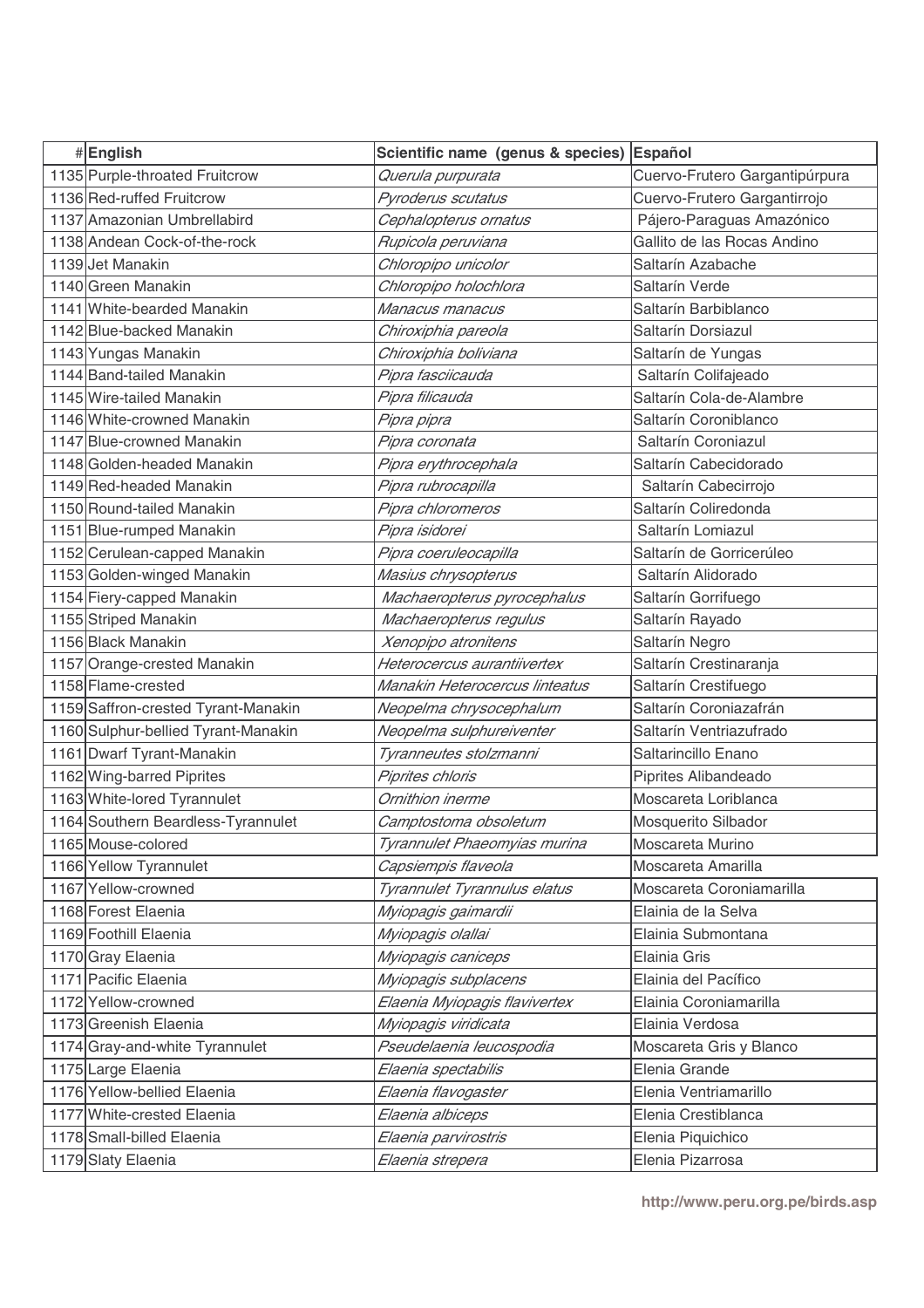| # | English | Scientific name (genus & species) | Español |
|---|---|---|---|
| 1135 | Purple-throated Fruitcrow | *Querula purpurata* | Cuervo-Frutero Gargantipúrpura |
| 1136 | Red-ruffed Fruitcrow | *Pyroderus scutatus* | Cuervo-Frutero Gargantirrojo |
| 1137 | Amazonian Umbrellabird | *Cephalopterus ornatus* | Pájero-Paraguas Amazónico |
| 1138 | Andean Cock-of-the-rock | *Rupicola peruviana* | Gallito de las Rocas Andino |
| 1139 | Jet Manakin | *Chloropipo unicolor* | Saltarín Azabache |
| 1140 | Green Manakin | *Chloropipo holochlora* | Saltarín Verde |
| 1141 | White-bearded Manakin | *Manacus manacus* | Saltarín Barbiblanco |
| 1142 | Blue-backed Manakin | *Chiroxiphia pareola* | Saltarín Dorsiazul |
| 1143 | Yungas Manakin | *Chiroxiphia boliviana* | Saltarín de Yungas |
| 1144 | Band-tailed Manakin | *Pipra fasciicauda* | Saltarín Colifajeado |
| 1145 | Wire-tailed Manakin | *Pipra filicauda* | Saltarín Cola-de-Alambre |
| 1146 | White-crowned Manakin | *Pipra pipra* | Saltarín Coroniblanco |
| 1147 | Blue-crowned Manakin | *Pipra coronata* | Saltarín Coroniazul |
| 1148 | Golden-headed Manakin | *Pipra erythrocephala* | Saltarín Cabecidorado |
| 1149 | Red-headed Manakin | *Pipra rubrocapilla* | Saltarín Cabecirrojo |
| 1150 | Round-tailed Manakin | *Pipra chloromeros* | Saltarín Coliredonda |
| 1151 | Blue-rumped Manakin | *Pipra isidorei* | Saltarín Lomiazul |
| 1152 | Cerulean-capped Manakin | *Pipra coeruleocapilla* | Saltarín de Gorricerúleo |
| 1153 | Golden-winged Manakin | *Masius chrysopterus* | Saltarín Alidorado |
| 1154 | Fiery-capped Manakin | *Machaeropterus pyrocephalus* | Saltarín Gorrifuego |
| 1155 | Striped Manakin | *Machaeropterus regulus* | Saltarín Rayado |
| 1156 | Black Manakin | *Xenopipo atronitens* | Saltarín Negro |
| 1157 | Orange-crested Manakin | *Heterocercus aurantiivertex* | Saltarín Crestinaranja |
| 1158 | Flame-crested | *Manakin Heterocercus linteatus* | Saltarín Crestifuego |
| 1159 | Saffron-crested Tyrant-Manakin | *Neopelma chrysocephalum* | Saltarín Coroniazafrán |
| 1160 | Sulphur-bellied Tyrant-Manakin | *Neopelma sulphureiventer* | Saltarín Ventriazufrado |
| 1161 | Dwarf Tyrant-Manakin | *Tyranneutes stolzmanni* | Saltarincillo Enano |
| 1162 | Wing-barred Piprites | *Piprites chloris* | Piprites Alibandeado |
| 1163 | White-lored Tyrannulet | *Ornithion inerme* | Moscareta Loriblanca |
| 1164 | Southern Beardless-Tyrannulet | *Camptostoma obsoletum* | Mosquerito Silbador |
| 1165 | Mouse-colored | *Tyrannulet Phaeomyias murina* | Moscareta Murino |
| 1166 | Yellow Tyrannulet | *Capsiempis flaveola* | Moscareta Amarilla |
| 1167 | Yellow-crowned | *Tyrannulet Tyrannulus elatus* | Moscareta Coroniamarilla |
| 1168 | Forest Elaenia | *Myiopagis gaimardii* | Elainia de la Selva |
| 1169 | Foothill Elaenia | *Myiopagis olallai* | Elainia Submontana |
| 1170 | Gray Elaenia | *Myiopagis caniceps* | Elainia Gris |
| 1171 | Pacific Elaenia | *Myiopagis subplacens* | Elainia del Pacífico |
| 1172 | Yellow-crowned | *Elaenia Myiopagis flavivertex* | Elainia Coroniamarilla |
| 1173 | Greenish Elaenia | *Myiopagis viridicata* | Elainia Verdosa |
| 1174 | Gray-and-white Tyrannulet | *Pseudelaenia leucospodia* | Moscareta Gris y Blanco |
| 1175 | Large Elaenia | *Elaenia spectabilis* | Elenia Grande |
| 1176 | Yellow-bellied Elaenia | *Elaenia flavogaster* | Elenia Ventriamarillo |
| 1177 | White-crested Elaenia | *Elaenia albiceps* | Elenia Crestiblanca |
| 1178 | Small-billed Elaenia | *Elaenia parvirostris* | Elenia Piquichico |
| 1179 | Slaty Elaenia | *Elaenia strepera* | Elenia Pizarrosa |

http://www.peru.org.pe/birds.asp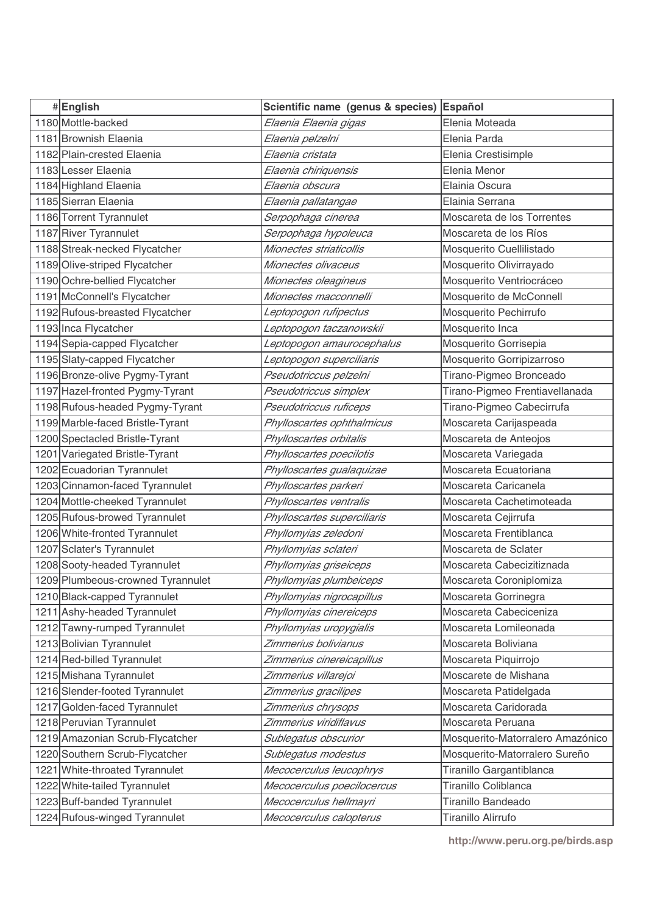| # | English | Scientific name (genus & species) | Español |
|---|---|---|---|
| 1180 | Mottle-backed | *Elaenia Elaenia gigas* | Elenia Moteada |
| 1181 | Brownish Elaenia | *Elaenia pelzelni* | Elenia Parda |
| 1182 | Plain-crested Elaenia | *Elaenia cristata* | Elenia Crestisimple |
| 1183 | Lesser Elaenia | *Elaenia chiriquensis* | Elenia Menor |
| 1184 | Highland Elaenia | *Elaenia obscura* | Elainia Oscura |
| 1185 | Sierran Elaenia | *Elaenia pallatangae* | Elainia Serrana |
| 1186 | Torrent Tyrannulet | *Serpophaga cinerea* | Moscareta de los Torrentes |
| 1187 | River Tyrannulet | *Serpophaga hypoleuca* | Moscareta de los Ríos |
| 1188 | Streak-necked Flycatcher | *Mionectes striaticollis* | Mosquerito Cuellilistado |
| 1189 | Olive-striped Flycatcher | *Mionectes olivaceus* | Mosquerito Olivirrayado |
| 1190 | Ochre-bellied Flycatcher | *Mionectes oleagineus* | Mosquerito Ventriocráceo |
| 1191 | McConnell's Flycatcher | *Mionectes macconnelli* | Mosquerito de McConnell |
| 1192 | Rufous-breasted Flycatcher | *Leptopogon rufipectus* | Mosquerito Pechirrufo |
| 1193 | Inca Flycatcher | *Leptopogon taczanowskii* | Mosquerito Inca |
| 1194 | Sepia-capped Flycatcher | *Leptopogon amaurocephalus* | Mosquerito Gorrisepia |
| 1195 | Slaty-capped Flycatcher | *Leptopogon superciliaris* | Mosquerito Gorripizarroso |
| 1196 | Bronze-olive Pygmy-Tyrant | *Pseudotriccus pelzelni* | Tirano-Pigmeo Bronceado |
| 1197 | Hazel-fronted Pygmy-Tyrant | *Pseudotriccus simplex* | Tirano-Pigmeo Frentiavellanada |
| 1198 | Rufous-headed Pygmy-Tyrant | *Pseudotriccus ruficeps* | Tirano-Pigmeo Cabecirrufa |
| 1199 | Marble-faced Bristle-Tyrant | *Phylloscartes ophthalmicus* | Moscareta Carijaspeada |
| 1200 | Spectacled Bristle-Tyrant | *Phylloscartes orbitalis* | Moscareta de Anteojos |
| 1201 | Variegated Bristle-Tyrant | *Phylloscartes poecilotis* | Moscareta Variegada |
| 1202 | Ecuadorian Tyrannulet | *Phylloscartes gualaquizae* | Moscareta Ecuatoriana |
| 1203 | Cinnamon-faced Tyrannulet | *Phylloscartes parkeri* | Moscareta Caricanela |
| 1204 | Mottle-cheeked Tyrannulet | *Phylloscartes ventralis* | Moscareta Cachetimoteada |
| 1205 | Rufous-browed Tyrannulet | *Phylloscartes superciliaris* | Moscareta Cejirrufa |
| 1206 | White-fronted Tyrannulet | *Phyllomyias zeledoni* | Moscareta Frentiblanca |
| 1207 | Sclater's Tyrannulet | *Phyllomyias sclateri* | Moscareta de Sclater |
| 1208 | Sooty-headed Tyrannulet | *Phyllomyias griseiceps* | Moscareta Cabecitiznada |
| 1209 | Plumbeous-crowned Tyrannulet | *Phyllomyias plumbeiceps* | Moscareta Coroniplomiza |
| 1210 | Black-capped Tyrannulet | *Phyllomyias nigrocapillus* | Moscareta Gorrinegra |
| 1211 | Ashy-headed Tyrannulet | *Phyllomyias cinereiceps* | Moscareta Cabeciceniza |
| 1212 | Tawny-rumped Tyrannulet | *Phyllomyias uropygialis* | Moscareta Lomileonada |
| 1213 | Bolivian Tyrannulet | *Zimmerius bolivianus* | Moscareta Boliviana |
| 1214 | Red-billed Tyrannulet | *Zimmerius cinereicapillus* | Moscareta Piquirrojo |
| 1215 | Mishana Tyrannulet | *Zimmerius villarejoi* | Moscarete de Mishana |
| 1216 | Slender-footed Tyrannulet | *Zimmerius gracilipes* | Moscareta Patidelgada |
| 1217 | Golden-faced Tyrannulet | *Zimmerius chrysops* | Moscareta Caridorada |
| 1218 | Peruvian Tyrannulet | *Zimmerius viridiflavus* | Moscareta Peruana |
| 1219 | Amazonian Scrub-Flycatcher | *Sublegatus obscurior* | Mosquerito-Matorralero Amazónico |
| 1220 | Southern Scrub-Flycatcher | *Sublegatus modestus* | Mosquerito-Matorralero Sureño |
| 1221 | White-throated Tyrannulet | *Mecocerculus leucophrys* | Tiranillo Gargantiblanca |
| 1222 | White-tailed Tyrannulet | *Mecocerculus poecilocercus* | Tiranillo Coliblanca |
| 1223 | Buff-banded Tyrannulet | *Mecocerculus hellmayri* | Tiranillo Bandeado |
| 1224 | Rufous-winged Tyrannulet | *Mecocerculus calopterus* | Tiranillo Alirrufo |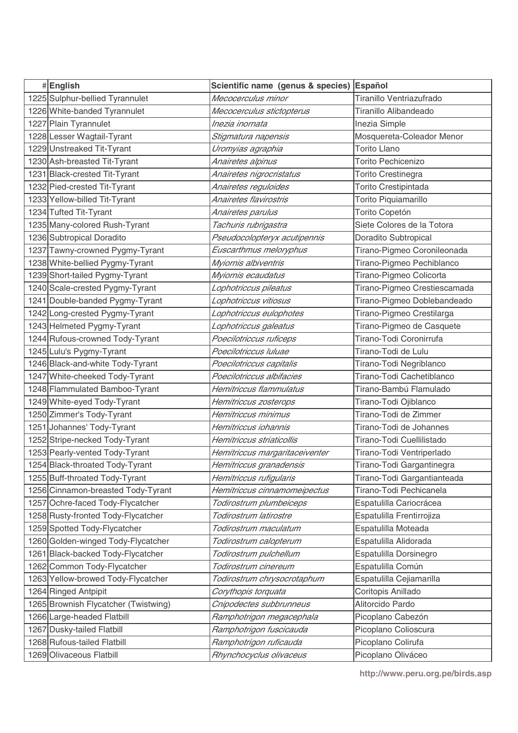| # | English | Scientific name (genus & species) | Español |
|---|---|---|---|
| 1225 | Sulphur-bellied Tyrannulet | *Mecocerculus minor* | Tiranillo Ventriazufrado |
| 1226 | White-banded Tyrannulet | *Mecocerculus stictopterus* | Tiranillo Alibandeado |
| 1227 | Plain Tyrannulet | *Inezia inornata* | Inezia Simple |
| 1228 | Lesser Wagtail-Tyrant | *Stigmatura napensis* | Mosquereta-Coleador Menor |
| 1229 | Unstreaked Tit-Tyrant | *Uromyias agraphia* | Torito Llano |
| 1230 | Ash-breasted Tit-Tyrant | *Anairetes alpinus* | Torito Pechicenizo |
| 1231 | Black-crested Tit-Tyrant | *Anairetes nigrocristatus* | Torito Crestinegra |
| 1232 | Pied-crested Tit-Tyrant | *Anairetes reguloides* | Torito Crestipintada |
| 1233 | Yellow-billed Tit-Tyrant | *Anairetes flavirostris* | Torito Piquiamarillo |
| 1234 | Tufted Tit-Tyrant | *Anairetes parulus* | Torito Copetón |
| 1235 | Many-colored Rush-Tyrant | *Tachuris rubrigastra* | Siete Colores de la Totora |
| 1236 | Subtropical Doradito | *Pseudocolopteryx acutipennis* | Doradito Subtropical |
| 1237 | Tawny-crowned Pygmy-Tyrant | *Euscarthmus meloryphus* | Tirano-Pigmeo Coronileonada |
| 1238 | White-bellied Pygmy-Tyrant | *Myiornis albiventris* | Tirano-Pigmeo Pechiblanco |
| 1239 | Short-tailed Pygmy-Tyrant | *Myiornis ecaudatus* | Tirano-Pigmeo Colicorta |
| 1240 | Scale-crested Pygmy-Tyrant | *Lophotriccus pileatus* | Tirano-Pigmeo Crestiescamada |
| 1241 | Double-banded Pygmy-Tyrant | *Lophotriccus vitiosus* | Tirano-Pigmeo Doblebandeado |
| 1242 | Long-crested Pygmy-Tyrant | *Lophotriccus eulophotes* | Tirano-Pigmeo Crestilarga |
| 1243 | Helmeted Pygmy-Tyrant | *Lophotriccus galeatus* | Tirano-Pigmeo de Casquete |
| 1244 | Rufous-crowned Tody-Tyrant | *Poecilotriccus ruficeps* | Tirano-Todi Coronirrufa |
| 1245 | Lulu's Pygmy-Tyrant | *Poecilotriccus luluae* | Tirano-Todi de Lulu |
| 1246 | Black-and-white Tody-Tyrant | *Poecilotriccus capitalis* | Tirano-Todi Negriblanco |
| 1247 | White-cheeked Tody-Tyrant | *Poecilotriccus albifacies* | Tirano-Todi Cachetiblanco |
| 1248 | Flammulated Bamboo-Tyrant | *Hemitriccus flammulatus* | Tirano-Bambú Flamulado |
| 1249 | White-eyed Tody-Tyrant | *Hemitriccus zosterops* | Tirano-Todi Ojiblanco |
| 1250 | Zimmer's Tody-Tyrant | *Hemitriccus minimus* | Tirano-Todi de Zimmer |
| 1251 | Johannes' Tody-Tyrant | *Hemitriccus iohannis* | Tirano-Todi de Johannes |
| 1252 | Stripe-necked Tody-Tyrant | *Hemitriccus striaticollis* | Tirano-Todi Cuellilistado |
| 1253 | Pearly-vented Tody-Tyrant | *Hemitriccus margaritaceiventer* | Tirano-Todi Ventriperlado |
| 1254 | Black-throated Tody-Tyrant | *Hemitriccus granadensis* | Tirano-Todi Gargantinegra |
| 1255 | Buff-throated Tody-Tyrant | *Hemitriccus rufigularis* | Tirano-Todi Gargantianteada |
| 1256 | Cinnamon-breasted Tody-Tyrant | *Hemitriccus cinnamomeipectus* | Tirano-Todi Pechicanela |
| 1257 | Ochre-faced Tody-Flycatcher | *Todirostrum plumbeiceps* | Espatulilla Cariocrácea |
| 1258 | Rusty-fronted Tody-Flycatcher | *Todirostrum latirostre* | Espatulilla Frentirrojiza |
| 1259 | Spotted Tody-Flycatcher | *Todirostrum maculatum* | Espatulilla Moteada |
| 1260 | Golden-winged Tody-Flycatcher | *Todirostrum calopterum* | Espatulilla Alidorada |
| 1261 | Black-backed Tody-Flycatcher | *Todirostrum pulchellum* | Espatulilla Dorsinegro |
| 1262 | Common Tody-Flycatcher | *Todirostrum cinereum* | Espatulilla Común |
| 1263 | Yellow-browed Tody-Flycatcher | *Todirostrum chrysocrotaphum* | Espatulilla Cejiamarilla |
| 1264 | Ringed Antpipit | *Corythopis torquata* | Coritopis Anillado |
| 1265 | Brownish Flycatcher (Twistwing) | *Cnipodectes subbrunneus* | Alitorcido Pardo |
| 1266 | Large-headed Flatbill | *Ramphotrigon megacephala* | Picoplano Cabezón |
| 1267 | Dusky-tailed Flatbill | *Ramphotrigon fuscicauda* | Picoplano Colioscura |
| 1268 | Rufous-tailed Flatbill | *Ramphotrigon ruficauda* | Picoplano Colirufa |
| 1269 | Olivaceous Flatbill | *Rhynchocyclus olivaceus* | Picoplano Oliváceo |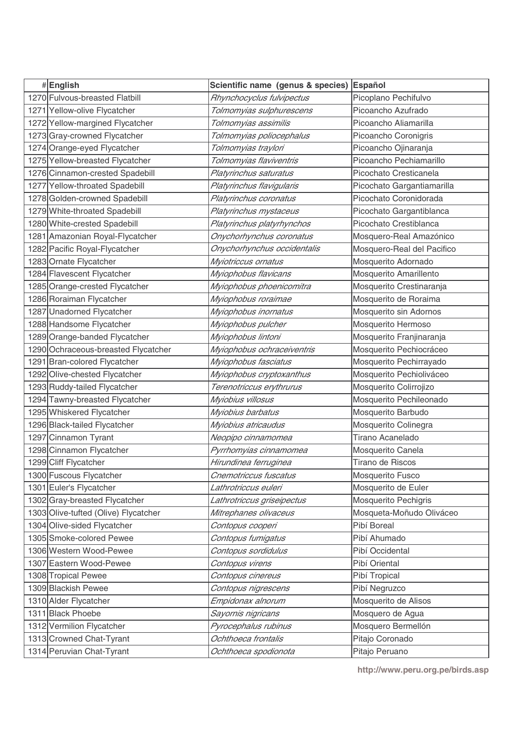| # | English | Scientific name (genus & species) | Español |
|---|---|---|---|
| 1270 | Fulvous-breasted Flatbill | *Rhynchocyclus fulvipectus* | Picoplano Pechifulvo |
| 1271 | Yellow-olive Flycatcher | *Tolmomyias sulphurescens* | Picoancho Azufrado |
| 1272 | Yellow-margined Flycatcher | *Tolmomyias assimilis* | Picoancho Aliamarilla |
| 1273 | Gray-crowned Flycatcher | *Tolmomyias poliocephalus* | Picoancho Coronigris |
| 1274 | Orange-eyed Flycatcher | *Tolmomyias traylori* | Picoancho Ojinaranja |
| 1275 | Yellow-breasted Flycatcher | *Tolmomyias flaviventris* | Picoancho Pechiamarillo |
| 1276 | Cinnamon-crested Spadebill | *Platyrinchus saturatus* | Picochato Cresticanela |
| 1277 | Yellow-throated Spadebill | *Platyrinchus flavigularis* | Picochato Gargantiamarilla |
| 1278 | Golden-crowned Spadebill | *Platyrinchus coronatus* | Picochato Coronidorada |
| 1279 | White-throated Spadebill | *Platyrinchus mystaceus* | Picochato Gargantiblanca |
| 1280 | White-crested Spadebill | *Platyrinchus platyrhynchos* | Picochato Crestiblanca |
| 1281 | Amazonian Royal-Flycatcher | *Onychorhynchus coronatus* | Mosquero-Real Amazónico |
| 1282 | Pacific Royal-Flycatcher | *Onychorhynchus occidentalis* | Mosquero-Real del Pacifico |
| 1283 | Ornate Flycatcher | *Myiotriccus ornatus* | Mosquerito Adornado |
| 1284 | Flavescent Flycatcher | *Myiophobus flavicans* | Mosquerito Amarillento |
| 1285 | Orange-crested Flycatcher | *Myiophobus phoenicomitra* | Mosquerito Crestinaranja |
| 1286 | Roraiman Flycatcher | *Myiophobus roraimae* | Mosquerito de Roraima |
| 1287 | Unadorned Flycatcher | *Myiophobus inornatus* | Mosquerito sin Adornos |
| 1288 | Handsome Flycatcher | *Myiophobus pulcher* | Mosquerito Hermoso |
| 1289 | Orange-banded Flycatcher | *Myiophobus lintoni* | Mosquerito Franjinaranja |
| 1290 | Ochraceous-breasted Flycatcher | *Myiophobus ochraceiventris* | Mosquerito Pechiocráceo |
| 1291 | Bran-colored Flycatcher | *Myiophobus fasciatus* | Mosquerito Pechirrayado |
| 1292 | Olive-chested Flycatcher | *Myiophobus cryptoxanthus* | Mosquerito Pechiolicáceo |
| 1293 | Ruddy-tailed Flycatcher | *Terenotriccus erythrurus* | Mosquerito Colirrojizo |
| 1294 | Tawny-breasted Flycatcher | *Myiobius villosus* | Mosquerito Pechileonado |
| 1295 | Whiskered Flycatcher | *Myiobius barbatus* | Mosquerito Barbudo |
| 1296 | Black-tailed Flycatcher | *Myiobius atricaudus* | Mosquerito Colinegra |
| 1297 | Cinnamon Tyrant | *Neopipo cinnamomea* | Tirano Acanelado |
| 1298 | Cinnamon Flycatcher | *Pyrrhomyias cinnamomea* | Mosquerito Canela |
| 1299 | Cliff Flycatcher | *Hirundinea ferruginea* | Tirano de Riscos |
| 1300 | Fuscous Flycatcher | *Cnemotriccus fuscatus* | Mosquerito Fusco |
| 1301 | Euler's Flycatcher | *Lathrotriccus euleri* | Mosquerito de Euler |
| 1302 | Gray-breasted Flycatcher | *Lathrotriccus griseipectus* | Mosquerito Pechigris |
| 1303 | Olive-tufted (Olive) Flycatcher | *Mitrephanes olivaceus* | Mosqueta-Moñudo Oliváceo |
| 1304 | Olive-sided Flycatcher | *Contopus cooperi* | Pibí Boreal |
| 1305 | Smoke-colored Pewee | *Contopus fumigatus* | Pibí Ahumado |
| 1306 | Western Wood-Pewee | *Contopus sordidulus* | Pibí Occidental |
| 1307 | Eastern Wood-Pewee | *Contopus virens* | Pibí Oriental |
| 1308 | Tropical Pewee | *Contopus cinereus* | Pibí Tropical |
| 1309 | Blackish Pewee | *Contopus nigrescens* | Pibí Negruzco |
| 1310 | Alder Flycatcher | *Empidonax alnorum* | Mosquerito de Alisos |
| 1311 | Black Phoebe | *Sayornis nigricans* | Mosquero de Agua |
| 1312 | Vermilion Flycatcher | *Pyrocephalus rubinus* | Mosquero Bermellón |
| 1313 | Crowned Chat-Tyrant | *Ochthoeca frontalis* | Pitajo Coronado |
| 1314 | Peruvian Chat-Tyrant | *Ochthoeca spodionota* | Pitajo Peruano |

http://www.peru.org.pe/birds.asp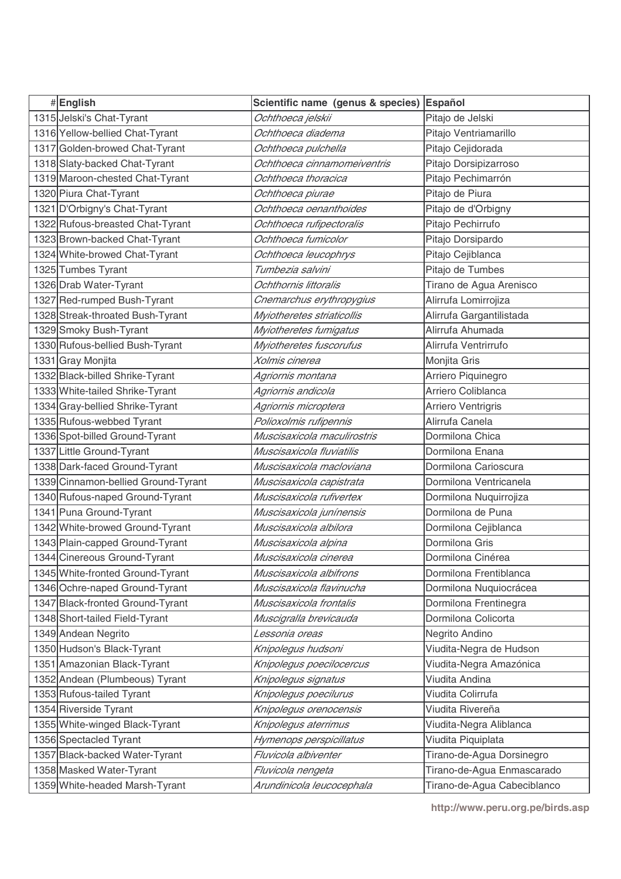| # | English | Scientific name (genus & species) | Español |
|---|---|---|---|
| 1315 | Jelski's Chat-Tyrant | *Ochthoeca jelskii* | Pitajo de Jelski |
| 1316 | Yellow-bellied Chat-Tyrant | *Ochthoeca diadema* | Pitajo Ventriamarillo |
| 1317 | Golden-browed Chat-Tyrant | *Ochthoeca pulchella* | Pitajo Cejidorada |
| 1318 | Slaty-backed Chat-Tyrant | *Ochthoeca cinnamomeiventris* | Pitajo Dorsipizarroso |
| 1319 | Maroon-chested Chat-Tyrant | *Ochthoeca thoracica* | Pitajo Pechimarrón |
| 1320 | Piura Chat-Tyrant | *Ochthoeca piurae* | Pitajo de Piura |
| 1321 | D'Orbigny's Chat-Tyrant | *Ochthoeca oenanthoides* | Pitajo de d'Orbigny |
| 1322 | Rufous-breasted Chat-Tyrant | *Ochthoeca rufipectoralis* | Pitajo Pechirrufo |
| 1323 | Brown-backed Chat-Tyrant | *Ochthoeca fumicolor* | Pitajo Dorsipardo |
| 1324 | White-browed Chat-Tyrant | *Ochthoeca leucophrys* | Pitajo Cejiblanca |
| 1325 | Tumbes Tyrant | *Tumbezia salvini* | Pitajo de Tumbes |
| 1326 | Drab Water-Tyrant | *Ochthornis littoralis* | Tirano de Agua Arenisco |
| 1327 | Red-rumped Bush-Tyrant | *Cnemarchus erythropygius* | Alirrufa Lomirrojiza |
| 1328 | Streak-throated Bush-Tyrant | *Myiotheretes striaticollis* | Alirrufa Gargantilistada |
| 1329 | Smoky Bush-Tyrant | *Myiotheretes fumigatus* | Alirrufa Ahumada |
| 1330 | Rufous-bellied Bush-Tyrant | *Myiotheretes fuscorufus* | Alirrufa Ventrirrufo |
| 1331 | Gray Monjita | *Xolmis cinerea* | Monjita Gris |
| 1332 | Black-billed Shrike-Tyrant | *Agriornis montana* | Arriero Piquinegro |
| 1333 | White-tailed Shrike-Tyrant | *Agriornis andicola* | Arriero Coliblanca |
| 1334 | Gray-bellied Shrike-Tyrant | *Agriornis microptera* | Arriero Ventrigris |
| 1335 | Rufous-webbed Tyrant | *Polioxolmis rufipennis* | Alirrufa Canela |
| 1336 | Spot-billed Ground-Tyrant | *Muscisaxicola maculirostris* | Dormilona Chica |
| 1337 | Little Ground-Tyrant | *Muscisaxicola fluviatilis* | Dormilona Enana |
| 1338 | Dark-faced Ground-Tyrant | *Muscisaxicola macloviana* | Dormilona Carioscura |
| 1339 | Cinnamon-bellied Ground-Tyrant | *Muscisaxicola capistrata* | Dormilona Ventricanela |
| 1340 | Rufous-naped Ground-Tyrant | *Muscisaxicola rufivertex* | Dormilona Nuquirrojiza |
| 1341 | Puna Ground-Tyrant | *Muscisaxicola junínensis* | Dormilona de Puna |
| 1342 | White-browed Ground-Tyrant | *Muscisaxicola albilora* | Dormilona Cejiblanca |
| 1343 | Plain-capped Ground-Tyrant | *Muscisaxicola alpina* | Dormilona Gris |
| 1344 | Cinereous Ground-Tyrant | *Muscisaxicola cinerea* | Dormilona Cinérea |
| 1345 | White-fronted Ground-Tyrant | *Muscisaxicola albifrons* | Dormilona Frentiblanca |
| 1346 | Ochre-naped Ground-Tyrant | *Muscisaxicola flavinucha* | Dormilona Nuquiocrácea |
| 1347 | Black-fronted Ground-Tyrant | *Muscisaxicola frontalis* | Dormilona Frentinegra |
| 1348 | Short-tailed Field-Tyrant | *Muscigralla brevicauda* | Dormilona Colicorta |
| 1349 | Andean Negrito | *Lessonia oreas* | Negrito Andino |
| 1350 | Hudson's Black-Tyrant | *Knipolegus hudsoni* | Viudita-Negra de Hudson |
| 1351 | Amazonian Black-Tyrant | *Knipolegus poecilocercus* | Viudita-Negra Amazónica |
| 1352 | Andean (Plumbeous) Tyrant | *Knipolegus signatus* | Viudita Andina |
| 1353 | Rufous-tailed Tyrant | *Knipolegus poecilurus* | Viudita Colirrufa |
| 1354 | Riverside Tyrant | *Knipolegus orenocensis* | Viudita Rivereña |
| 1355 | White-winged Black-Tyrant | *Knipolegus aterrimus* | Viudita-Negra Aliblanca |
| 1356 | Spectacled Tyrant | *Hymenops perspicillatus* | Viudita Piquiplata |
| 1357 | Black-backed Water-Tyrant | *Fluvicola albiventer* | Tirano-de-Agua Dorsinegro |
| 1358 | Masked Water-Tyrant | *Fluvicola nengeta* | Tirano-de-Agua Enmascarado |
| 1359 | White-headed Marsh-Tyrant | *Arundinicola leucocephala* | Tirano-de-Agua Cabeciblanco |

http://www.peru.org.pe/birds.asp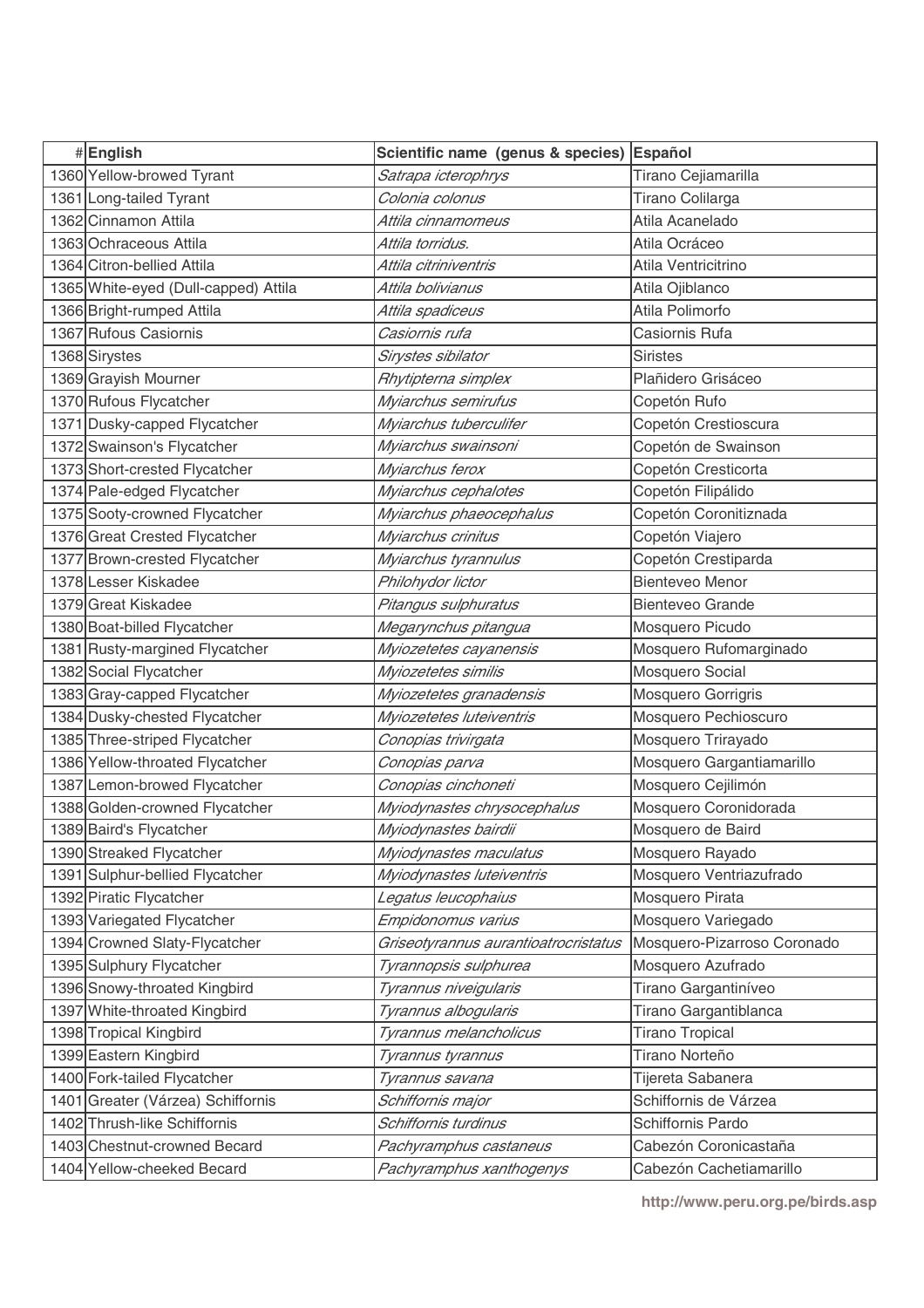| # | English | Scientific name (genus & species) | Español |
|---|---|---|---|
| 1360 | Yellow-browed Tyrant | *Satrapa icterophrys* | Tirano Cejiamarilla |
| 1361 | Long-tailed Tyrant | *Colonia colonus* | Tirano Colilarga |
| 1362 | Cinnamon Attila | *Attila cinnamomeus* | Atila Acanelado |
| 1363 | Ochraceous Attila | *Attila torridus.* | Atila Ocráceo |
| 1364 | Citron-bellied Attila | *Attila citriniventris* | Atila Ventricitrino |
| 1365 | White-eyed (Dull-capped) Attila | *Attila bolivianus* | Atila Ojiblanco |
| 1366 | Bright-rumped Attila | *Attila spadiceus* | Atila Polimorfo |
| 1367 | Rufous Casiornis | *Casiornis rufa* | Casiornis Rufa |
| 1368 | Sirystes | *Sirystes sibilator* | Siristes |
| 1369 | Grayish Mourner | *Rhytipterna simplex* | Plañidero Grisáceo |
| 1370 | Rufous Flycatcher | *Myiarchus semirufus* | Copetón Rufo |
| 1371 | Dusky-capped Flycatcher | *Myiarchus tuberculifer* | Copetón Crestioscura |
| 1372 | Swainson's Flycatcher | *Myiarchus swainsoni* | Copetón de Swainson |
| 1373 | Short-crested Flycatcher | *Myiarchus ferox* | Copetón Cresticorta |
| 1374 | Pale-edged Flycatcher | *Myiarchus cephalotes* | Copetón Filipálido |
| 1375 | Sooty-crowned Flycatcher | *Myiarchus phaeocephalus* | Copetón Coronitiznada |
| 1376 | Great Crested Flycatcher | *Myiarchus crinitus* | Copetón Viajero |
| 1377 | Brown-crested Flycatcher | *Myiarchus tyrannulus* | Copetón Crestiparda |
| 1378 | Lesser Kiskadee | *Philohydor lictor* | Bienteveo Menor |
| 1379 | Great Kiskadee | *Pitangus sulphuratus* | Bienteveo Grande |
| 1380 | Boat-billed Flycatcher | *Megarynchus pitangua* | Mosquero Picudo |
| 1381 | Rusty-margined Flycatcher | *Myiozetetes cayanensis* | Mosquero Rufomarginado |
| 1382 | Social Flycatcher | *Myiozetetes similis* | Mosquero Social |
| 1383 | Gray-capped Flycatcher | *Myiozetetes granadensis* | Mosquero Gorrigris |
| 1384 | Dusky-chested Flycatcher | *Myiozetetes luteiventris* | Mosquero Pechioscuro |
| 1385 | Three-striped Flycatcher | *Conopias trivirgata* | Mosquero Trirayado |
| 1386 | Yellow-throated Flycatcher | *Conopias parva* | Mosquero Gargantiamarillo |
| 1387 | Lemon-browed Flycatcher | *Conopias cinchoneti* | Mosquero Cejilimón |
| 1388 | Golden-crowned Flycatcher | *Myiodynastes chrysocephalus* | Mosquero Coronidorada |
| 1389 | Baird's Flycatcher | *Myiodynastes bairdii* | Mosquero de Baird |
| 1390 | Streaked Flycatcher | *Myiodynastes maculatus* | Mosquero Rayado |
| 1391 | Sulphur-bellied Flycatcher | *Myiodynastes luteiventris* | Mosquero Ventriazufrado |
| 1392 | Piratic Flycatcher | *Legatus leucophaius* | Mosquero Pirata |
| 1393 | Variegated Flycatcher | *Empidonomus varius* | Mosquero Variegado |
| 1394 | Crowned Slaty-Flycatcher | *Griseotyrannus aurantioatrocristatus* | Mosquero-Pizarroso Coronado |
| 1395 | Sulphury Flycatcher | *Tyrannopsis sulphurea* | Mosquero Azufrado |
| 1396 | Snowy-throated Kingbird | *Tyrannus niveigularis* | Tirano Gargantiníveo |
| 1397 | White-throated Kingbird | *Tyrannus albogularis* | Tirano Gargantiblanca |
| 1398 | Tropical Kingbird | *Tyrannus melancholicus* | Tirano Tropical |
| 1399 | Eastern Kingbird | *Tyrannus tyrannus* | Tirano Norteño |
| 1400 | Fork-tailed Flycatcher | *Tyrannus savana* | Tijereta Sabanera |
| 1401 | Greater (Várzea) Schiffornis | *Schiffornis major* | Schiffornis de Várzea |
| 1402 | Thrush-like Schiffornis | *Schiffornis turdinus* | Schiffornis Pardo |
| 1403 | Chestnut-crowned Becard | *Pachyramphus castaneus* | Cabezón Coronicastaña |
| 1404 | Yellow-cheeked Becard | *Pachyramphus xanthogenys* | Cabezón Cachetiamarillo |

http://www.peru.org.pe/birds.asp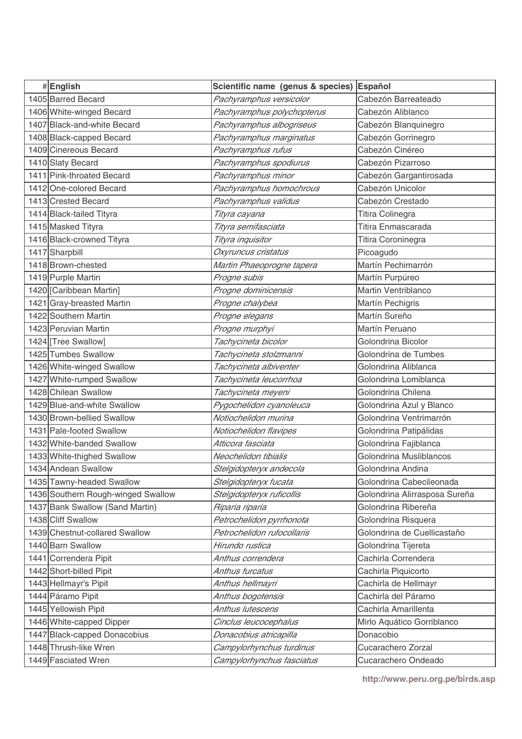| # | English | Scientific name (genus & species) | Español |
|---|---|---|---|
| 1405 | Barred Becard | *Pachyramphus versicolor* | Cabezón Barreateado |
| 1406 | White-winged Becard | *Pachyramphus polychopterus* | Cabezón Aliblanco |
| 1407 | Black-and-white Becard | *Pachyramphus albogriseus* | Cabezón Blanquinegro |
| 1408 | Black-capped Becard | *Pachyramphus marginatus* | Cabezón Gorrinegro |
| 1409 | Cinereous Becard | *Pachyramphus rufus* | Cabezón Cinéreo |
| 1410 | Slaty Becard | *Pachyramphus spodiurus* | Cabezón Pizarroso |
| 1411 | Pink-throated Becard | *Pachyramphus minor* | Cabezón Gargantirosada |
| 1412 | One-colored Becard | *Pachyramphus homochrous* | Cabezón Unicolor |
| 1413 | Crested Becard | *Pachyramphus validus* | Cabezón Crestado |
| 1414 | Black-tailed Tityra | *Tityra cayana* | Titira Colinegra |
| 1415 | Masked Tityra | *Tityra semifasciata* | Titira Enmascarada |
| 1416 | Black-crowned Tityra | *Tityra inquisitor* | Titira Coroninegra |
| 1417 | Sharpbill | *Oxyruncus cristatus* | Picoagudo |
| 1418 | Brown-chested | *Martin Phaeoprogne tapera* | Martín Pechimarrón |
| 1419 | Purple Martin | *Progne subis* | Martín Purpúreo |
| 1420 | [Caribbean Martin] | *Progne dominicensis* | Martin Ventriblanco |
| 1421 | Gray-breasted Martin | *Progne chalybea* | Martín Pechigris |
| 1422 | Southern Martin | *Progne elegans* | Martín Sureño |
| 1423 | Peruvian Martin | *Progne murphyi* | Martín Peruano |
| 1424 | [Tree Swallow] | *Tachycineta bicolor* | Golondrina Bicolor |
| 1425 | Tumbes Swallow | *Tachycineta stolzmanni* | Golondrina de Tumbes |
| 1426 | White-winged Swallow | *Tachycineta albiventer* | Golondrina Aliblanca |
| 1427 | White-rumped Swallow | *Tachycineta leucorrhoa* | Golondrina Lomiblanca |
| 1428 | Chilean Swallow | *Tachycineta meyeni* | Golondrina Chilena |
| 1429 | Blue-and-white Swallow | *Pygochelidon cyanoleuca* | Golondrina Azul y Blanco |
| 1430 | Brown-bellied Swallow | *Notiochelidon murina* | Golondrina Ventrimarrón |
| 1431 | Pale-footed Swallow | *Notiochelidon flavipes* | Golondrina Patipálidas |
| 1432 | White-banded Swallow | *Atticora fasciata* | Golondrina Fajiblanca |
| 1433 | White-thighed Swallow | *Neochelidon tibialis* | Golondrina Musliblancos |
| 1434 | Andean Swallow | *Stelgidopteryx andecola* | Golondrina Andina |
| 1435 | Tawny-headed Swallow | *Stelgidopteryx fucata* | Golondrina Cabecileonada |
| 1436 | Southern Rough-winged Swallow | *Stelgidopteryx ruficollis* | Golondrina Alirrasposa Sureña |
| 1437 | Bank Swallow (Sand Martin) | *Riparia riparia* | Golondrina Ribereña |
| 1438 | Cliff Swallow | *Petrochelidon pyrrhonota* | Golondrina Risquera |
| 1439 | Chestnut-collared Swallow | *Petrochelidon rufocollaris* | Golondrina de Cuellicastaño |
| 1440 | Barn Swallow | *Hirundo rustica* | Golondrina Tijereta |
| 1441 | Correndera Pipit | *Anthus correndera* | Cachirla Correndera |
| 1442 | Short-billed Pipit | *Anthus furcatus* | Cachirla Piquicorto |
| 1443 | Hellmayr's Pipit | *Anthus hellmayri* | Cachirla de Hellmayr |
| 1444 | Páramo Pipit | *Anthus bogotensis* | Cachirla del Páramo |
| 1445 | Yellowish Pipit | *Anthus lutescens* | Cachirla Amarillenta |
| 1446 | White-capped Dipper | *Cinclus leucocephalus* | Mirlo Aquático Gorriblanco |
| 1447 | Black-capped Donacobius | *Donacobius atricapilla* | Donacobio |
| 1448 | Thrush-like Wren | *Campylorhynchus turdinus* | Cucarachero Zorzal |
| 1449 | Fasciated Wren | *Campylorhynchus fasciatus* | Cucarachero Ondeado |

http://www.peru.org.pe/birds.asp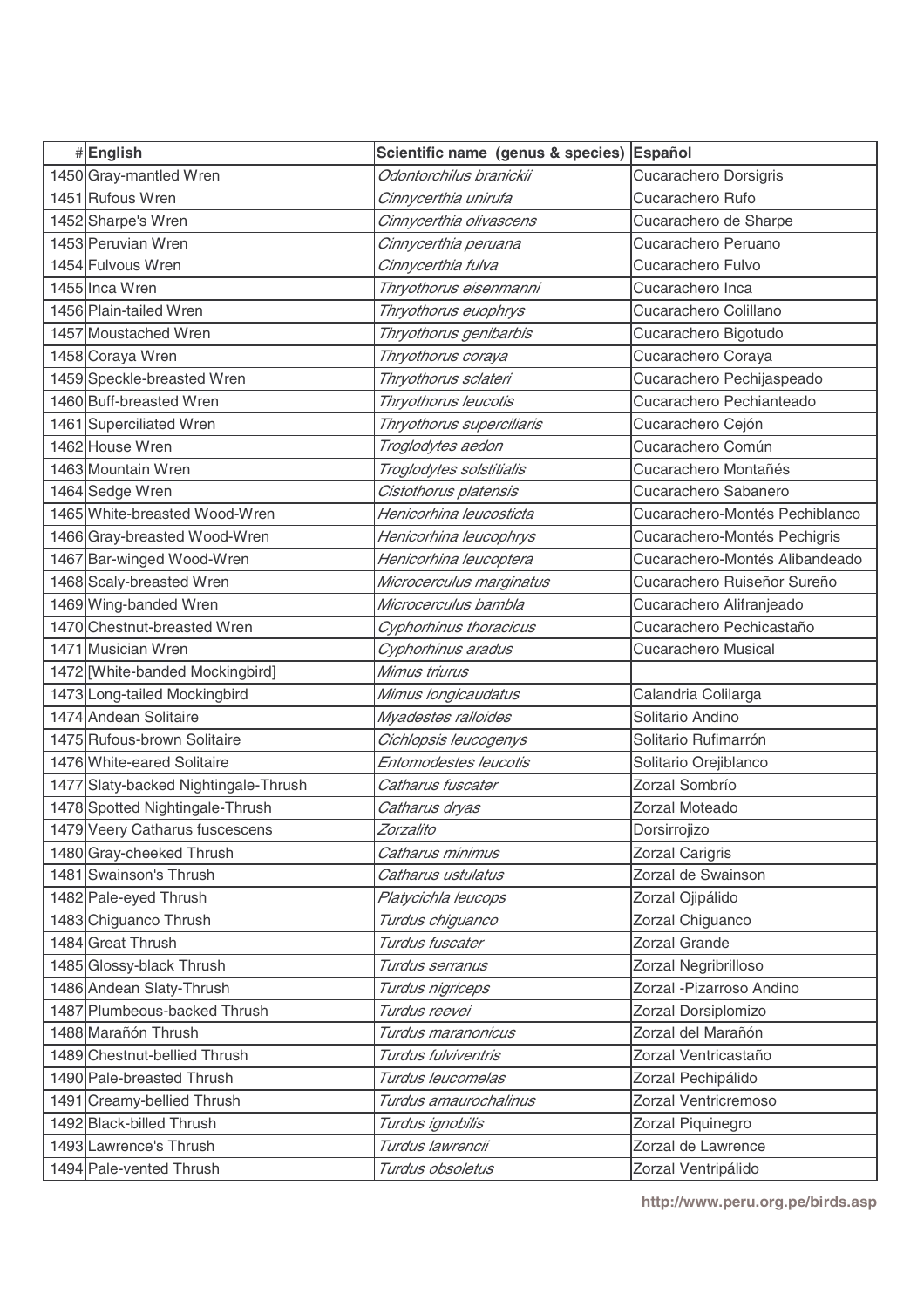| # | English | Scientific name (genus & species) | Español |
|---|---|---|---|
| 1450 | Gray-mantled Wren | *Odontorchilus branickii* | Cucarachero Dorsigris |
| 1451 | Rufous Wren | *Cinnycerthia unirufa* | Cucarachero Rufo |
| 1452 | Sharpe's Wren | *Cinnycerthia olivascens* | Cucarachero de Sharpe |
| 1453 | Peruvian Wren | *Cinnycerthia peruana* | Cucarachero Peruano |
| 1454 | Fulvous Wren | *Cinnycerthia fulva* | Cucarachero Fulvo |
| 1455 | Inca Wren | *Thryothorus eisenmanni* | Cucarachero Inca |
| 1456 | Plain-tailed Wren | *Thryothorus euophrys* | Cucarachero Colillano |
| 1457 | Moustached Wren | *Thryothorus genibarbis* | Cucarachero Bigotudo |
| 1458 | Coraya Wren | *Thryothorus coraya* | Cucarachero Coraya |
| 1459 | Speckle-breasted Wren | *Thryothorus sclateri* | Cucarachero Pechijaspeado |
| 1460 | Buff-breasted Wren | *Thryothorus leucotis* | Cucarachero Pechianteado |
| 1461 | Superciliated Wren | *Thryothorus superciliaris* | Cucarachero Cejón |
| 1462 | House Wren | *Troglodytes aedon* | Cucarachero Común |
| 1463 | Mountain Wren | *Troglodytes solstitialis* | Cucarachero Montañés |
| 1464 | Sedge Wren | *Cistothorus platensis* | Cucarachero Sabanero |
| 1465 | White-breasted Wood-Wren | *Henicorhina leucosticta* | Cucarachero-Montés Pechiblanco |
| 1466 | Gray-breasted Wood-Wren | *Henicorhina leucophrys* | Cucarachero-Montés Pechigris |
| 1467 | Bar-winged Wood-Wren | *Henicorhina leucoptera* | Cucarachero-Montés Alibandeado |
| 1468 | Scaly-breasted Wren | *Microcerculus marginatus* | Cucarachero Ruiseñor Sureño |
| 1469 | Wing-banded Wren | *Microcerculus bambla* | Cucarachero Alifranjeado |
| 1470 | Chestnut-breasted Wren | *Cyphorhinus thoracicus* | Cucarachero Pechicastaño |
| 1471 | Musician Wren | *Cyphorhinus aradus* | Cucarachero Musical |
| 1472 | [White-banded Mockingbird] | *Mimus triurus* | |
| 1473 | Long-tailed Mockingbird | *Mimus longicaudatus* | Calandria Colilarga |
| 1474 | Andean Solitaire | *Myadestes ralloides* | Solitario Andino |
| 1475 | Rufous-brown Solitaire | *Cichlopsis leucogenys* | Solitario Rufimarrón |
| 1476 | White-eared Solitaire | *Entomodestes leucotis* | Solitario Orejiblanco |
| 1477 | Slaty-backed Nightingale-Thrush | *Catharus fuscater* | Zorzal Sombrío |
| 1478 | Spotted Nightingale-Thrush | *Catharus dryas* | Zorzal Moteado |
| 1479 | Veery Catharus fuscescens | *Zorzalito* | Dorsirrojizo |
| 1480 | Gray-cheeked Thrush | *Catharus minimus* | Zorzal Carigris |
| 1481 | Swainson's Thrush | *Catharus ustulatus* | Zorzal de Swainson |
| 1482 | Pale-eyed Thrush | *Platycichla leucops* | Zorzal Ojipálido |
| 1483 | Chiguanco Thrush | *Turdus chiguanco* | Zorzal Chiguanco |
| 1484 | Great Thrush | *Turdus fuscater* | Zorzal Grande |
| 1485 | Glossy-black Thrush | *Turdus serranus* | Zorzal Negribrilloso |
| 1486 | Andean Slaty-Thrush | *Turdus nigriceps* | Zorzal -Pizarroso Andino |
| 1487 | Plumbeous-backed Thrush | *Turdus reevei* | Zorzal Dorsiplomizo |
| 1488 | Marañón Thrush | *Turdus maranonicus* | Zorzal del Marañón |
| 1489 | Chestnut-bellied Thrush | *Turdus fulviventris* | Zorzal Ventricastaño |
| 1490 | Pale-breasted Thrush | *Turdus leucomelas* | Zorzal Pechipálido |
| 1491 | Creamy-bellied Thrush | *Turdus amaurochalinus* | Zorzal Ventricremoso |
| 1492 | Black-billed Thrush | *Turdus ignobilis* | Zorzal Piquinegro |
| 1493 | Lawrence's Thrush | *Turdus lawrencii* | Zorzal de Lawrence |
| 1494 | Pale-vented Thrush | *Turdus obsoletus* | Zorzal Ventripálido |

http://www.peru.org.pe/birds.asp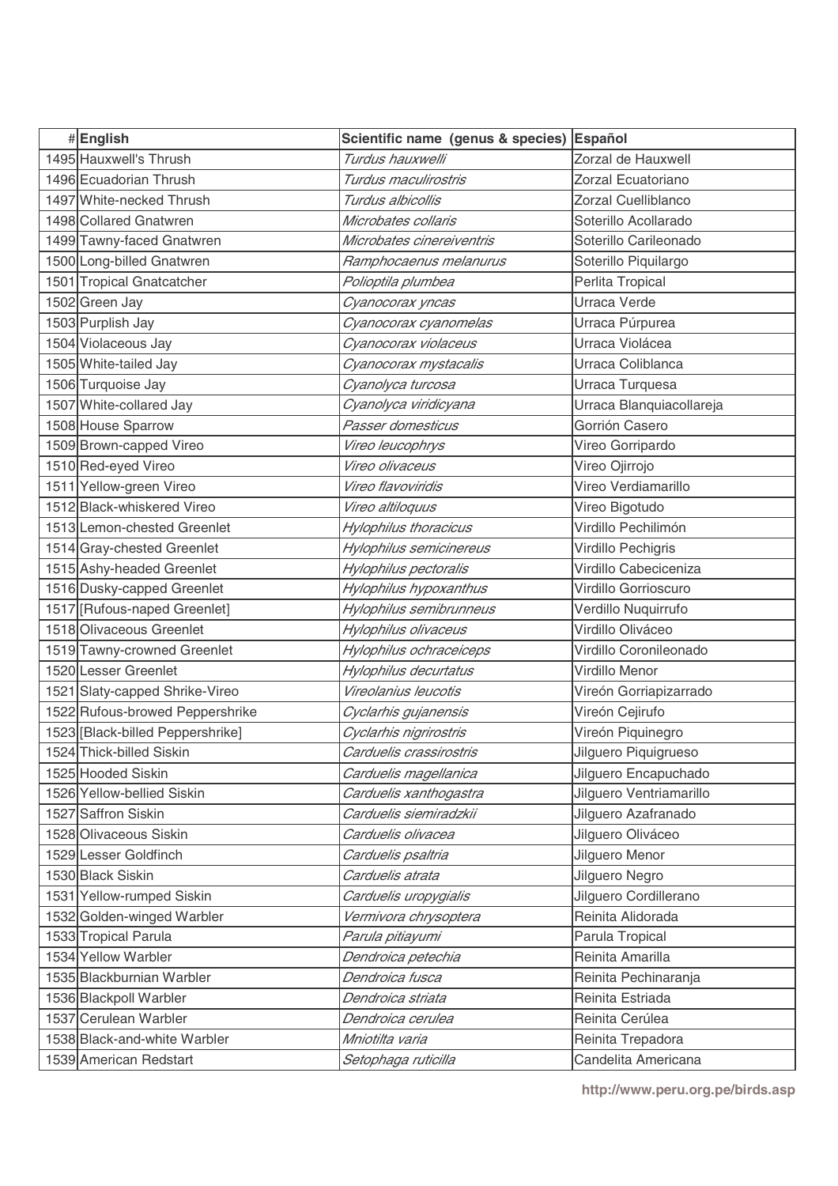| # | English | Scientific name (genus & species) | Español |
|---|---|---|---|
| 1495 | Hauxwell's Thrush | *Turdus hauxwelli* | Zorzal de Hauxwell |
| 1496 | Ecuadorian Thrush | *Turdus maculirostris* | Zorzal Ecuatoriano |
| 1497 | White-necked Thrush | *Turdus albicollis* | Zorzal Cuelliblanco |
| 1498 | Collared Gnatwren | *Microbates collaris* | Soterillo Acollarado |
| 1499 | Tawny-faced Gnatwren | *Microbates cinereiventris* | Soterillo Carileonado |
| 1500 | Long-billed Gnatwren | *Ramphocaenus melanurus* | Soterillo Piquilargo |
| 1501 | Tropical Gnatcatcher | *Polioptila plumbea* | Perlita Tropical |
| 1502 | Green Jay | *Cyanocorax yncas* | Urraca Verde |
| 1503 | Purplish Jay | *Cyanocorax cyanomelas* | Urraca Púrpurea |
| 1504 | Violaceous Jay | *Cyanocorax violaceus* | Urraca Violácea |
| 1505 | White-tailed Jay | *Cyanocorax mystacalis* | Urraca Coliblanca |
| 1506 | Turquoise Jay | *Cyanolyca turcosa* | Urraca Turquesa |
| 1507 | White-collared Jay | *Cyanolyca viridicyana* | Urraca Blanquiacollareja |
| 1508 | House Sparrow | *Passer domesticus* | Gorrión Casero |
| 1509 | Brown-capped Vireo | *Vireo leucophrys* | Vireo Gorripardo |
| 1510 | Red-eyed Vireo | *Vireo olivaceus* | Vireo Ojirrojo |
| 1511 | Yellow-green Vireo | *Vireo flavoviridis* | Vireo Verdiamarillo |
| 1512 | Black-whiskered Vireo | *Vireo altiloquus* | Vireo Bigotudo |
| 1513 | Lemon-chested Greenlet | *Hylophilus thoracicus* | Virdillo Pechilimón |
| 1514 | Gray-chested Greenlet | *Hylophilus semicinereus* | Virdillo Pechigris |
| 1515 | Ashy-headed Greenlet | *Hylophilus pectoralis* | Virdillo Cabeciceniza |
| 1516 | Dusky-capped Greenlet | *Hylophilus hypoxanthus* | Virdillo Gorrioscuro |
| 1517 | [Rufous-naped Greenlet] | *Hylophilus semibrunneus* | Verdillo Nuquirrufo |
| 1518 | Olivaceous Greenlet | *Hylophilus olivaceus* | Virdillo Oliváceo |
| 1519 | Tawny-crowned Greenlet | *Hylophilus ochraceiceps* | Virdillo Coronileonado |
| 1520 | Lesser Greenlet | *Hylophilus decurtatus* | Virdillo Menor |
| 1521 | Slaty-capped Shrike-Vireo | *Vireolanius leucotis* | Vireón Gorriapizarrado |
| 1522 | Rufous-browed Peppershrike | *Cyclarhis gujanensis* | Vireón Cejirufo |
| 1523 | [Black-billed Peppershrike] | *Cyclarhis nigrirostris* | Vireón Piquinegro |
| 1524 | Thick-billed Siskin | *Carduelis crassirostris* | Jilguero Piquigrueso |
| 1525 | Hooded Siskin | *Carduelis magellanica* | Jilguero Encapuchado |
| 1526 | Yellow-bellied Siskin | *Carduelis xanthogastra* | Jilguero Ventriamarillo |
| 1527 | Saffron Siskin | *Carduelis siemiradzkii* | Jilguero Azafranado |
| 1528 | Olivaceous Siskin | *Carduelis olivacea* | Jilguero Oliváceo |
| 1529 | Lesser Goldfinch | *Carduelis psaltria* | Jilguero Menor |
| 1530 | Black Siskin | *Carduelis atrata* | Jilguero Negro |
| 1531 | Yellow-rumped Siskin | *Carduelis uropygialis* | Jilguero Cordillerano |
| 1532 | Golden-winged Warbler | *Vermivora chrysoptera* | Reinita Alidorada |
| 1533 | Tropical Parula | *Parula pitiayumi* | Parula Tropical |
| 1534 | Yellow Warbler | *Dendroica petechia* | Reinita Amarilla |
| 1535 | Blackburnian Warbler | *Dendroica fusca* | Reinita Pechinaranja |
| 1536 | Blackpoll Warbler | *Dendroica striata* | Reinita Estriada |
| 1537 | Cerulean Warbler | *Dendroica cerulea* | Reinita Cerúlea |
| 1538 | Black-and-white Warbler | *Mniotilta varia* | Reinita Trepadora |
| 1539 | American Redstart | *Setophaga ruticilla* | Candelita Americana |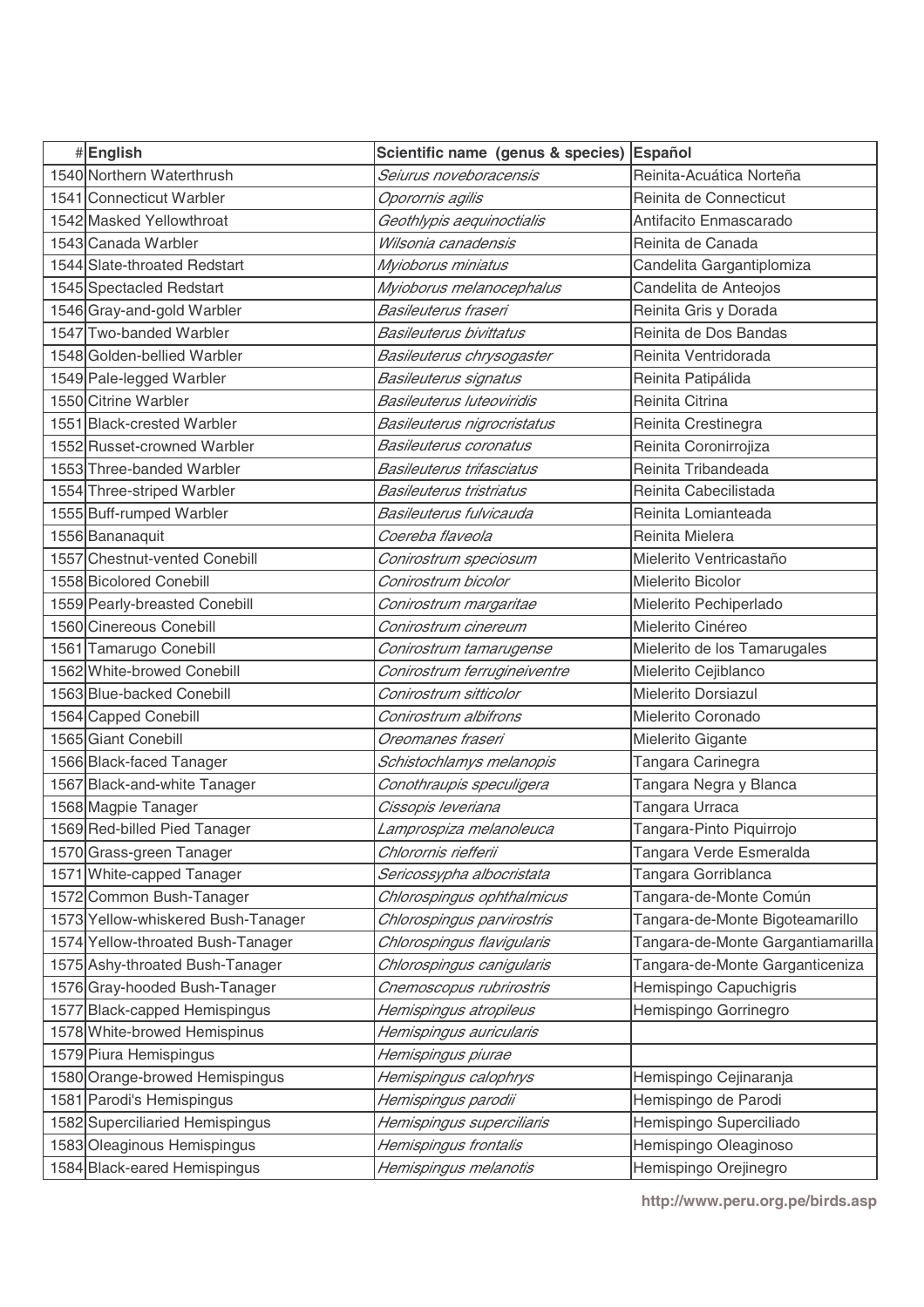| # | English | Scientific name (genus & species) | Español |
|---|---|---|---|
| 1540 | Northern Waterthrush | *Seiurus noveboracensis* | Reinita-Acuática Norteña |
| 1541 | Connecticut Warbler | *Oporornis agilis* | Reinita de Connecticut |
| 1542 | Masked Yellowthroat | *Geothlypis aequinoctialis* | Antifacito Enmascarado |
| 1543 | Canada Warbler | *Wilsonia canadensis* | Reinita de Canada |
| 1544 | Slate-throated Redstart | *Myioborus miniatus* | Candelita Gargantiplomiza |
| 1545 | Spectacled Redstart | *Myioborus melanocephalus* | Candelita de Anteojos |
| 1546 | Gray-and-gold Warbler | *Basileuterus fraseri* | Reinita Gris y Dorada |
| 1547 | Two-banded Warbler | *Basileuterus bivittatus* | Reinita de Dos Bandas |
| 1548 | Golden-bellied Warbler | *Basileuterus chrysogaster* | Reinita Ventridorada |
| 1549 | Pale-legged Warbler | *Basileuterus signatus* | Reinita Patipálida |
| 1550 | Citrine Warbler | *Basileuterus luteoviridis* | Reinita Citrina |
| 1551 | Black-crested Warbler | *Basileuterus nigrocristatus* | Reinita Crestinegra |
| 1552 | Russet-crowned Warbler | *Basileuterus coronatus* | Reinita Coronirrojiza |
| 1553 | Three-banded Warbler | *Basileuterus trifasciatus* | Reinita Tribandeada |
| 1554 | Three-striped Warbler | *Basileuterus tristriatus* | Reinita Cabecilistada |
| 1555 | Buff-rumped Warbler | *Basileuterus fulvicauda* | Reinita Lomianteada |
| 1556 | Bananaquit | *Coereba flaveola* | Reinita Mielera |
| 1557 | Chestnut-vented Conebill | *Conirostrum speciosum* | Mielerito Ventricastaño |
| 1558 | Bicolored Conebill | *Conirostrum bicolor* | Mielerito Bicolor |
| 1559 | Pearly-breasted Conebill | *Conirostrum margaritae* | Mielerito Pechiperlado |
| 1560 | Cinereous Conebill | *Conirostrum cinereum* | Mielerito Cinéreo |
| 1561 | Tamarugo Conebill | *Conirostrum tamarugense* | Mielerito de los Tamarugales |
| 1562 | White-browed Conebill | *Conirostrum ferrugineiventre* | Mielerito Cejiblanco |
| 1563 | Blue-backed Conebill | *Conirostrum sitticolor* | Mielerito Dorsiazul |
| 1564 | Capped Conebill | *Conirostrum albifrons* | Mielerito Coronado |
| 1565 | Giant Conebill | *Oreomanes fraseri* | Mielerito Gigante |
| 1566 | Black-faced Tanager | *Schistochlamys melanopis* | Tangara Carinegra |
| 1567 | Black-and-white Tanager | *Conothraupis speculigera* | Tangara Negra y Blanca |
| 1568 | Magpie Tanager | *Cissopis leveriana* | Tangara Urraca |
| 1569 | Red-billed Pied Tanager | *Lamprospiza melanoleuca* | Tangara-Pinto Piquirrojo |
| 1570 | Grass-green Tanager | *Chlorornis riefferii* | Tangara Verde Esmeralda |
| 1571 | White-capped Tanager | *Sericossypha albocristata* | Tangara Gorriblanca |
| 1572 | Common Bush-Tanager | *Chlorospingus ophthalmicus* | Tangara-de-Monte Común |
| 1573 | Yellow-whiskered Bush-Tanager | *Chlorospingus parvirostris* | Tangara-de-Monte Bigoteamarillo |
| 1574 | Yellow-throated Bush-Tanager | *Chlorospingus flavigularis* | Tangara-de-Monte Gargantiamarilla |
| 1575 | Ashy-throated Bush-Tanager | *Chlorospingus canigularis* | Tangara-de-Monte Garganticeniza |
| 1576 | Gray-hooded Bush-Tanager | *Cnemoscopus rubrirostris* | Hemispingo Capuchigris |
| 1577 | Black-capped Hemispingus | *Hemispingus atropileus* | Hemispingo Gorrinegro |
| 1578 | White-browed Hemispinus | *Hemispingus auricularis* | |
| 1579 | Piura Hemispingus | *Hemispingus piurae* | |
| 1580 | Orange-browed Hemispingus | *Hemispingus calophrys* | Hemispingo Cejinaranja |
| 1581 | Parodi's Hemispingus | *Hemispingus parodii* | Hemispingo de Parodi |
| 1582 | Superciliaried Hemispingus | *Hemispingus superciliaris* | Hemispingo Superciliado |
| 1583 | Oleaginous Hemispingus | *Hemispingus frontalis* | Hemispingo Oleaginoso |
| 1584 | Black-eared Hemispingus | *Hemispingus melanotis* | Hemispingo Orejinegro |

http://www.peru.org.pe/birds.asp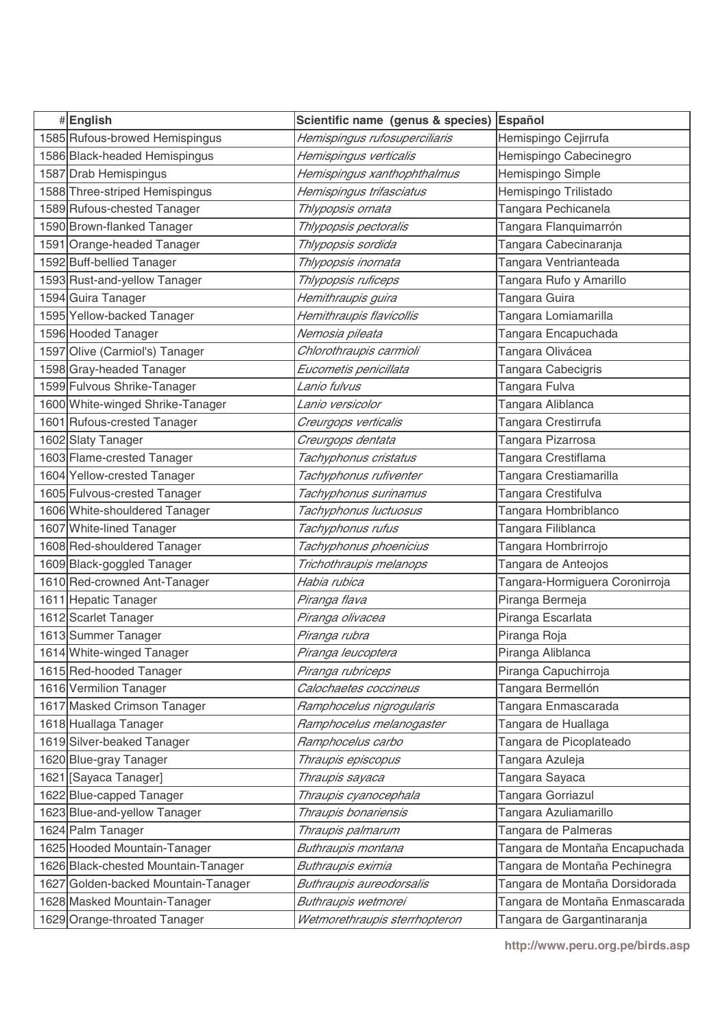| # | English | Scientific name (genus & species) | Español |
|---|---|---|---|
| 1585 | Rufous-browed Hemispingus | *Hemispingus rufosuperciliaris* | Hemispingo Cejirrufa |
| 1586 | Black-headed Hemispingus | *Hemispingus verticalis* | Hemispingo Cabecinegro |
| 1587 | Drab Hemispingus | *Hemispingus xanthophthalmus* | Hemispingo Simple |
| 1588 | Three-striped Hemispingus | *Hemispingus trifasciatus* | Hemispingo Trilistado |
| 1589 | Rufous-chested Tanager | *Thlypopsis ornata* | Tangara Pechicanela |
| 1590 | Brown-flanked Tanager | *Thlypopsis pectoralis* | Tangara Flanquimarrón |
| 1591 | Orange-headed Tanager | *Thlypopsis sordida* | Tangara Cabecinaranja |
| 1592 | Buff-bellied Tanager | *Thlypopsis inornata* | Tangara Ventrianteada |
| 1593 | Rust-and-yellow Tanager | *Thlypopsis ruficeps* | Tangara Rufo y Amarillo |
| 1594 | Guira Tanager | *Hemithraupis guira* | Tangara Guira |
| 1595 | Yellow-backed Tanager | *Hemithraupis flavicollis* | Tangara Lomiamarilla |
| 1596 | Hooded Tanager | *Nemosia pileata* | Tangara Encapuchada |
| 1597 | Olive (Carmiol's) Tanager | *Chlorothraupis carmioli* | Tangara Olivácea |
| 1598 | Gray-headed Tanager | *Eucometis penicillata* | Tangara Cabecigris |
| 1599 | Fulvous Shrike-Tanager | *Lanio fulvus* | Tangara Fulva |
| 1600 | White-winged Shrike-Tanager | *Lanio versicolor* | Tangara Aliblanca |
| 1601 | Rufous-crested Tanager | *Creurgops verticalis* | Tangara Crestirrufa |
| 1602 | Slaty Tanager | *Creurgops dentata* | Tangara Pizarrosa |
| 1603 | Flame-crested Tanager | *Tachyphonus cristatus* | Tangara Crestiflama |
| 1604 | Yellow-crested Tanager | *Tachyphonus rufiventer* | Tangara Crestiamarilla |
| 1605 | Fulvous-crested Tanager | *Tachyphonus surinamus* | Tangara Crestifulva |
| 1606 | White-shouldered Tanager | *Tachyphonus luctuosus* | Tangara Hombriblanco |
| 1607 | White-lined Tanager | *Tachyphonus rufus* | Tangara Filiblanca |
| 1608 | Red-shouldered Tanager | *Tachyphonus phoenicius* | Tangara Hombrirrojo |
| 1609 | Black-goggled Tanager | *Trichothraupis melanops* | Tangara de Anteojos |
| 1610 | Red-crowned Ant-Tanager | *Habia rubica* | Tangara-Hormiguera Coronirroja |
| 1611 | Hepatic Tanager | *Piranga flava* | Piranga Bermeja |
| 1612 | Scarlet Tanager | *Piranga olivacea* | Piranga Escarlata |
| 1613 | Summer Tanager | *Piranga rubra* | Piranga Roja |
| 1614 | White-winged Tanager | *Piranga leucoptera* | Piranga Aliblanca |
| 1615 | Red-hooded Tanager | *Piranga rubriceps* | Piranga Capuchirroja |
| 1616 | Vermilion Tanager | *Calochaetes coccineus* | Tangara Bermellón |
| 1617 | Masked Crimson Tanager | *Ramphocelus nigrogularis* | Tangara Enmascarada |
| 1618 | Huallaga Tanager | *Ramphocelus melanogaster* | Tangara de Huallaga |
| 1619 | Silver-beaked Tanager | *Ramphocelus carbo* | Tangara de Picoplateado |
| 1620 | Blue-gray Tanager | *Thraupis episcopus* | Tangara Azuleja |
| 1621 | [Sayaca Tanager] | *Thraupis sayaca* | Tangara Sayaca |
| 1622 | Blue-capped Tanager | *Thraupis cyanocephala* | Tangara Gorriazul |
| 1623 | Blue-and-yellow Tanager | *Thraupis bonariensis* | Tangara Azuliamarillo |
| 1624 | Palm Tanager | *Thraupis palmarum* | Tangara de Palmeras |
| 1625 | Hooded Mountain-Tanager | *Buthraupis montana* | Tangara de Montaña Encapuchada |
| 1626 | Black-chested Mountain-Tanager | *Buthraupis eximia* | Tangara de Montaña Pechinegra |
| 1627 | Golden-backed Mountain-Tanager | *Buthraupis aureodorsalis* | Tangara de Montaña Dorsidorada |
| 1628 | Masked Mountain-Tanager | *Buthraupis wetmorei* | Tangara de Montaña Enmascarada |
| 1629 | Orange-throated Tanager | *Wetmorethraupis sterrhopteron* | Tangara de Gargantinaranja |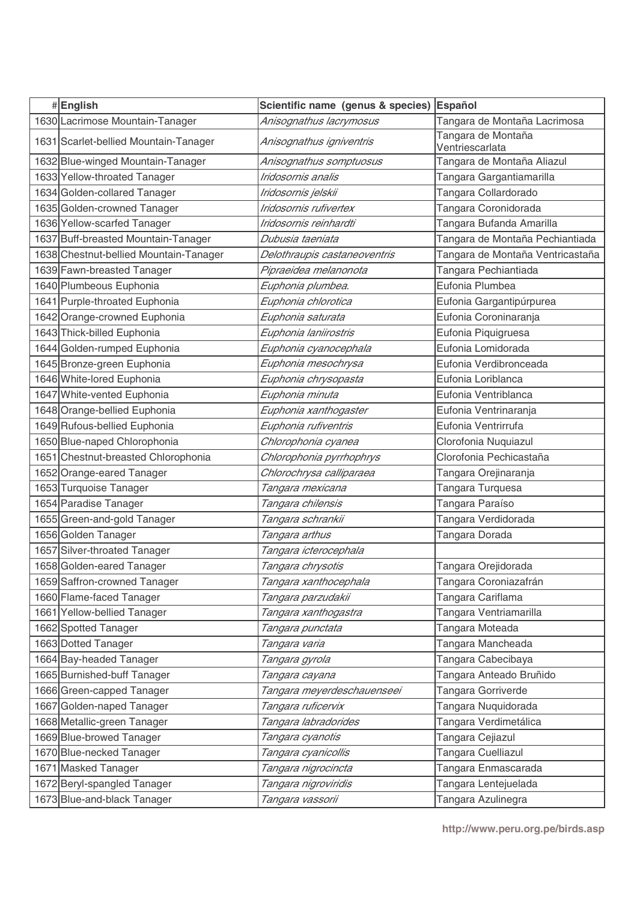| # | English | Scientific name (genus & species) | Español |
|---|---|---|---|
| 1630 | Lacrimose Mountain-Tanager | *Anisognathus lacrymosus* | Tangara de Montaña Lacrimosa |
| 1631 | Scarlet-bellied Mountain-Tanager | *Anisognathus igniventris* | Tangara de Montaña Ventriescarlata |
| 1632 | Blue-winged Mountain-Tanager | *Anisognathus somptuosus* | Tangara de Montaña Aliazul |
| 1633 | Yellow-throated Tanager | *Iridosornis analis* | Tangara Gargantiamarilla |
| 1634 | Golden-collared Tanager | *Iridosornis jelskii* | Tangara Collardorado |
| 1635 | Golden-crowned Tanager | *Iridosornis rufivertex* | Tangara Coronidorada |
| 1636 | Yellow-scarfed Tanager | *Iridosornis reinhardti* | Tangara Bufanda Amarilla |
| 1637 | Buff-breasted Mountain-Tanager | *Dubusia taeniata* | Tangara de Montaña Pechiantiada |
| 1638 | Chestnut-bellied Mountain-Tanager | *Delothraupis castaneoventris* | Tangara de Montaña Ventricastaña |
| 1639 | Fawn-breasted Tanager | *Pipraeidea melanonota* | Tangara Pechiantiada |
| 1640 | Plumbeous Euphonia | *Euphonia plumbea.* | Eufonia Plumbea |
| 1641 | Purple-throated Euphonia | *Euphonia chlorotica* | Eufonia Gargantipúrpurea |
| 1642 | Orange-crowned Euphonia | *Euphonia saturata* | Eufonia Coroninaranja |
| 1643 | Thick-billed Euphonia | *Euphonia laniirostris* | Eufonia Piquigruesa |
| 1644 | Golden-rumped Euphonia | *Euphonia cyanocephala* | Eufonia Lomidorada |
| 1645 | Bronze-green Euphonia | *Euphonia mesochrysa* | Eufonia Verdibronceada |
| 1646 | White-lored Euphonia | *Euphonia chrysopasta* | Eufonia Loriblanca |
| 1647 | White-vented Euphonia | *Euphonia minuta* | Eufonia Ventriblanca |
| 1648 | Orange-bellied Euphonia | *Euphonia xanthogaster* | Eufonia Ventrinaranja |
| 1649 | Rufous-bellied Euphonia | *Euphonia rufiventris* | Eufonia Ventrirrufa |
| 1650 | Blue-naped Chlorophonia | *Chlorophonia cyanea* | Clorofonia Nuquiazul |
| 1651 | Chestnut-breasted Chlorophonia | *Chlorophonia pyrrhophrys* | Clorofonia Pechicastaña |
| 1652 | Orange-eared Tanager | *Chlorochrysa calliparaea* | Tangara Orejinaranja |
| 1653 | Turquoise Tanager | *Tangara mexicana* | Tangara Turquesa |
| 1654 | Paradise Tanager | *Tangara chilensis* | Tangara Paraíso |
| 1655 | Green-and-gold Tanager | *Tangara schrankii* | Tangara Verdidorada |
| 1656 | Golden Tanager | *Tangara arthus* | Tangara Dorada |
| 1657 | Silver-throated Tanager | *Tangara icterocephala* | |
| 1658 | Golden-eared Tanager | *Tangara chrysotis* | Tangara Orejidorada |
| 1659 | Saffron-crowned Tanager | *Tangara xanthocephala* | Tangara Coroniazafrán |
| 1660 | Flame-faced Tanager | *Tangara parzudakii* | Tangara Cariflama |
| 1661 | Yellow-bellied Tanager | *Tangara xanthogastra* | Tangara Ventriamarilla |
| 1662 | Spotted Tanager | *Tangara punctata* | Tangara Moteada |
| 1663 | Dotted Tanager | *Tangara varia* | Tangara Mancheada |
| 1664 | Bay-headed Tanager | *Tangara gyrola* | Tangara Cabecibaya |
| 1665 | Burnished-buff Tanager | *Tangara cayana* | Tangara Anteado Bruñido |
| 1666 | Green-capped Tanager | *Tangara meyerdeschauenseei* | Tangara Gorriverde |
| 1667 | Golden-naped Tanager | *Tangara ruficervix* | Tangara Nuquidorada |
| 1668 | Metallic-green Tanager | *Tangara labradorides* | Tangara Verdimetálica |
| 1669 | Blue-browed Tanager | *Tangara cyanotis* | Tangara Cejiazul |
| 1670 | Blue-necked Tanager | *Tangara cyanicollis* | Tangara Cuelliazul |
| 1671 | Masked Tanager | *Tangara nigrocincta* | Tangara Enmascarada |
| 1672 | Beryl-spangled Tanager | *Tangara nigroviridis* | Tangara Lentejuelada |
| 1673 | Blue-and-black Tanager | *Tangara vassorii* | Tangara Azulinegra |

http://www.peru.org.pe/birds.asp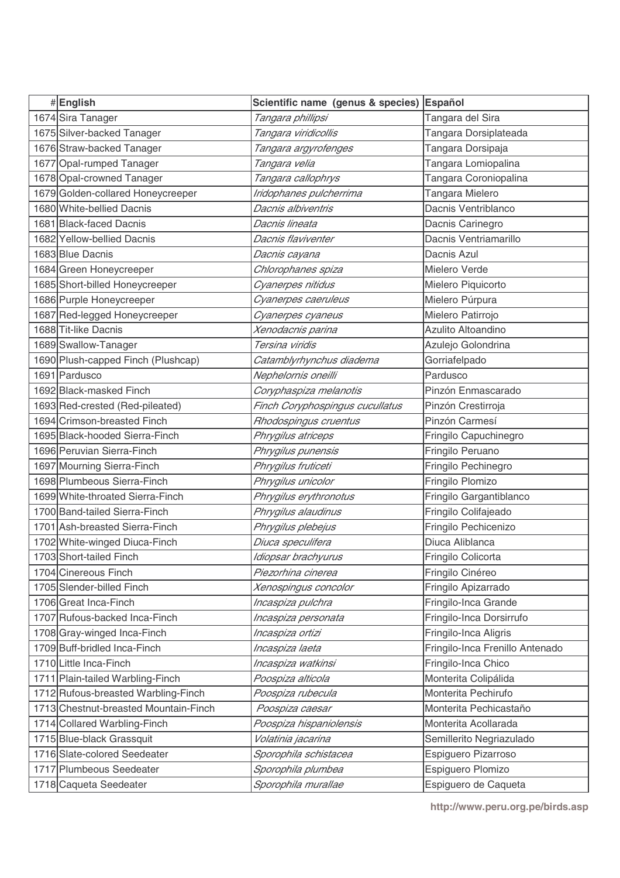| # | English | Scientific name (genus & species) | Español |
|---|---|---|---|
| 1674 | Sira Tanager | *Tangara phillipsi* | Tangara del Sira |
| 1675 | Silver-backed Tanager | *Tangara viridicollis* | Tangara Dorsiplateada |
| 1676 | Straw-backed Tanager | *Tangara argyrofenges* | Tangara Dorsipaja |
| 1677 | Opal-rumped Tanager | *Tangara velia* | Tangara Lomiopalina |
| 1678 | Opal-crowned Tanager | *Tangara callophrys* | Tangara Coroniopalina |
| 1679 | Golden-collared Honeycreeper | *Iridophanes pulcherrima* | Tangara Mielero |
| 1680 | White-bellied Dacnis | *Dacnis albiventris* | Dacnis Ventriblanco |
| 1681 | Black-faced Dacnis | *Dacnis lineata* | Dacnis Carinegro |
| 1682 | Yellow-bellied Dacnis | *Dacnis flaviventer* | Dacnis Ventriamarillo |
| 1683 | Blue Dacnis | *Dacnis cayana* | Dacnis Azul |
| 1684 | Green Honeycreeper | *Chlorophanes spiza* | Mielero Verde |
| 1685 | Short-billed Honeycreeper | *Cyanerpes nitidus* | Mielero Piquicorto |
| 1686 | Purple Honeycreeper | *Cyanerpes caeruleus* | Mielero Púrpura |
| 1687 | Red-legged Honeycreeper | *Cyanerpes cyaneus* | Mielero Patirrojo |
| 1688 | Tit-like Dacnis | *Xenodacnis parina* | Azulito Altoandino |
| 1689 | Swallow-Tanager | *Tersina viridis* | Azulejo Golondrina |
| 1690 | Plush-capped Finch (Plushcap) | *Catamblyrhynchus diadema* | Gorriafelpado |
| 1691 | Pardusco | *Nephelornis oneilli* | Pardusco |
| 1692 | Black-masked Finch | *Coryphaspiza melanotis* | Pinzón Enmascarado |
| 1693 | Red-crested (Red-pileated) | *Finch Coryphospingus cucullatus* | Pinzón Crestirroja |
| 1694 | Crimson-breasted Finch | *Rhodospingus cruentus* | Pinzón Carmesí |
| 1695 | Black-hooded Sierra-Finch | *Phrygilus atriceps* | Fringilo Capuchinegro |
| 1696 | Peruvian Sierra-Finch | *Phrygilus punensis* | Fringilo Peruano |
| 1697 | Mourning Sierra-Finch | *Phrygilus fruticeti* | Fringilo Pechinegro |
| 1698 | Plumbeous Sierra-Finch | *Phrygilus unicolor* | Fringilo Plomizo |
| 1699 | White-throated Sierra-Finch | *Phrygilus erythronotus* | Fringilo Gargantiblanco |
| 1700 | Band-tailed Sierra-Finch | *Phrygilus alaudinus* | Fringilo Colifajeado |
| 1701 | Ash-breasted Sierra-Finch | *Phrygilus plebejus* | Fringilo Pechicenizo |
| 1702 | White-winged Diuca-Finch | *Diuca speculifera* | Diuca Aliblanca |
| 1703 | Short-tailed Finch | *Idiopsar brachyurus* | Fringilo Colicorta |
| 1704 | Cinereous Finch | *Piezorhina cinerea* | Fringilo Cinéreo |
| 1705 | Slender-billed Finch | *Xenospingus concolor* | Fringilo Apizarrado |
| 1706 | Great Inca-Finch | *Incaspiza pulchra* | Fringilo-Inca Grande |
| 1707 | Rufous-backed Inca-Finch | *Incaspiza personata* | Fringilo-Inca Dorsirrufo |
| 1708 | Gray-winged Inca-Finch | *Incaspiza ortizi* | Fringilo-Inca Aligris |
| 1709 | Buff-bridled Inca-Finch | *Incaspiza laeta* | Fringilo-Inca Frenillo Antenado |
| 1710 | Little Inca-Finch | *Incaspiza watkinsi* | Fringilo-Inca Chico |
| 1711 | Plain-tailed Warbling-Finch | *Poospiza alticola* | Monterita Colipálida |
| 1712 | Rufous-breasted Warbling-Finch | *Poospiza rubecula* | Monterita Pechirufo |
| 1713 | Chestnut-breasted Mountain-Finch | *Poospiza caesar* | Monterita Pechicastaño |
| 1714 | Collared Warbling-Finch | *Poospiza hispaniolensis* | Monterita Acollarada |
| 1715 | Blue-black Grassquit | *Volatinia jacarina* | Semillerito Negriazulado |
| 1716 | Slate-colored Seedeater | *Sporophila schistacea* | Espiguero Pizarroso |
| 1717 | Plumbeous Seedeater | *Sporophila plumbea* | Espiguero Plomizo |
| 1718 | Caqueta Seedeater | *Sporophila murallae* | Espiguero de Caqueta |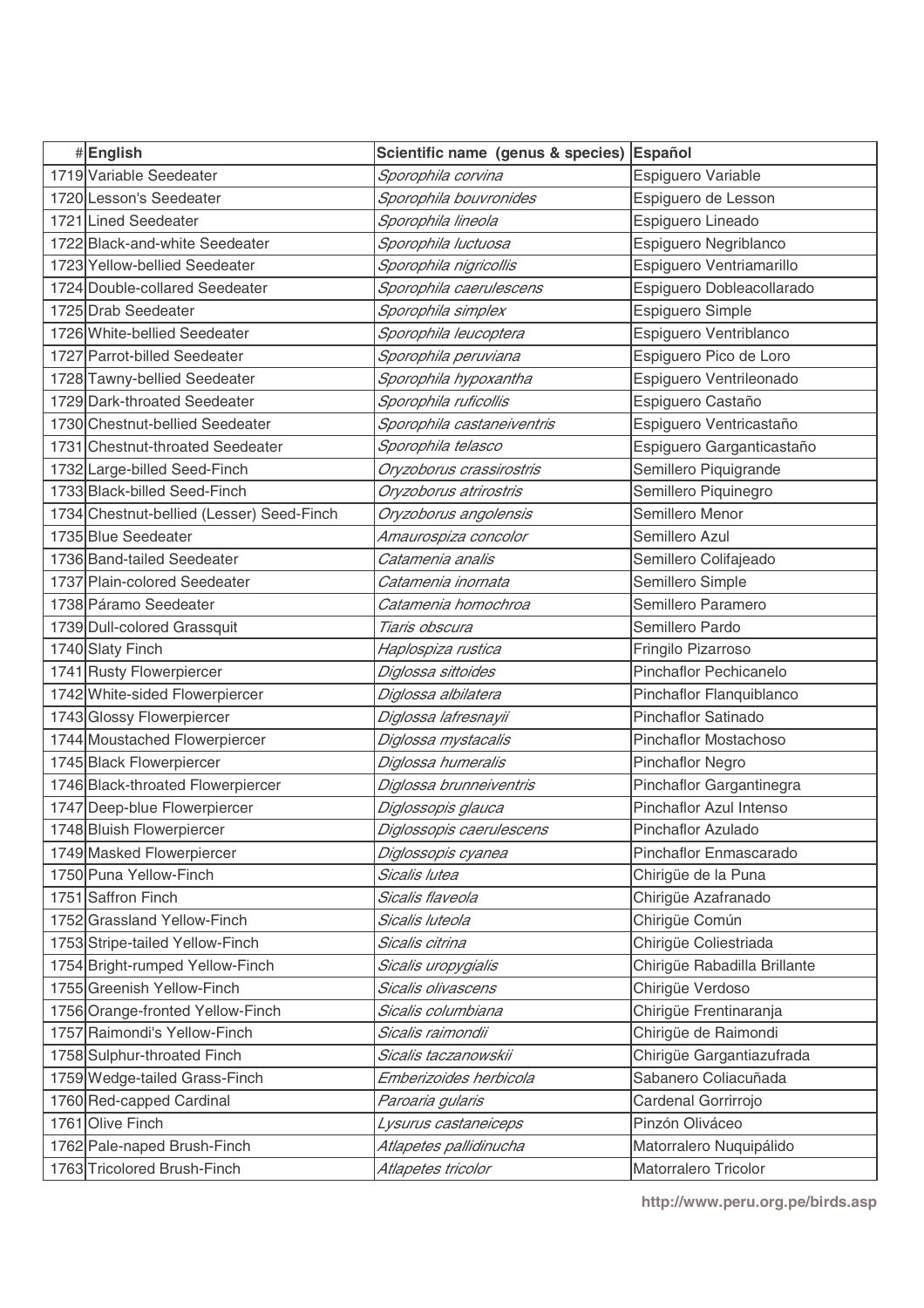| # | English | Scientific name (genus & species) | Español |
|---|---|---|---|
| 1719 | Variable Seedeater | *Sporophila corvina* | Espiguero Variable |
| 1720 | Lesson's Seedeater | *Sporophila bouvronides* | Espiguero de Lesson |
| 1721 | Lined Seedeater | *Sporophila lineola* | Espiguero Lineado |
| 1722 | Black-and-white Seedeater | *Sporophila luctuosa* | Espiguero Negriblanco |
| 1723 | Yellow-bellied Seedeater | *Sporophila nigricollis* | Espiguero Ventriamarillo |
| 1724 | Double-collared Seedeater | *Sporophila caerulescens* | Espiguero Dobleacollarado |
| 1725 | Drab Seedeater | *Sporophila simplex* | Espiguero Simple |
| 1726 | White-bellied Seedeater | *Sporophila leucoptera* | Espiguero Ventriblanco |
| 1727 | Parrot-billed Seedeater | *Sporophila peruviana* | Espiguero Pico de Loro |
| 1728 | Tawny-bellied Seedeater | *Sporophila hypoxantha* | Espiguero Ventrileonado |
| 1729 | Dark-throated Seedeater | *Sporophila ruficollis* | Espiguero Castaño |
| 1730 | Chestnut-bellied Seedeater | *Sporophila castaneiventris* | Espiguero Ventricastaño |
| 1731 | Chestnut-throated Seedeater | *Sporophila telasco* | Espiguero Garganticastaño |
| 1732 | Large-billed Seed-Finch | *Oryzoborus crassirostris* | Semillero Piquigrande |
| 1733 | Black-billed Seed-Finch | *Oryzoborus atrirostris* | Semillero Piquinegro |
| 1734 | Chestnut-bellied (Lesser) Seed-Finch | *Oryzoborus angolensis* | Semillero Menor |
| 1735 | Blue Seedeater | *Amaurospiza concolor* | Semillero Azul |
| 1736 | Band-tailed Seedeater | *Catamenia analis* | Semillero Colifajeado |
| 1737 | Plain-colored Seedeater | *Catamenia inornata* | Semillero Simple |
| 1738 | Páramo Seedeater | *Catamenia homochroa* | Semillero Paramero |
| 1739 | Dull-colored Grassquit | *Tiaris obscura* | Semillero Pardo |
| 1740 | Slaty Finch | *Haplospiza rustica* | Fringilo Pizarroso |
| 1741 | Rusty Flowerpiercer | *Diglossa sittoides* | Pinchaflor Pechicanelo |
| 1742 | White-sided Flowerpiercer | *Diglossa albilatera* | Pinchaflor Flanquiblanco |
| 1743 | Glossy Flowerpiercer | *Diglossa lafresnayii* | Pinchaflor Satinado |
| 1744 | Moustached Flowerpiercer | *Diglossa mystacalis* | Pinchaflor Mostachoso |
| 1745 | Black Flowerpiercer | *Diglossa humeralis* | Pinchaflor Negro |
| 1746 | Black-throated Flowerpiercer | *Diglossa brunneiventris* | Pinchaflor Gargantinegra |
| 1747 | Deep-blue Flowerpiercer | *Diglossopis glauca* | Pinchaflor Azul Intenso |
| 1748 | Bluish Flowerpiercer | *Diglossopis caerulescens* | Pinchaflor Azulado |
| 1749 | Masked Flowerpiercer | *Diglossopis cyanea* | Pinchaflor Enmascarado |
| 1750 | Puna Yellow-Finch | *Sicalis lutea* | Chirigüe de la Puna |
| 1751 | Saffron Finch | *Sicalis flaveola* | Chirigüe Azafranado |
| 1752 | Grassland Yellow-Finch | *Sicalis luteola* | Chirigüe Común |
| 1753 | Stripe-tailed Yellow-Finch | *Sicalis citrina* | Chirigüe Coliestriada |
| 1754 | Bright-rumped Yellow-Finch | *Sicalis uropygialis* | Chirigüe Rabadilla Brillante |
| 1755 | Greenish Yellow-Finch | *Sicalis olivascens* | Chirigüe Verdoso |
| 1756 | Orange-fronted Yellow-Finch | *Sicalis columbiana* | Chirigüe Frentinaranja |
| 1757 | Raimondi's Yellow-Finch | *Sicalis raimondii* | Chirigüe de Raimondi |
| 1758 | Sulphur-throated Finch | *Sicalis taczanowskii* | Chirigüe Gargantiazufrada |
| 1759 | Wedge-tailed Grass-Finch | *Emberizoides herbicola* | Sabanero Coliacuñada |
| 1760 | Red-capped Cardinal | *Paroaria gularis* | Cardenal Gorrirrojo |
| 1761 | Olive Finch | *Lysurus castaneiceps* | Pinzón Oliváceo |
| 1762 | Pale-naped Brush-Finch | *Atlapetes pallidinucha* | Matorralero Nuquipálido |
| 1763 | Tricolored Brush-Finch | *Atlapetes tricolor* | Matorralero Tricolor |

http://www.peru.org.pe/birds.asp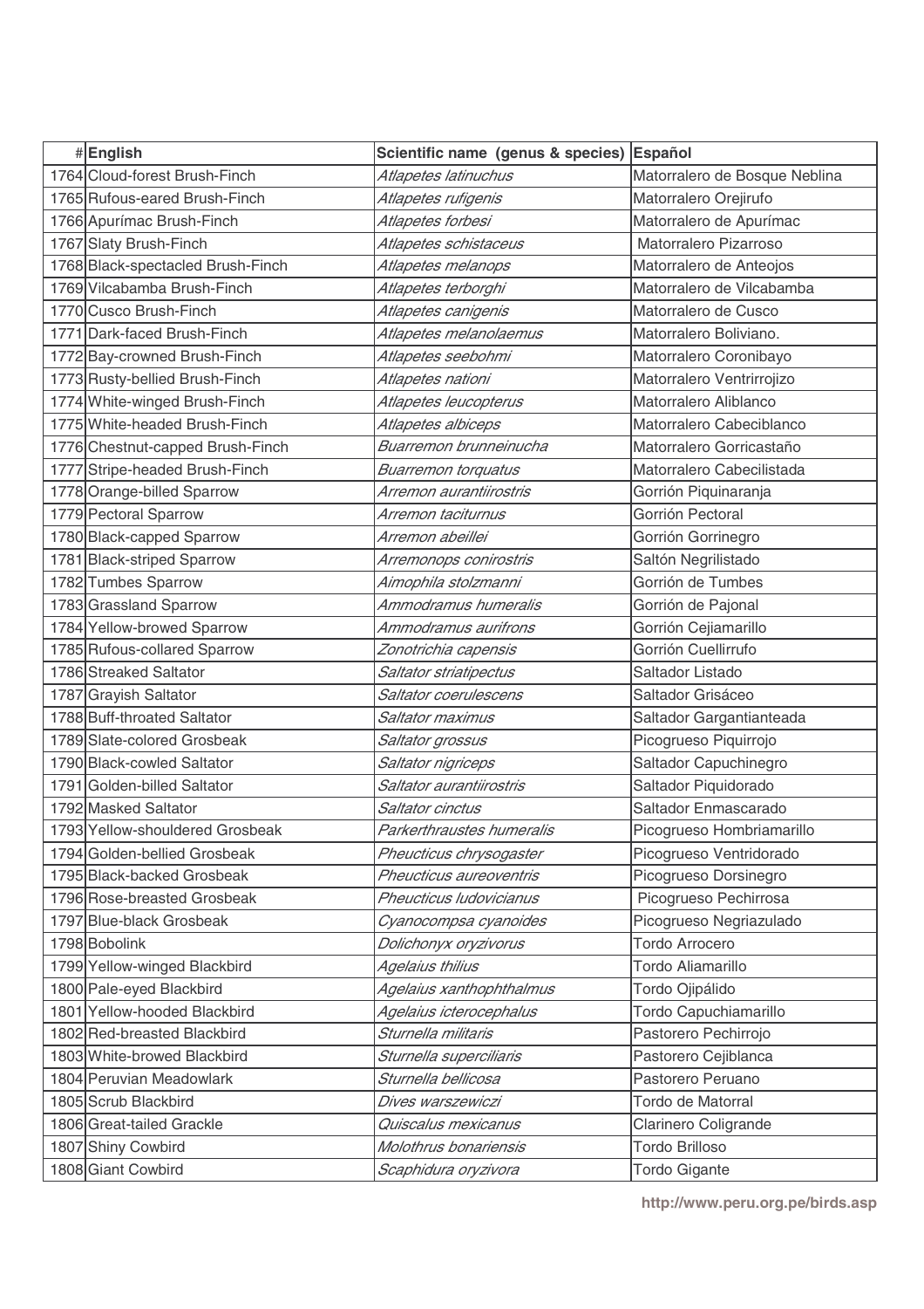| # | English | Scientific name (genus & species) | Español |
|---|---|---|---|
| 1764 | Cloud-forest Brush-Finch | *Atlapetes latinuchus* | Matorralero de Bosque Neblina |
| 1765 | Rufous-eared Brush-Finch | *Atlapetes rufigenis* | Matorralero Orejirufo |
| 1766 | Apurímac Brush-Finch | *Atlapetes forbesi* | Matorralero de Apurímac |
| 1767 | Slaty Brush-Finch | *Atlapetes schistaceus* | Matorralero Pizarroso |
| 1768 | Black-spectacled Brush-Finch | *Atlapetes melanops* | Matorralero de Anteojos |
| 1769 | Vilcabamba Brush-Finch | *Atlapetes terborghi* | Matorralero de Vilcabamba |
| 1770 | Cusco Brush-Finch | *Atlapetes canigenis* | Matorralero de Cusco |
| 1771 | Dark-faced Brush-Finch | *Atlapetes melanolaemus* | Matorralero Boliviano. |
| 1772 | Bay-crowned Brush-Finch | *Atlapetes seebohmi* | Matorralero Coronibayo |
| 1773 | Rusty-bellied Brush-Finch | *Atlapetes nationi* | Matorralero Ventrirrojizo |
| 1774 | White-winged Brush-Finch | *Atlapetes leucopterus* | Matorralero Aliblanco |
| 1775 | White-headed Brush-Finch | *Atlapetes albiceps* | Matorralero Cabeciblanco |
| 1776 | Chestnut-capped Brush-Finch | *Buarremon brunneinucha* | Matorralero Gorricastaño |
| 1777 | Stripe-headed Brush-Finch | *Buarremon torquatus* | Matorralero Cabecilistada |
| 1778 | Orange-billed Sparrow | *Arremon aurantiirostris* | Gorrión Piquinaranja |
| 1779 | Pectoral Sparrow | *Arremon taciturnus* | Gorrión Pectoral |
| 1780 | Black-capped Sparrow | *Arremon abeillei* | Gorrión Gorrinegro |
| 1781 | Black-striped Sparrow | *Arremonops conirostris* | Saltón Negrilistado |
| 1782 | Tumbes Sparrow | *Aimophila stolzmanni* | Gorrión de Tumbes |
| 1783 | Grassland Sparrow | *Ammodramus humeralis* | Gorrión de Pajonal |
| 1784 | Yellow-browed Sparrow | *Ammodramus aurifrons* | Gorrión Cejiamarillo |
| 1785 | Rufous-collared Sparrow | *Zonotrichia capensis* | Gorrión Cuellirrufo |
| 1786 | Streaked Saltator | *Saltator striatipectus* | Saltador Listado |
| 1787 | Grayish Saltator | *Saltator coerulescens* | Saltador Grisáceo |
| 1788 | Buff-throated Saltator | *Saltator maximus* | Saltador Gargantianteada |
| 1789 | Slate-colored Grosbeak | *Saltator grossus* | Picogrueso Piquirrojo |
| 1790 | Black-cowled Saltator | *Saltator nigriceps* | Saltador Capuchinegro |
| 1791 | Golden-billed Saltator | *Saltator aurantiirostris* | Saltador Piquidorado |
| 1792 | Masked Saltator | *Saltator cinctus* | Saltador Enmascarado |
| 1793 | Yellow-shouldered Grosbeak | *Parkerthraustes humeralis* | Picogrueso Hombriamarillo |
| 1794 | Golden-bellied Grosbeak | *Pheucticus chrysogaster* | Picogrueso Ventridorado |
| 1795 | Black-backed Grosbeak | *Pheucticus aureoventris* | Picogrueso Dorsinegro |
| 1796 | Rose-breasted Grosbeak | *Pheucticus ludovicianus* | Picogrueso Pechirrosa |
| 1797 | Blue-black Grosbeak | *Cyanocompsa cyanoides* | Picogrueso Negriazulado |
| 1798 | Bobolink | *Dolichonyx oryzivorus* | Tordo Arrocero |
| 1799 | Yellow-winged Blackbird | *Agelaius thilius* | Tordo Aliamarillo |
| 1800 | Pale-eyed Blackbird | *Agelaius xanthophthalmus* | Tordo Ojipálido |
| 1801 | Yellow-hooded Blackbird | *Agelaius icterocephalus* | Tordo Capuchiamarillo |
| 1802 | Red-breasted Blackbird | *Sturnella militaris* | Pastorero Pechirrojo |
| 1803 | White-browed Blackbird | *Sturnella superciliaris* | Pastorero Cejiblanca |
| 1804 | Peruvian Meadowlark | *Sturnella bellicosa* | Pastorero Peruano |
| 1805 | Scrub Blackbird | *Dives warszewiczi* | Tordo de Matorral |
| 1806 | Great-tailed Grackle | *Quiscalus mexicanus* | Clarinero Coligrande |
| 1807 | Shiny Cowbird | *Molothrus bonariensis* | Tordo Brilloso |
| 1808 | Giant Cowbird | *Scaphidura oryzivora* | Tordo Gigante |

http://www.peru.org.pe/birds.asp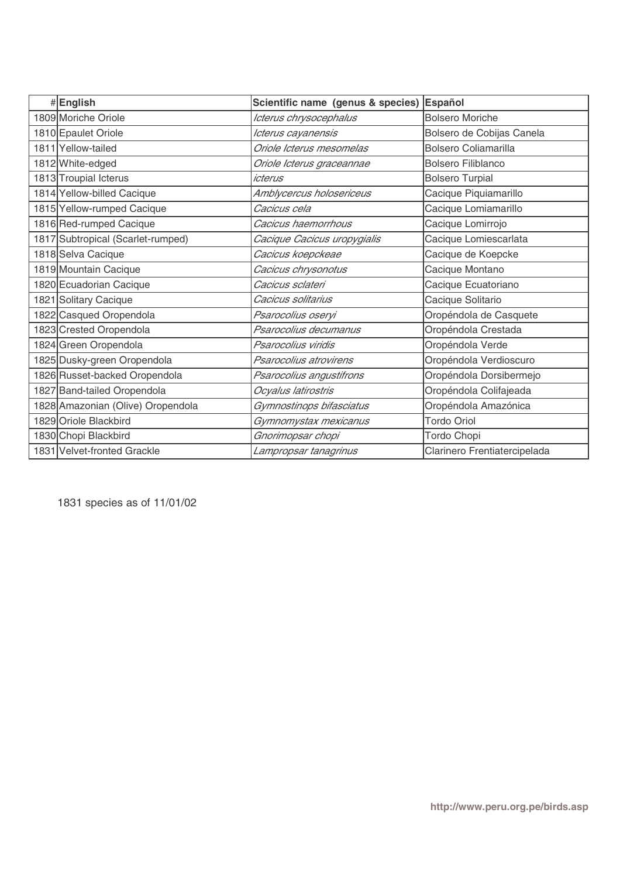| # | English | Scientific name (genus & species) | Español |
|---|---|---|---|
| 1809 | Moriche Oriole | *Icterus chrysocephalus* | Bolsero Moriche |
| 1810 | Epaulet Oriole | *Icterus cayanensis* | Bolsero de Cobijas Canela |
| 1811 | Yellow-tailed | *Oriole Icterus mesomelas* | Bolsero Coliamarilla |
| 1812 | White-edged | *Oriole Icterus graceannae* | Bolsero Filiblanco |
| 1813 | Troupial Icterus | *icterus* | Bolsero Turpial |
| 1814 | Yellow-billed Cacique | *Amblycercus holosericeus* | Cacique Piquiamarillo |
| 1815 | Yellow-rumped Cacique | *Cacicus cela* | Cacique Lomiamarillo |
| 1816 | Red-rumped Cacique | *Cacicus haemorrhous* | Cacique Lomirrojo |
| 1817 | Subtropical (Scarlet-rumped) | *Cacique Cacicus uropygialis* | Cacique Lomiescarlata |
| 1818 | Selva Cacique | *Cacicus koepckeae* | Cacique de Koepcke |
| 1819 | Mountain Cacique | *Cacicus chrysonotus* | Cacique Montano |
| 1820 | Ecuadorian Cacique | *Cacicus sclateri* | Cacique Ecuatoriano |
| 1821 | Solitary Cacique | *Cacicus solitarius* | Cacique Solitario |
| 1822 | Casqued Oropendola | *Psarocolius oseryi* | Oropéndola de Casquete |
| 1823 | Crested Oropendola | *Psarocolius decumanus* | Oropéndola Crestada |
| 1824 | Green Oropendola | *Psarocolius viridis* | Oropéndola Verde |
| 1825 | Dusky-green Oropendola | *Psarocolius atrovirens* | Oropéndola Verdioscuro |
| 1826 | Russet-backed Oropendola | *Psarocolius angustifrons* | Oropéndola Dorsibermejo |
| 1827 | Band-tailed Oropendola | *Ocyalus latirostris* | Oropéndola Colifajeada |
| 1828 | Amazonian (Olive) Oropendola | *Gymnostinops bifasciatus* | Oropéndola Amazónica |
| 1829 | Oriole Blackbird | *Gymnomystax mexicanus* | Tordo Oriol |
| 1830 | Chopi Blackbird | *Gnorimopsar chopi* | Tordo Chopi |
| 1831 | Velvet-fronted Grackle | *Lampropsar tanagrinus* | Clarinero Frentiatercipelada |

1831 species as of 11/01/02

http://www.peru.org.pe/birds.asp